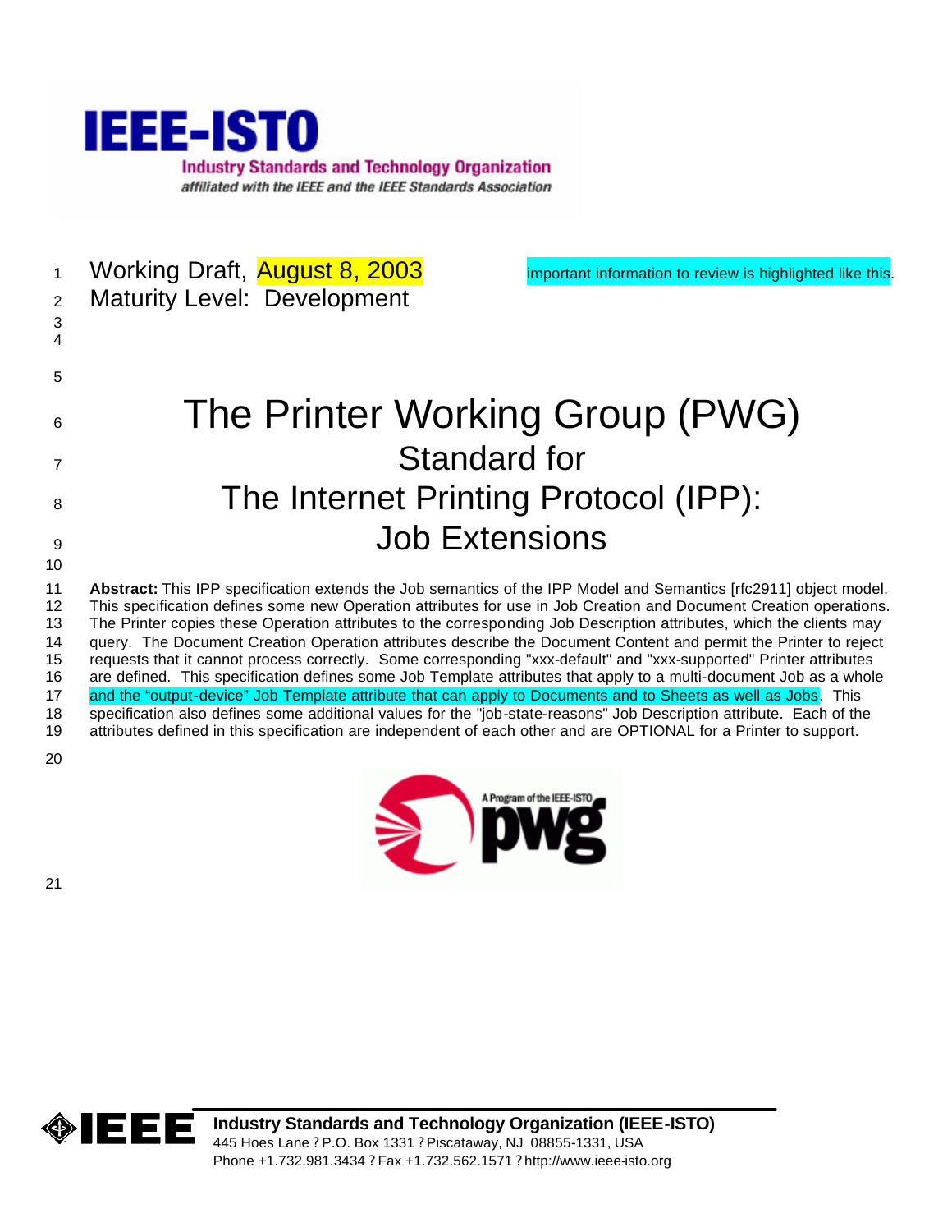IEEE-ISTO

Industry Standards and Technology Organization

*affiliated with the IEEE and the IEEE Standards Association*

Working Draft, August 8, 2003

Maturity Level: Development

important information to review is highlighted like this.

# The Printer Working Group (PWG) Standard for The Internet Printing Protocol (IPP): Job Extensions

**Abstract:** This IPP specification extends the Job semantics of the IPP Model and Semantics [rfc2911] object model. This specification defines some new Operation attributes for use in Job Creation and Document Creation operations. The Printer copies these Operation attributes to the corresponding Job Description attributes, which the clients may query. The Document Creation Operation attributes describe the Document Content and permit the Printer to reject requests that it cannot process correctly. Some corresponding "xxx-default" and "xxx-supported" Printer attributes are defined. This specification defines some Job Template attributes that apply to a multi-document Job as a whole and the "output-device" Job Template attribute that can apply to Documents and to Sheets as well as Jobs. This specification also defines some additional values for the "job-state-reasons" Job Description attribute. Each of the attributes defined in this specification are independent of each other and are OPTIONAL for a Printer to support.

**Industry Standards and Technology Organization (IEEE-ISTO)**

445 Hoes Lane ? P.O. Box 1331 ? Piscataway, NJ 08855-1331, USA

Phone +1.732.981.3434 ? Fax +1.732.562.1571 ? http://www.ieee-isto.org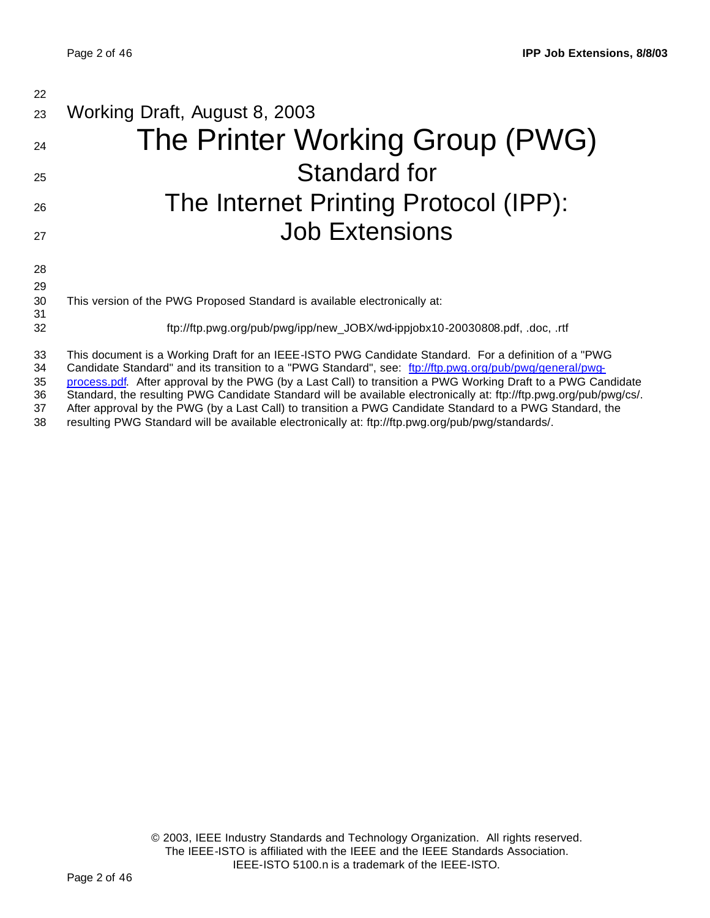Working Draft, August 8, 2003

# The Printer Working Group (PWG)
# Standard for
# The Internet Printing Protocol (IPP):
# Job Extensions

This version of the PWG Proposed Standard is available electronically at:

ftp://ftp.pwg.org/pub/pwg/ipp/new_JOBX/wd-ippjobx10-20030808.pdf, .doc, .rtf

This document is a Working Draft for an IEEE-ISTO PWG Candidate Standard. For a definition of a "PWG Candidate Standard" and its transition to a "PWG Standard", see: [ftp://ftp.pwg.org/pub/pwg/general/pwg-process.pdf](ftp://ftp.pwg.org/pub/pwg/general/pwg-process.pdf). After approval by the PWG (by a Last Call) to transition a PWG Working Draft to a PWG Candidate Standard, the resulting PWG Candidate Standard will be available electronically at: ftp://ftp.pwg.org/pub/pwg/cs/. After approval by the PWG (by a Last Call) to transition a PWG Candidate Standard to a PWG Standard, the resulting PWG Standard will be available electronically at: ftp://ftp.pwg.org/pub/pwg/standards/.

© 2003, IEEE Industry Standards and Technology Organization. All rights reserved.
The IEEE-ISTO is affiliated with the IEEE and the IEEE Standards Association.
IEEE-ISTO 5100.n is a trademark of the IEEE-ISTO.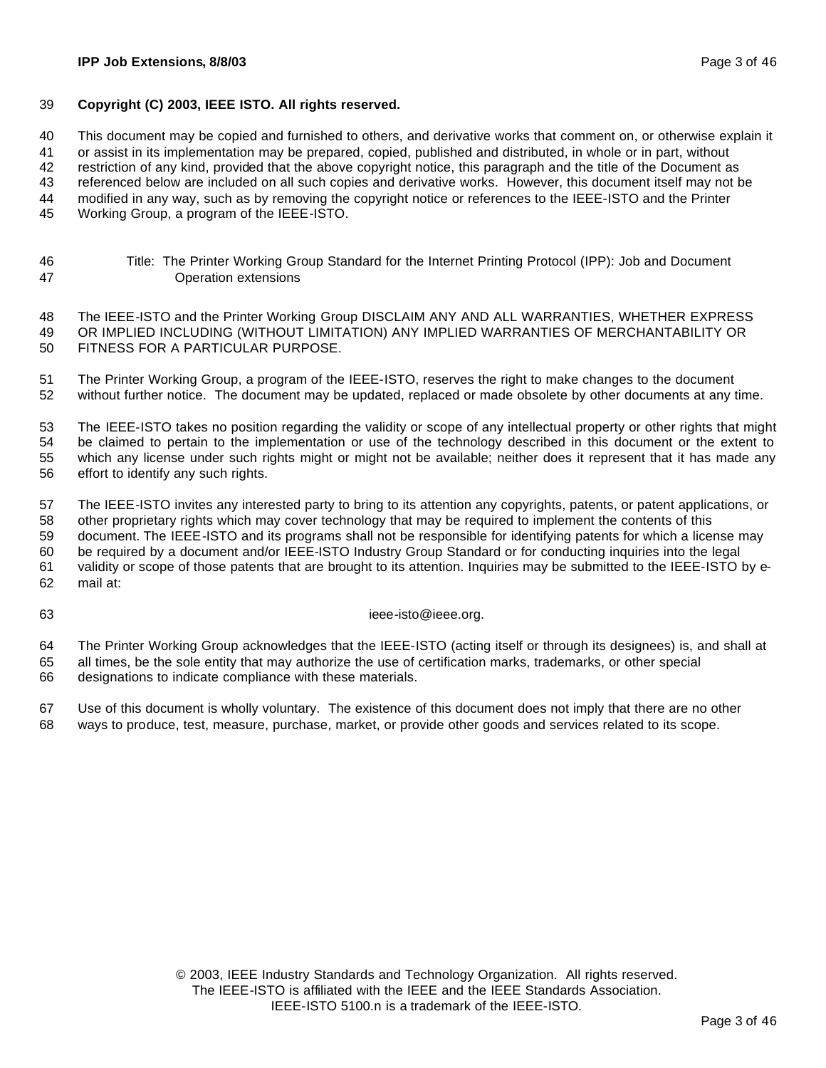**Copyright (C) 2003, IEEE ISTO. All rights reserved.**

This document may be copied and furnished to others, and derivative works that comment on, or otherwise explain it or assist in its implementation may be prepared, copied, published and distributed, in whole or in part, without restriction of any kind, provided that the above copyright notice, this paragraph and the title of the Document as referenced below are included on all such copies and derivative works. However, this document itself may not be modified in any way, such as by removing the copyright notice or references to the IEEE-ISTO and the Printer Working Group, a program of the IEEE-ISTO.

Title: The Printer Working Group Standard for the Internet Printing Protocol (IPP): Job and Document Operation extensions

The IEEE-ISTO and the Printer Working Group DISCLAIM ANY AND ALL WARRANTIES, WHETHER EXPRESS OR IMPLIED INCLUDING (WITHOUT LIMITATION) ANY IMPLIED WARRANTIES OF MERCHANTABILITY OR FITNESS FOR A PARTICULAR PURPOSE.

The Printer Working Group, a program of the IEEE-ISTO, reserves the right to make changes to the document without further notice. The document may be updated, replaced or made obsolete by other documents at any time.

The IEEE-ISTO takes no position regarding the validity or scope of any intellectual property or other rights that might be claimed to pertain to the implementation or use of the technology described in this document or the extent to which any license under such rights might or might not be available; neither does it represent that it has made any effort to identify any such rights.

The IEEE-ISTO invites any interested party to bring to its attention any copyrights, patents, or patent applications, or other proprietary rights which may cover technology that may be required to implement the contents of this document. The IEEE-ISTO and its programs shall not be responsible for identifying patents for which a license may be required by a document and/or IEEE-ISTO Industry Group Standard or for conducting inquiries into the legal validity or scope of those patents that are brought to its attention. Inquiries may be submitted to the IEEE-ISTO by e-mail at:

ieee-isto@ieee.org.

The Printer Working Group acknowledges that the IEEE-ISTO (acting itself or through its designees) is, and shall at all times, be the sole entity that may authorize the use of certification marks, trademarks, or other special designations to indicate compliance with these materials.

Use of this document is wholly voluntary. The existence of this document does not imply that there are no other ways to produce, test, measure, purchase, market, or provide other goods and services related to its scope.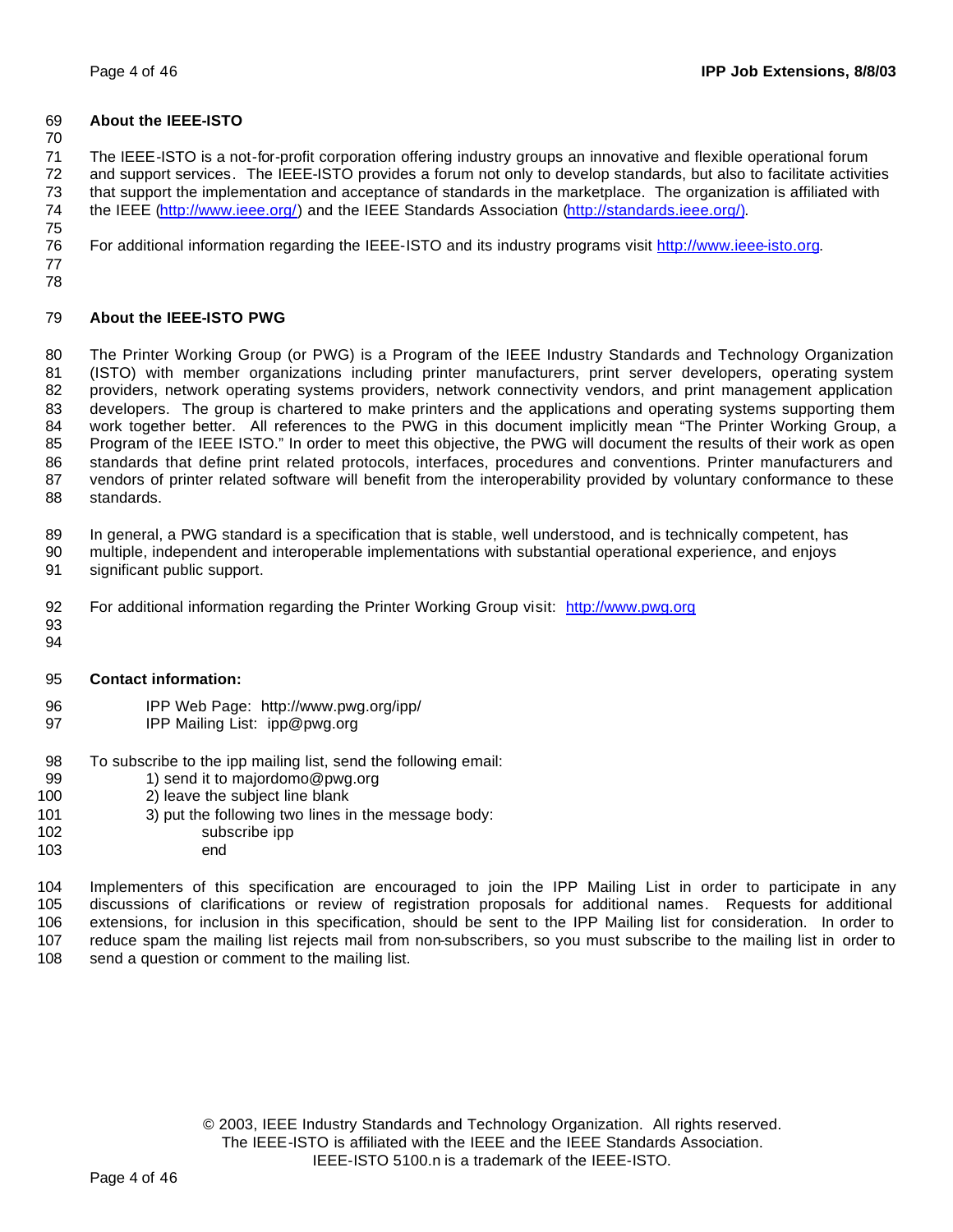**About the IEEE-ISTO**

The IEEE-ISTO is a not-for-profit corporation offering industry groups an innovative and flexible operational forum and support services. The IEEE-ISTO provides a forum not only to develop standards, but also to facilitate activities that support the implementation and acceptance of standards in the marketplace. The organization is affiliated with the IEEE (http://www.ieee.org/) and the IEEE Standards Association (http://standards.ieee.org/).

For additional information regarding the IEEE-ISTO and its industry programs visit http://www.ieee-isto.org.

**About the IEEE-ISTO PWG**

The Printer Working Group (or PWG) is a Program of the IEEE Industry Standards and Technology Organization (ISTO) with member organizations including printer manufacturers, print server developers, operating system providers, network operating systems providers, network connectivity vendors, and print management application developers. The group is chartered to make printers and the applications and operating systems supporting them work together better. All references to the PWG in this document implicitly mean "The Printer Working Group, a Program of the IEEE ISTO." In order to meet this objective, the PWG will document the results of their work as open standards that define print related protocols, interfaces, procedures and conventions. Printer manufacturers and vendors of printer related software will benefit from the interoperability provided by voluntary conformance to these standards.

In general, a PWG standard is a specification that is stable, well understood, and is technically competent, has multiple, independent and interoperable implementations with substantial operational experience, and enjoys significant public support.

For additional information regarding the Printer Working Group visit: http://www.pwg.org

**Contact information:**

IPP Web Page: http://www.pwg.org/ipp/
IPP Mailing List: ipp@pwg.org

To subscribe to the ipp mailing list, send the following email:

1) send it to majordomo@pwg.org
2) leave the subject line blank
3) put the following two lines in the message body:

```
subscribe ipp
end
```

Implementers of this specification are encouraged to join the IPP Mailing List in order to participate in any discussions of clarifications or review of registration proposals for additional names. Requests for additional extensions, for inclusion in this specification, should be sent to the IPP Mailing list for consideration. In order to reduce spam the mailing list rejects mail from non-subscribers, so you must subscribe to the mailing list in order to send a question or comment to the mailing list.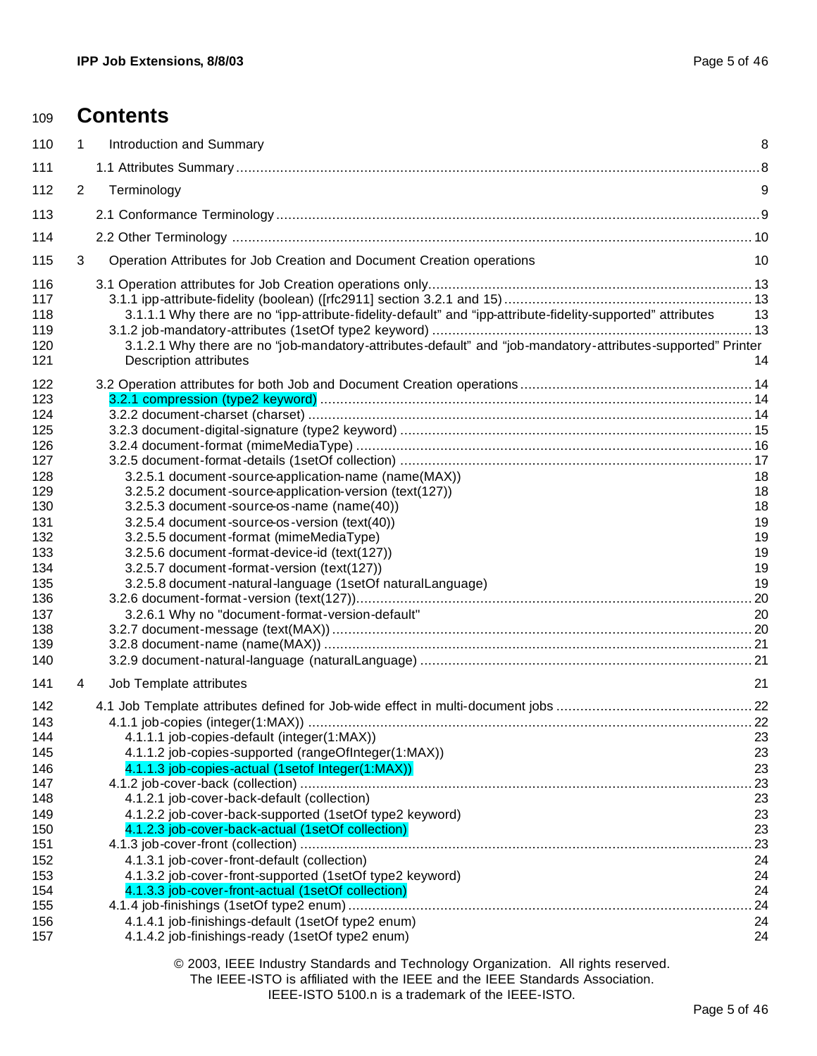# Contents

1 Introduction and Summary 8

1.1 Attributes Summary 8

2 Terminology 9

2.1 Conformance Terminology 9

2.2 Other Terminology 10

3 Operation Attributes for Job Creation and Document Creation operations 10

3.1 Operation attributes for Job Creation operations only 13
- 3.1.1 ipp-attribute-fidelity (boolean) ([rfc2911] section 3.2.1 and 15) 13
  - 3.1.1.1 Why there are no "ipp-attribute-fidelity-default" and "ipp-attribute-fidelity-supported" attributes 13
- 3.1.2 job-mandatory-attributes (1setOf type2 keyword) 13
  - 3.1.2.1 Why there are no "job-mandatory-attributes-default" and "job-mandatory-attributes-supported" Printer Description attributes 14

3.2 Operation attributes for both Job and Document Creation operations 14
- 3.2.1 compression (type2 keyword) 14
- 3.2.2 document-charset (charset) 14
- 3.2.3 document-digital-signature (type2 keyword) 15
- 3.2.4 document-format (mimeMediaType) 16
- 3.2.5 document-format-details (1setOf collection) 17
  - 3.2.5.1 document-source-application-name (name(MAX)) 18
  - 3.2.5.2 document-source-application-version (text(127)) 18
  - 3.2.5.3 document-source-os-name (name(40)) 18
  - 3.2.5.4 document-source-os-version (text(40)) 19
  - 3.2.5.5 document-format (mimeMediaType) 19
  - 3.2.5.6 document-format-device-id (text(127)) 19
  - 3.2.5.7 document-format-version (text(127)) 19
  - 3.2.5.8 document-natural-language (1setOf naturalLanguage) 19
- 3.2.6 document-format-version (text(127)) 20
  - 3.2.6.1 Why no "document-format-version-default" 20
- 3.2.7 document-message (text(MAX)) 20
- 3.2.8 document-name (name(MAX)) 21
- 3.2.9 document-natural-language (naturalLanguage) 21

4 Job Template attributes 21

4.1 Job Template attributes defined for Job-wide effect in multi-document jobs 22
- 4.1.1 job-copies (integer(1:MAX)) 22
  - 4.1.1.1 job-copies-default (integer(1:MAX)) 23
  - 4.1.1.2 job-copies-supported (rangeOfInteger(1:MAX)) 23
  - 4.1.1.3 job-copies-actual (1setof Integer(1:MAX)) 23
- 4.1.2 job-cover-back (collection) 23
  - 4.1.2.1 job-cover-back-default (collection) 23
  - 4.1.2.2 job-cover-back-supported (1setOf type2 keyword) 23
  - 4.1.2.3 job-cover-back-actual (1setOf collection) 23
- 4.1.3 job-cover-front (collection) 23
  - 4.1.3.1 job-cover-front-default (collection) 24
  - 4.1.3.2 job-cover-front-supported (1setOf type2 keyword) 24
  - 4.1.3.3 job-cover-front-actual (1setOf collection) 24
- 4.1.4 job-finishings (1setOf type2 enum) 24
  - 4.1.4.1 job-finishings-default (1setOf type2 enum) 24
  - 4.1.4.2 job-finishings-ready (1setOf type2 enum) 24

© 2003, IEEE Industry Standards and Technology Organization. All rights reserved.
The IEEE-ISTO is affiliated with the IEEE and the IEEE Standards Association.
IEEE-ISTO 5100.n is a trademark of the IEEE-ISTO.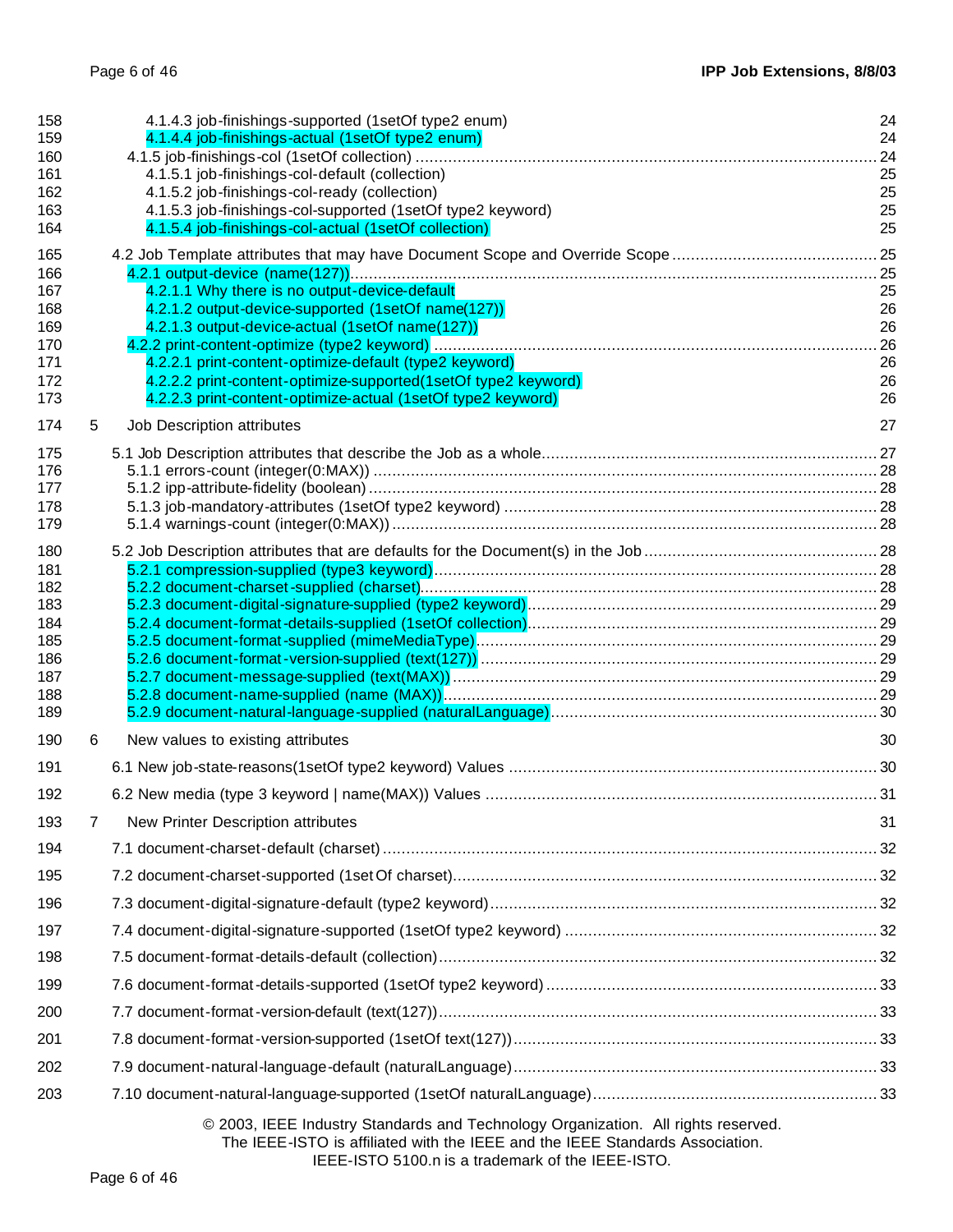158 4.1.4.3 job-finishings-supported (1setOf type2 enum) 24
159 4.1.4.4 job-finishings-actual (1setOf type2 enum) 24
160 4.1.5 job-finishings-col (1setOf collection) 24
161 4.1.5.1 job-finishings-col-default (collection) 25
162 4.1.5.2 job-finishings-col-ready (collection) 25
163 4.1.5.3 job-finishings-col-supported (1setOf type2 keyword) 25
164 4.1.5.4 job-finishings-col-actual (1setOf collection) 25
165 4.2 Job Template attributes that may have Document Scope and Override Scope 25
166 4.2.1 output-device (name(127)) 25
167 4.2.1.1 Why there is no output-device-default 25
168 4.2.1.2 output-device-supported (1setOf name(127)) 26
169 4.2.1.3 output-device-actual (1setOf name(127)) 26
170 4.2.2 print-content-optimize (type2 keyword) 26
171 4.2.2.1 print-content-optimize-default (type2 keyword) 26
172 4.2.2.2 print-content-optimize-supported(1setOf type2 keyword) 26
173 4.2.2.3 print-content-optimize-actual (1setOf type2 keyword) 26
174 5 Job Description attributes 27
175 5.1 Job Description attributes that describe the Job as a whole 27
176 5.1.1 errors-count (integer(0:MAX)) 28
177 5.1.2 ipp-attribute-fidelity (boolean) 28
178 5.1.3 job-mandatory-attributes (1setOf type2 keyword) 28
179 5.1.4 warnings-count (integer(0:MAX)) 28
180 5.2 Job Description attributes that are defaults for the Document(s) in the Job 28
181 5.2.1 compression-supplied (type3 keyword) 28
182 5.2.2 document-charset-supplied (charset) 28
183 5.2.3 document-digital-signature-supplied (type2 keyword) 29
184 5.2.4 document-format-details-supplied (1setOf collection) 29
185 5.2.5 document-format-supplied (mimeMediaType) 29
186 5.2.6 document-format-version-supplied (text(127)) 29
187 5.2.7 document-message-supplied (text(MAX)) 29
188 5.2.8 document-name-supplied (name (MAX)) 29
189 5.2.9 document-natural-language-supplied (naturalLanguage) 30
190 6 New values to existing attributes 30
191 6.1 New job-state-reasons(1setOf type2 keyword) Values 30
192 6.2 New media (type 3 keyword | name(MAX)) Values 31
193 7 New Printer Description attributes 31
194 7.1 document-charset-default (charset) 32
195 7.2 document-charset-supported (1setOf charset) 32
196 7.3 document-digital-signature-default (type2 keyword) 32
197 7.4 document-digital-signature-supported (1setOf type2 keyword) 32
198 7.5 document-format-details-default (collection) 32
199 7.6 document-format-details-supported (1setOf type2 keyword) 33
200 7.7 document-format-version-default (text(127)) 33
201 7.8 document-format-version-supported (1setOf text(127)) 33
202 7.9 document-natural-language-default (naturalLanguage) 33
203 7.10 document-natural-language-supported (1setOf naturalLanguage) 33

© 2003, IEEE Industry Standards and Technology Organization. All rights reserved.
The IEEE-ISTO is affiliated with the IEEE and the IEEE Standards Association.
IEEE-ISTO 5100.n is a trademark of the IEEE-ISTO.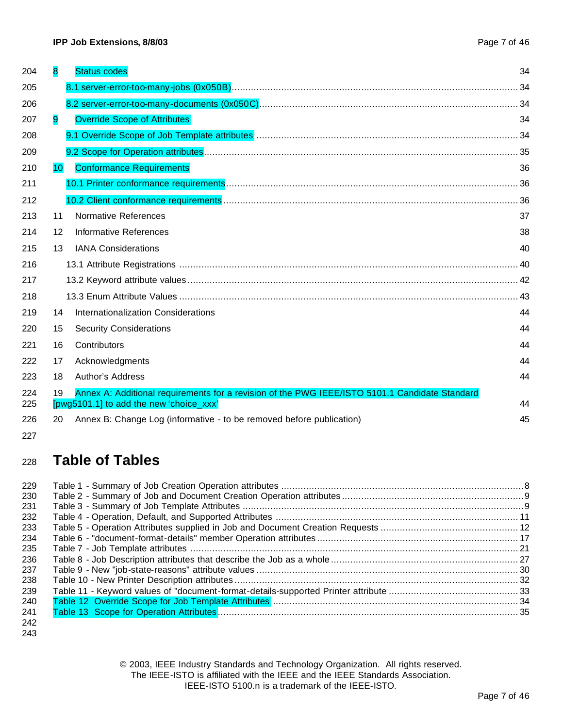8 Status codes 34

8.1 server-error-too-many-jobs (0x050B) 34

8.2 server-error-too-many-documents (0x050C) 34

9 Override Scope of Attributes 34

9.1 Override Scope of Job Template attributes 34

9.2 Scope for Operation attributes 35

10 Conformance Requirements 36

10.1 Printer conformance requirements 36

10.2 Client conformance requirements 36

11 Normative References 37

12 Informative References 38

13 IANA Considerations 40

13.1 Attribute Registrations 40

13.2 Keyword attribute values 42

13.3 Enum Attribute Values 43

14 Internationalization Considerations 44

15 Security Considerations 44

16 Contributors 44

17 Acknowledgments 44

18 Author's Address 44

19 Annex A: Additional requirements for a revision of the PWG IEEE/ISTO 5101.1 Candidate Standard [pwg5101.1] to add the new 'choice_xxx' 44

20 Annex B: Change Log (informative - to be removed before publication) 45

# Table of Tables

Table 1 - Summary of Job Creation Operation attributes 8

Table 2 - Summary of Job and Document Creation Operation attributes 9

Table 3 - Summary of Job Template Attributes 9

Table 4 - Operation, Default, and Supported Attributes 11

Table 5 - Operation Attributes supplied in Job and Document Creation Requests 12

Table 6 - "document-format-details" member Operation attributes 17

Table 7 - Job Template attributes 21

Table 8 - Job Description attributes that describe the Job as a whole 27

Table 9 - New "job-state-reasons" attribute values 30

Table 10 - New Printer Description attributes 32

Table 11 - Keyword values of "document-format-details-supported Printer attribute 33

Table 12 Override Scope for Job Template Attributes 34

Table 13 Scope for Operation Attributes 35

© 2003, IEEE Industry Standards and Technology Organization. All rights reserved.
The IEEE-ISTO is affiliated with the IEEE and the IEEE Standards Association.
IEEE-ISTO 5100.n is a trademark of the IEEE-ISTO.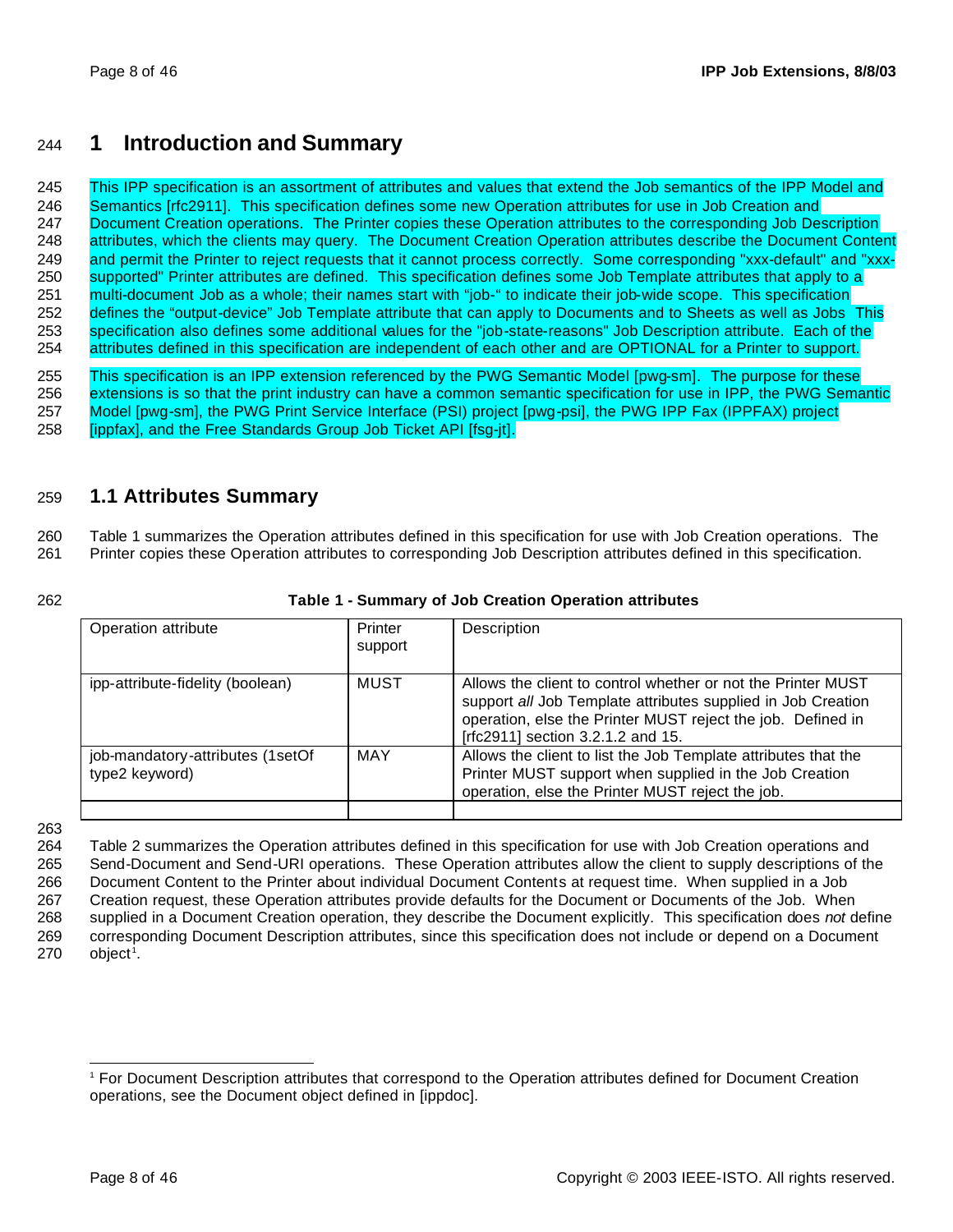# 1 Introduction and Summary

This IPP specification is an assortment of attributes and values that extend the Job semantics of the IPP Model and Semantics [rfc2911]. This specification defines some new Operation attributes for use in Job Creation and Document Creation operations. The Printer copies these Operation attributes to the corresponding Job Description attributes, which the clients may query. The Document Creation Operation attributes describe the Document Content and permit the Printer to reject requests that it cannot process correctly. Some corresponding "xxx-default" and "xxx-supported" Printer attributes are defined. This specification defines some Job Template attributes that apply to a multi-document Job as a whole; their names start with "job-" to indicate their job-wide scope. This specification defines the "output-device" Job Template attribute that can apply to Documents and to Sheets as well as Jobs This specification also defines some additional values for the "job-state-reasons" Job Description attribute. Each of the attributes defined in this specification are independent of each other and are OPTIONAL for a Printer to support.

This specification is an IPP extension referenced by the PWG Semantic Model [pwg-sm]. The purpose for these extensions is so that the print industry can have a common semantic specification for use in IPP, the PWG Semantic Model [pwg-sm], the PWG Print Service Interface (PSI) project [pwg-psi], the PWG IPP Fax (IPPFAX) project [ippfax], and the Free Standards Group Job Ticket API [fsg-jt].

## 1.1 Attributes Summary

Table 1 summarizes the Operation attributes defined in this specification for use with Job Creation operations. The Printer copies these Operation attributes to corresponding Job Description attributes defined in this specification.

**Table 1 - Summary of Job Creation Operation attributes**

| Operation attribute | Printer support | Description |
|---|---|---|
| ipp-attribute-fidelity (boolean) | MUST | Allows the client to control whether or not the Printer MUST support *all* Job Template attributes supplied in Job Creation operation, else the Printer MUST reject the job. Defined in [rfc2911] section 3.2.1.2 and 15. |
| job-mandatory-attributes (1setOf type2 keyword) | MAY | Allows the client to list the Job Template attributes that the Printer MUST support when supplied in the Job Creation operation, else the Printer MUST reject the job. |
| | | |

Table 2 summarizes the Operation attributes defined in this specification for use with Job Creation operations and Send-Document and Send-URI operations. These Operation attributes allow the client to supply descriptions of the Document Content to the Printer about individual Document Contents at request time. When supplied in a Job Creation request, these Operation attributes provide defaults for the Document or Documents of the Job. When supplied in a Document Creation operation, they describe the Document explicitly. This specification does *not* define corresponding Document Description attributes, since this specification does not include or depend on a Document object[1].

[1] For Document Description attributes that correspond to the Operation attributes defined for Document Creation operations, see the Document object defined in [ippdoc].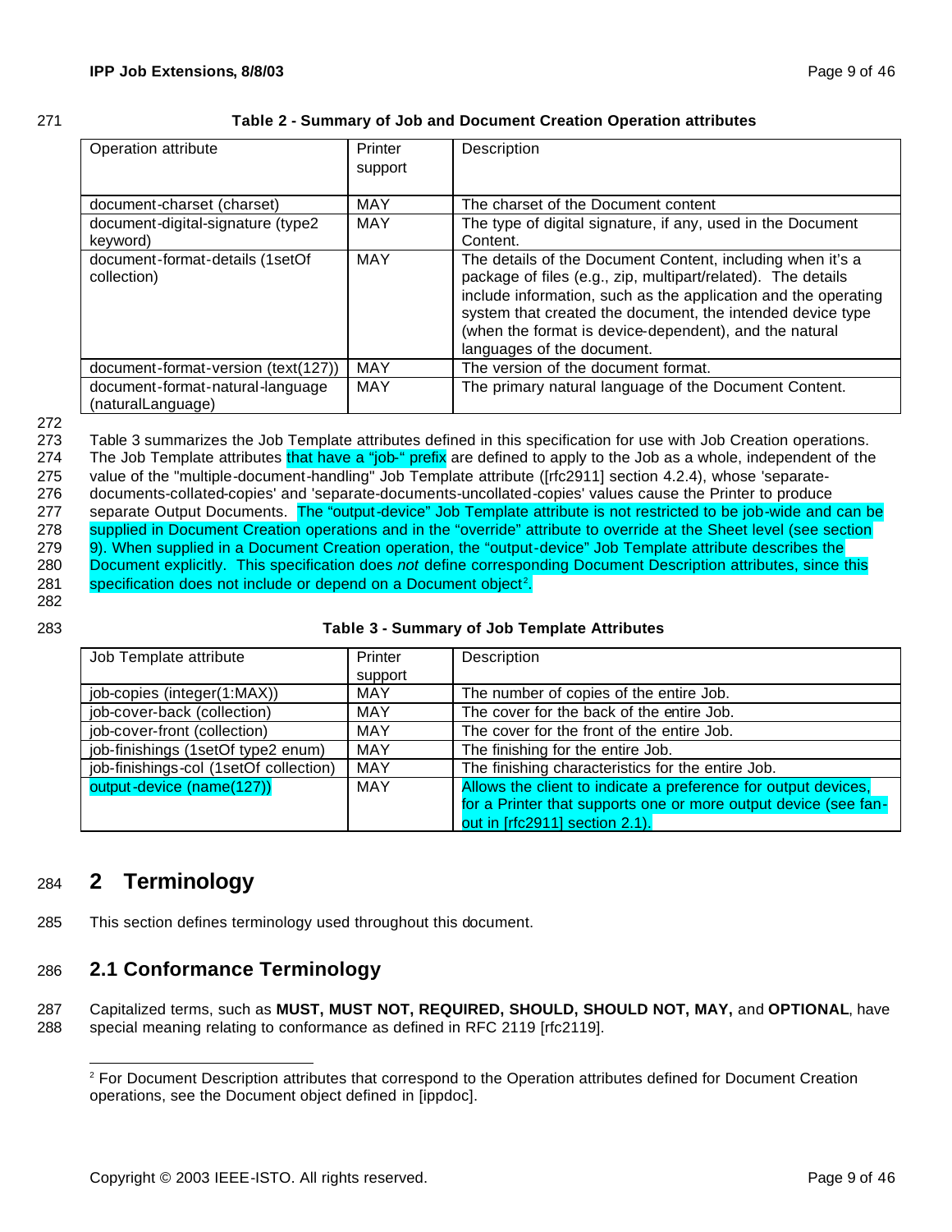**Table 2 - Summary of Job and Document Creation Operation attributes**

| Operation attribute | Printer support | Description |
|---|---|---|
| document-charset (charset) | MAY | The charset of the Document content |
| document-digital-signature (type2 keyword) | MAY | The type of digital signature, if any, used in the Document Content. |
| document-format-details (1setOf collection) | MAY | The details of the Document Content, including when it's a package of files (e.g., zip, multipart/related). The details include information, such as the application and the operating system that created the document, the intended device type (when the format is device-dependent), and the natural languages of the document. |
| document-format-version (text(127)) | MAY | The version of the document format. |
| document-format-natural-language (naturalLanguage) | MAY | The primary natural language of the Document Content. |

Table 3 summarizes the Job Template attributes defined in this specification for use with Job Creation operations. The Job Template attributes that have a "job-" prefix are defined to apply to the Job as a whole, independent of the value of the "multiple-document-handling" Job Template attribute ([rfc2911] section 4.2.4), whose 'separate-documents-collated-copies' and 'separate-documents-uncollated-copies' values cause the Printer to produce separate Output Documents. The "output-device" Job Template attribute is not restricted to be job-wide and can be supplied in Document Creation operations and in the "override" attribute to override at the Sheet level (see section 9). When supplied in a Document Creation operation, the "output-device" Job Template attribute describes the Document explicitly. This specification does *not* define corresponding Document Description attributes, since this specification does not include or depend on a Document object[2].

**Table 3 - Summary of Job Template Attributes**

| Job Template attribute | Printer support | Description |
|---|---|---|
| job-copies (integer(1:MAX)) | MAY | The number of copies of the entire Job. |
| job-cover-back (collection) | MAY | The cover for the back of the entire Job. |
| job-cover-front (collection) | MAY | The cover for the front of the entire Job. |
| job-finishings (1setOf type2 enum) | MAY | The finishing for the entire Job. |
| job-finishings-col (1setOf collection) | MAY | The finishing characteristics for the entire Job. |
| output-device (name(127)) | MAY | Allows the client to indicate a preference for output devices, for a Printer that supports one or more output device (see fan-out in [rfc2911] section 2.1). |

# 2 Terminology

This section defines terminology used throughout this document.

## 2.1 Conformance Terminology

Capitalized terms, such as **MUST, MUST NOT, REQUIRED, SHOULD, SHOULD NOT, MAY,** and **OPTIONAL**, have special meaning relating to conformance as defined in RFC 2119 [rfc2119].

---

[2] For Document Description attributes that correspond to the Operation attributes defined for Document Creation operations, see the Document object defined in [ippdoc].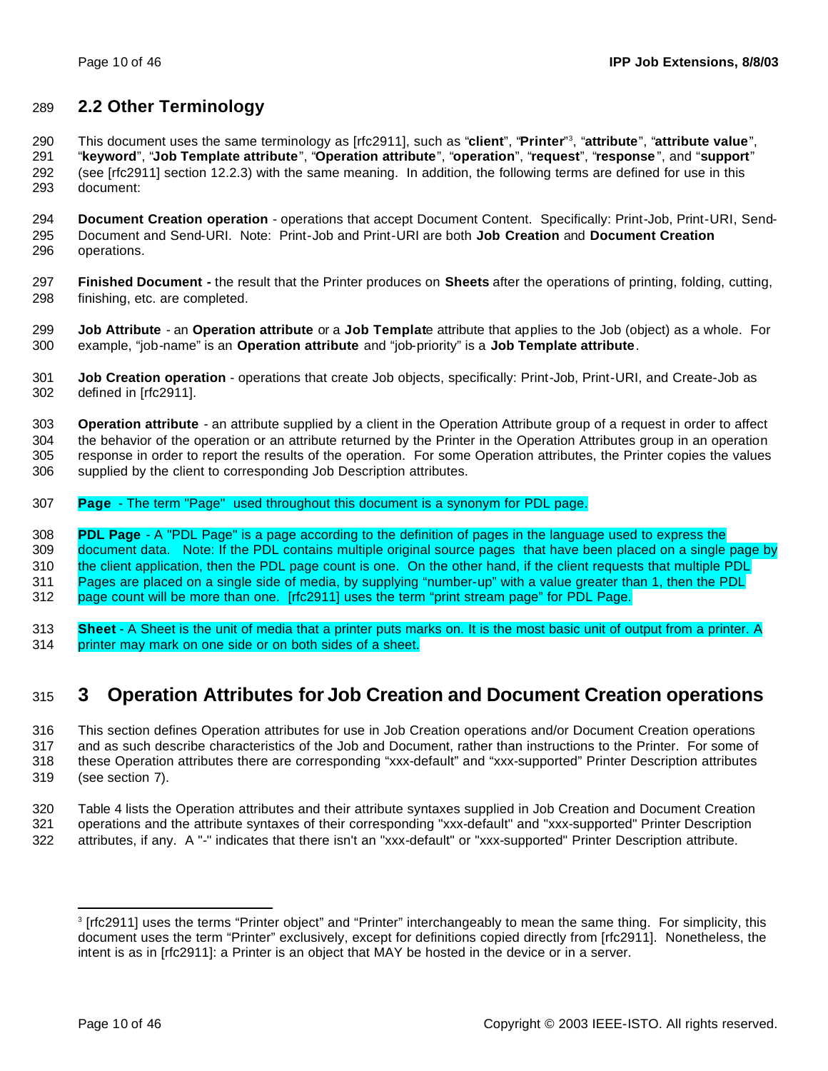## 2.2 Other Terminology

This document uses the same terminology as [rfc2911], such as "**client**", "**Printer**"[3], "**attribute**", "**attribute value**", "**keyword**", "**Job Template attribute**", "**Operation attribute**", "**operation**", "**request**", "**response**", and "**support**" (see [rfc2911] section 12.2.3) with the same meaning. In addition, the following terms are defined for use in this document:

**Document Creation operation** - operations that accept Document Content. Specifically: Print-Job, Print-URI, Send-Document and Send-URI. Note: Print-Job and Print-URI are both **Job Creation** and **Document Creation** operations.

**Finished Document -** the result that the Printer produces on **Sheets** after the operations of printing, folding, cutting, finishing, etc. are completed.

**Job Attribute** - an **Operation attribute** or a **Job Template** attribute that applies to the Job (object) as a whole. For example, "job-name" is an **Operation attribute** and "job-priority" is a **Job Template attribute**.

**Job Creation operation** - operations that create Job objects, specifically: Print-Job, Print-URI, and Create-Job as defined in [rfc2911].

**Operation attribute** - an attribute supplied by a client in the Operation Attribute group of a request in order to affect the behavior of the operation or an attribute returned by the Printer in the Operation Attributes group in an operation response in order to report the results of the operation. For some Operation attributes, the Printer copies the values supplied by the client to corresponding Job Description attributes.

**Page** - The term "Page" used throughout this document is a synonym for PDL page.

**PDL Page** - A "PDL Page" is a page according to the definition of pages in the language used to express the document data. Note: If the PDL contains multiple original source pages that have been placed on a single page by the client application, then the PDL page count is one. On the other hand, if the client requests that multiple PDL Pages are placed on a single side of media, by supplying "number-up" with a value greater than 1, then the PDL page count will be more than one. [rfc2911] uses the term "print stream page" for PDL Page.

**Sheet** - A Sheet is the unit of media that a printer puts marks on. It is the most basic unit of output from a printer. A printer may mark on one side or on both sides of a sheet.

# 3 Operation Attributes for Job Creation and Document Creation operations

This section defines Operation attributes for use in Job Creation operations and/or Document Creation operations and as such describe characteristics of the Job and Document, rather than instructions to the Printer. For some of these Operation attributes there are corresponding "xxx-default" and "xxx-supported" Printer Description attributes (see section 7).

Table 4 lists the Operation attributes and their attribute syntaxes supplied in Job Creation and Document Creation operations and the attribute syntaxes of their corresponding "xxx-default" and "xxx-supported" Printer Description attributes, if any. A "-" indicates that there isn't an "xxx-default" or "xxx-supported" Printer Description attribute.

[3] [rfc2911] uses the terms "Printer object" and "Printer" interchangeably to mean the same thing. For simplicity, this document uses the term "Printer" exclusively, except for definitions copied directly from [rfc2911]. Nonetheless, the intent is as in [rfc2911]: a Printer is an object that MAY be hosted in the device or in a server.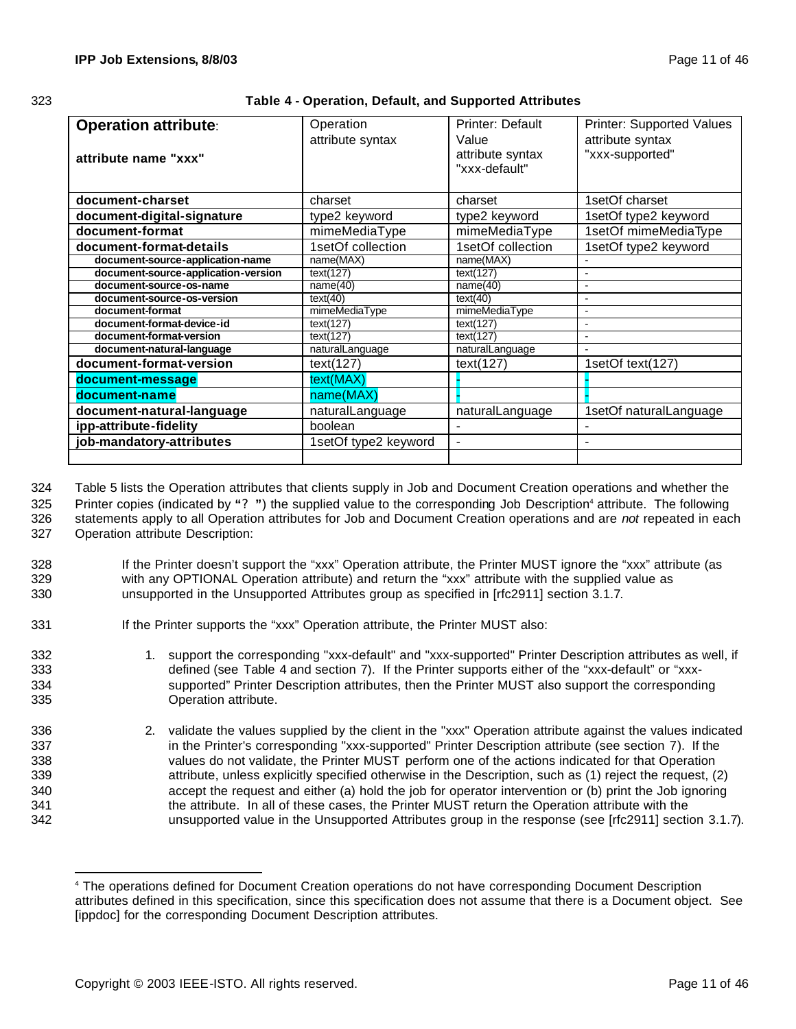**Table 4 - Operation, Default, and Supported Attributes**

| **Operation attribute**: **attribute name "xxx"** | Operation attribute syntax | Printer: Default Value attribute syntax "xxx-default" | Printer: Supported Values attribute syntax "xxx-supported" |
|---|---|---|---|
| **document-charset** | charset | charset | 1setOf charset |
| **document-digital-signature** | type2 keyword | type2 keyword | 1setOf type2 keyword |
| **document-format** | mimeMediaType | mimeMediaType | 1setOf mimeMediaType |
| **document-format-details** | 1setOf collection | 1setOf collection | 1setOf type2 keyword |
| **document-source-application-name** | name(MAX) | name(MAX) | - |
| **document-source-application-version** | text(127) | text(127) | - |
| **document-source-os-name** | name(40) | name(40) | - |
| **document-source-os-version** | text(40) | text(40) | - |
| **document-format** | mimeMediaType | mimeMediaType | - |
| **document-format-device-id** | text(127) | text(127) | - |
| **document-format-version** | text(127) | text(127) | - |
| **document-natural-language** | naturalLanguage | naturalLanguage | - |
| **document-format-version** | text(127) | text(127) | 1setOf text(127) |
| **document-message** | text(MAX) | - | - |
| **document-name** | name(MAX) | - | - |
| **document-natural-language** | naturalLanguage | naturalLanguage | 1setOf naturalLanguage |
| **ipp-attribute-fidelity** | boolean | - | - |
| **job-mandatory-attributes** | 1setOf type2 keyword | - | - |
| | | | |

Table 5 lists the Operation attributes that clients supply in Job and Document Creation operations and whether the Printer copies (indicated by "? ") the supplied value to the corresponding Job Description[4] attribute. The following statements apply to all Operation attributes for Job and Document Creation operations and are *not* repeated in each Operation attribute Description:

If the Printer doesn't support the "xxx" Operation attribute, the Printer MUST ignore the "xxx" attribute (as with any OPTIONAL Operation attribute) and return the "xxx" attribute with the supplied value as unsupported in the Unsupported Attributes group as specified in [rfc2911] section 3.1.7.

If the Printer supports the "xxx" Operation attribute, the Printer MUST also:

1. support the corresponding "xxx-default" and "xxx-supported" Printer Description attributes as well, if defined (see Table 4 and section 7). If the Printer supports either of the "xxx-default" or "xxx-supported" Printer Description attributes, then the Printer MUST also support the corresponding Operation attribute.

2. validate the values supplied by the client in the "xxx" Operation attribute against the values indicated in the Printer's corresponding "xxx-supported" Printer Description attribute (see section 7). If the values do not validate, the Printer MUST perform one of the actions indicated for that Operation attribute, unless explicitly specified otherwise in the Description, such as (1) reject the request, (2) accept the request and either (a) hold the job for operator intervention or (b) print the Job ignoring the attribute. In all of these cases, the Printer MUST return the Operation attribute with the unsupported value in the Unsupported Attributes group in the response (see [rfc2911] section 3.1.7).

[4] The operations defined for Document Creation operations do not have corresponding Document Description attributes defined in this specification, since this specification does not assume that there is a Document object. See [ippdoc] for the corresponding Document Description attributes.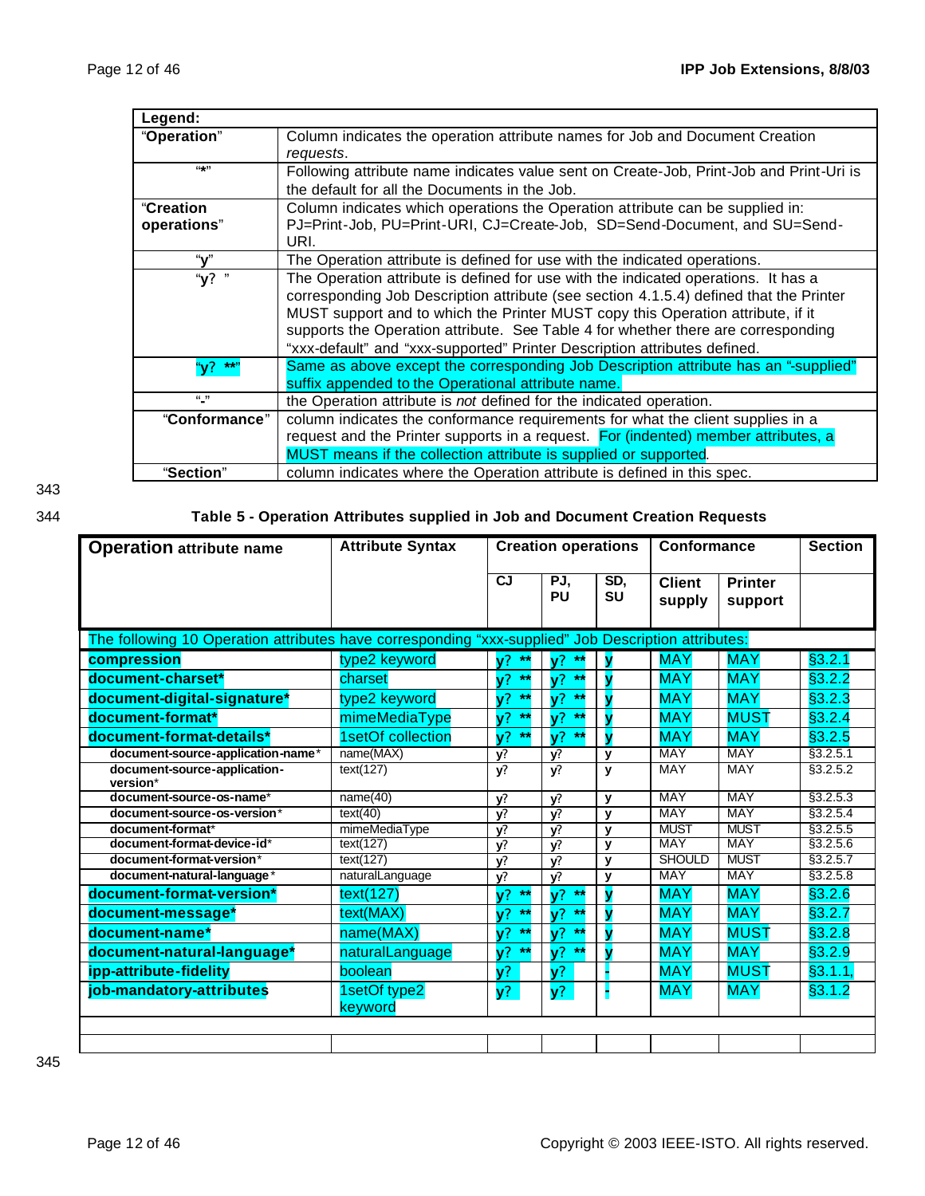| Legend: | |
|---|---|
| "**Operation**" | Column indicates the operation attribute names for Job and Document Creation *requests*. |
| "*" | Following attribute name indicates value sent on Create-Job, Print-Job and Print-Uri is the default for all the Documents in the Job. |
| "**Creation operations**" | Column indicates which operations the Operation attribute can be supplied in: PJ=Print-Job, PU=Print-URI, CJ=Create-Job, SD=Send-Document, and SU=Send-URI. |
| "**y**" | The Operation attribute is defined for use with the indicated operations. |
| "**y?** " | The Operation attribute is defined for use with the indicated operations. It has a corresponding Job Description attribute (see section 4.1.5.4) defined that the Printer MUST support and to which the Printer MUST copy this Operation attribute, if it supports the Operation attribute. See Table 4 for whether there are corresponding "xxx-default" and "xxx-supported" Printer Description attributes defined. |
| "**y? \*\***" | Same as above except the corresponding Job Description attribute has an "-supplied" suffix appended to the Operational attribute name. |
| "**-**" | the Operation attribute is *not* defined for the indicated operation. |
| "**Conformance**" | column indicates the conformance requirements for what the client supplies in a request and the Printer supports in a request. For (indented) member attributes, a MUST means if the collection attribute is supplied or supported. |
| "**Section**" | column indicates where the Operation attribute is defined in this spec. |

**Table 5 - Operation Attributes supplied in Job and Document Creation Requests**

| **Operation** attribute name | **Attribute Syntax** | **Creation operations** | | | **Conformance** | | **Section** |
|---|---|---|---|---|---|---|---|
| | | **CJ** | **PJ, PU** | **SD, SU** | **Client supply** | **Printer support** | |
| The following 10 Operation attributes have corresponding "xxx-supplied" Job Description attributes: | | | | | | | |
| **compression** | type2 keyword | **y? \*\*** | **y? \*\*** | **y** | MAY | MAY | §3.2.1 |
| **document-charset*** | charset | **y? \*\*** | **y? \*\*** | **y** | MAY | MAY | §3.2.2 |
| **document-digital-signature*** | type2 keyword | **y? \*\*** | **y? \*\*** | **y** | MAY | MAY | §3.2.3 |
| **document-format*** | mimeMediaType | **y? \*\*** | **y? \*\*** | **y** | MAY | MUST | §3.2.4 |
| **document-format-details*** | 1setOf collection | **y? \*\*** | **y? \*\*** | **y** | MAY | MAY | §3.2.5 |
| document-source-application-name* | name(MAX) | y? | y? | y | MAY | MAY | §3.2.5.1 |
| document-source-application-version* | text(127) | y? | y? | y | MAY | MAY | §3.2.5.2 |
| document-source-os-name* | name(40) | y? | y? | y | MAY | MAY | §3.2.5.3 |
| document-source-os-version* | text(40) | y? | y? | y | MAY | MAY | §3.2.5.4 |
| document-format* | mimeMediaType | y? | y? | y | MUST | MUST | §3.2.5.5 |
| document-format-device-id* | text(127) | y? | y? | y | MAY | MAY | §3.2.5.6 |
| document-format-version* | text(127) | y? | y? | y | SHOULD | MUST | §3.2.5.7 |
| document-natural-language* | naturalLanguage | y? | y? | y | MAY | MAY | §3.2.5.8 |
| **document-format-version*** | text(127) | **y? \*\*** | **y? \*\*** | **y** | MAY | MAY | §3.2.6 |
| **document-message*** | text(MAX) | **y? \*\*** | **y? \*\*** | **y** | MAY | MAY | §3.2.7 |
| **document-name*** | name(MAX) | **y? \*\*** | **y? \*\*** | **y** | MAY | MUST | §3.2.8 |
| **document-natural-language*** | naturalLanguage | **y? \*\*** | **y? \*\*** | **y** | MAY | MAY | §3.2.9 |
| **ipp-attribute-fidelity** | boolean | **y?** | **y?** | **-** | MAY | MUST | §3.1.1, |
| **job-mandatory-attributes** | 1setOf type2 keyword | **y?** | **y?** | **-** | MAY | MAY | §3.1.2 |
| | | | | | | | |
| | | | | | | | |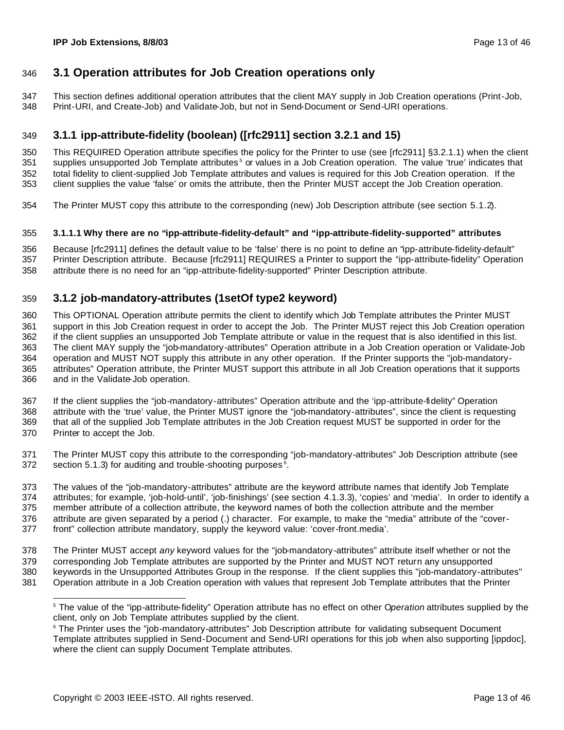## 3.1 Operation attributes for Job Creation operations only

This section defines additional operation attributes that the client MAY supply in Job Creation operations (Print-Job, Print-URI, and Create-Job) and Validate-Job, but not in Send-Document or Send-URI operations.

### 3.1.1 ipp-attribute-fidelity (boolean) ([rfc2911] section 3.2.1 and 15)

This REQUIRED Operation attribute specifies the policy for the Printer to use (see [rfc2911] §3.2.1.1) when the client supplies unsupported Job Template attributes[5] or values in a Job Creation operation. The value 'true' indicates that total fidelity to client-supplied Job Template attributes and values is required for this Job Creation operation. If the client supplies the value 'false' or omits the attribute, then the Printer MUST accept the Job Creation operation.

The Printer MUST copy this attribute to the corresponding (new) Job Description attribute (see section 5.1.2).

#### 3.1.1.1 Why there are no "ipp-attribute-fidelity-default" and "ipp-attribute-fidelity-supported" attributes

Because [rfc2911] defines the default value to be 'false' there is no point to define an "ipp-attribute-fidelity-default" Printer Description attribute. Because [rfc2911] REQUIRES a Printer to support the "ipp-attribute-fidelity" Operation attribute there is no need for an "ipp-attribute-fidelity-supported" Printer Description attribute.

### 3.1.2 job-mandatory-attributes (1setOf type2 keyword)

This OPTIONAL Operation attribute permits the client to identify which Job Template attributes the Printer MUST support in this Job Creation request in order to accept the Job. The Printer MUST reject this Job Creation operation if the client supplies an unsupported Job Template attribute or value in the request that is also identified in this list. The client MAY supply the "job-mandatory-attributes" Operation attribute in a Job Creation operation or Validate-Job operation and MUST NOT supply this attribute in any other operation. If the Printer supports the "job-mandatory-attributes" Operation attribute, the Printer MUST support this attribute in all Job Creation operations that it supports and in the Validate-Job operation.

If the client supplies the "job-mandatory-attributes" Operation attribute and the 'ipp-attribute-fidelity" Operation attribute with the 'true' value, the Printer MUST ignore the "job-mandatory-attributes", since the client is requesting that all of the supplied Job Template attributes in the Job Creation request MUST be supported in order for the Printer to accept the Job.

The Printer MUST copy this attribute to the corresponding "job-mandatory-attributes" Job Description attribute (see section 5.1.3) for auditing and trouble-shooting purposes[6].

The values of the "job-mandatory-attributes" attribute are the keyword attribute names that identify Job Template attributes; for example, 'job-hold-until', 'job-finishings' (see section 4.1.3.3), 'copies' and 'media'. In order to identify a member attribute of a collection attribute, the keyword names of both the collection attribute and the member attribute are given separated by a period (.) character. For example, to make the "media" attribute of the "cover-front" collection attribute mandatory, supply the keyword value: 'cover-front.media'.

The Printer MUST accept *any* keyword values for the "job-mandatory-attributes" attribute itself whether or not the corresponding Job Template attributes are supported by the Printer and MUST NOT return any unsupported keywords in the Unsupported Attributes Group in the response. If the client supplies this "job-mandatory-attributes" Operation attribute in a Job Creation operation with values that represent Job Template attributes that the Printer

---

[5] The value of the "ipp-attribute-fidelity" Operation attribute has no effect on other O*peration* attributes supplied by the client, only on Job Template attributes supplied by the client.

[6] The Printer uses the "job-mandatory-attributes" Job Description attribute for validating subsequent Document Template attributes supplied in Send-Document and Send-URI operations for this job when also supporting [ippdoc], where the client can supply Document Template attributes.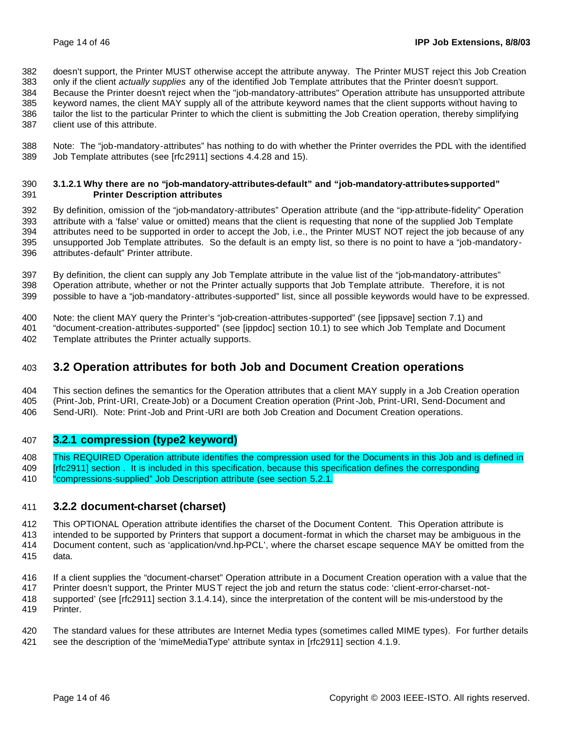doesn't support, the Printer MUST otherwise accept the attribute anyway. The Printer MUST reject this Job Creation only if the client *actually supplies* any of the identified Job Template attributes that the Printer doesn't support. Because the Printer doesn't reject when the "job-mandatory-attributes" Operation attribute has unsupported attribute keyword names, the client MAY supply all of the attribute keyword names that the client supports without having to tailor the list to the particular Printer to which the client is submitting the Job Creation operation, thereby simplifying client use of this attribute.

Note: The "job-mandatory-attributes" has nothing to do with whether the Printer overrides the PDL with the identified Job Template attributes (see [rfc2911] sections 4.4.28 and 15).

#### 3.1.2.1 Why there are no "job-mandatory-attributes-default" and "job-mandatory-attributes-supported" Printer Description attributes

By definition, omission of the "job-mandatory-attributes" Operation attribute (and the "ipp-attribute-fidelity" Operation attribute with a 'false' value or omitted) means that the client is requesting that none of the supplied Job Template attributes need to be supported in order to accept the Job, i.e., the Printer MUST NOT reject the job because of any unsupported Job Template attributes. So the default is an empty list, so there is no point to have a "job-mandatory-attributes-default" Printer attribute.

By definition, the client can supply any Job Template attribute in the value list of the "job-mandatory-attributes" Operation attribute, whether or not the Printer actually supports that Job Template attribute. Therefore, it is not possible to have a "job-mandatory-attributes-supported" list, since all possible keywords would have to be expressed.

Note: the client MAY query the Printer's "job-creation-attributes-supported" (see [ippsave] section 7.1) and "document-creation-attributes-supported" (see [ippdoc] section 10.1) to see which Job Template and Document Template attributes the Printer actually supports.

## 3.2 Operation attributes for both Job and Document Creation operations

This section defines the semantics for the Operation attributes that a client MAY supply in a Job Creation operation (Print-Job, Print-URI, Create-Job) or a Document Creation operation (Print-Job, Print-URI, Send-Document and Send-URI). Note: Print-Job and Print-URI are both Job Creation and Document Creation operations.

### 3.2.1 compression (type2 keyword)

This REQUIRED Operation attribute identifies the compression used for the Documents in this Job and is defined in [rfc2911] section . It is included in this specification, because this specification defines the corresponding "compressions-supplied" Job Description attribute (see section 5.2.1.

### 3.2.2 document-charset (charset)

This OPTIONAL Operation attribute identifies the charset of the Document Content. This Operation attribute is intended to be supported by Printers that support a document-format in which the charset may be ambiguous in the Document content, such as 'application/vnd.hp-PCL', where the charset escape sequence MAY be omitted from the data.

If a client supplies the "document-charset" Operation attribute in a Document Creation operation with a value that the Printer doesn't support, the Printer MUST reject the job and return the status code: 'client-error-charset-not-supported' (see [rfc2911] section 3.1.4.14), since the interpretation of the content will be mis-understood by the Printer.

The standard values for these attributes are Internet Media types (sometimes called MIME types). For further details see the description of the 'mimeMediaType' attribute syntax in [rfc2911] section 4.1.9.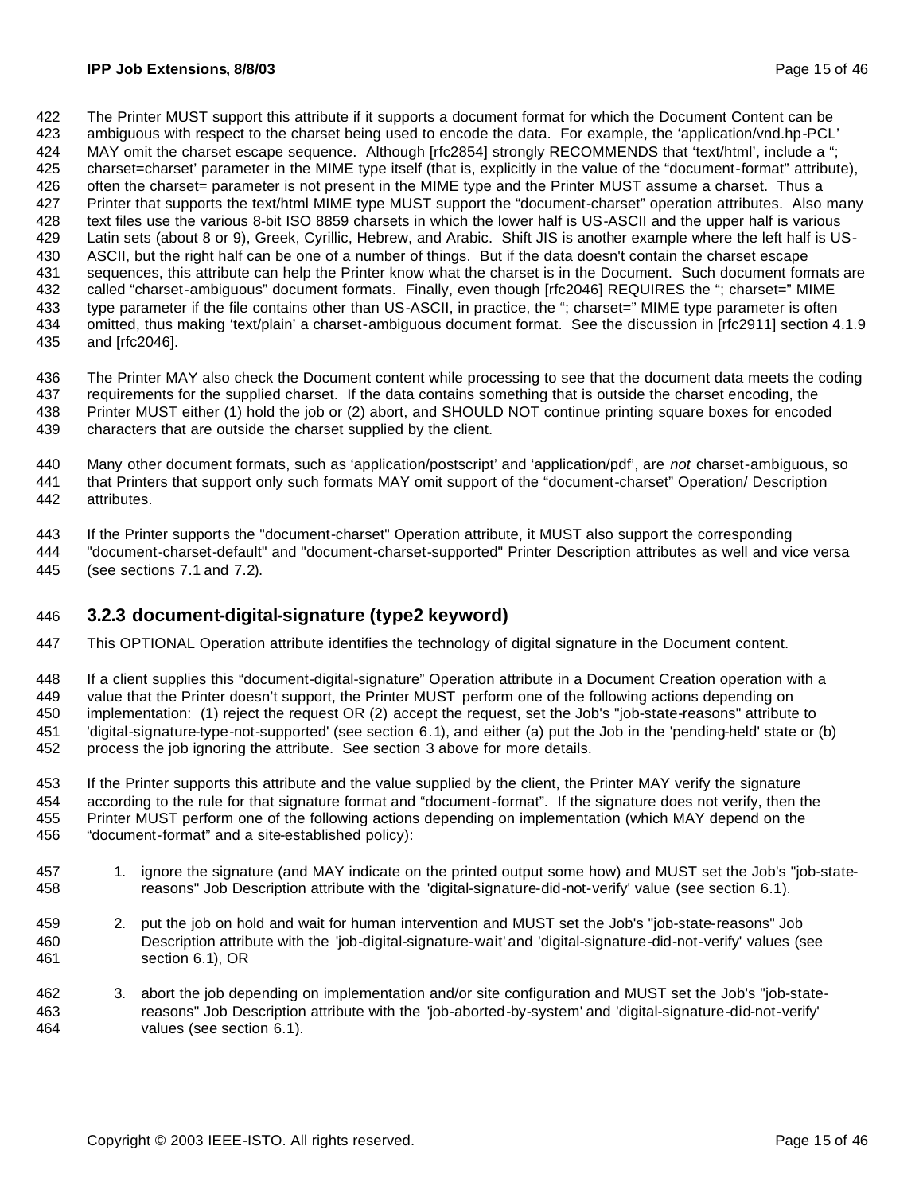The Printer MUST support this attribute if it supports a document format for which the Document Content can be ambiguous with respect to the charset being used to encode the data. For example, the 'application/vnd.hp-PCL' MAY omit the charset escape sequence. Although [rfc2854] strongly RECOMMENDS that 'text/html', include a "; charset=charset' parameter in the MIME type itself (that is, explicitly in the value of the "document-format" attribute), often the charset= parameter is not present in the MIME type and the Printer MUST assume a charset. Thus a Printer that supports the text/html MIME type MUST support the "document-charset" operation attributes. Also many text files use the various 8-bit ISO 8859 charsets in which the lower half is US-ASCII and the upper half is various Latin sets (about 8 or 9), Greek, Cyrillic, Hebrew, and Arabic. Shift JIS is another example where the left half is US-ASCII, but the right half can be one of a number of things. But if the data doesn't contain the charset escape sequences, this attribute can help the Printer know what the charset is in the Document. Such document formats are called "charset-ambiguous" document formats. Finally, even though [rfc2046] REQUIRES the "; charset=" MIME type parameter if the file contains other than US-ASCII, in practice, the "; charset=" MIME type parameter is often omitted, thus making 'text/plain' a charset-ambiguous document format. See the discussion in [rfc2911] section 4.1.9 and [rfc2046].

The Printer MAY also check the Document content while processing to see that the document data meets the coding requirements for the supplied charset. If the data contains something that is outside the charset encoding, the Printer MUST either (1) hold the job or (2) abort, and SHOULD NOT continue printing square boxes for encoded characters that are outside the charset supplied by the client.

Many other document formats, such as 'application/postscript' and 'application/pdf', are *not* charset-ambiguous, so that Printers that support only such formats MAY omit support of the "document-charset" Operation/ Description attributes.

If the Printer supports the "document-charset" Operation attribute, it MUST also support the corresponding "document-charset-default" and "document-charset-supported" Printer Description attributes as well and vice versa (see sections 7.1 and 7.2).

### 3.2.3 document-digital-signature (type2 keyword)

This OPTIONAL Operation attribute identifies the technology of digital signature in the Document content.

If a client supplies this "document-digital-signature" Operation attribute in a Document Creation operation with a value that the Printer doesn't support, the Printer MUST perform one of the following actions depending on implementation: (1) reject the request OR (2) accept the request, set the Job's "job-state-reasons" attribute to 'digital-signature-type-not-supported' (see section 6.1), and either (a) put the Job in the 'pending-held' state or (b) process the job ignoring the attribute. See section 3 above for more details.

If the Printer supports this attribute and the value supplied by the client, the Printer MAY verify the signature according to the rule for that signature format and "document-format". If the signature does not verify, then the Printer MUST perform one of the following actions depending on implementation (which MAY depend on the "document-format" and a site-established policy):

1. ignore the signature (and MAY indicate on the printed output some how) and MUST set the Job's "job-state-reasons" Job Description attribute with the 'digital-signature-did-not-verify' value (see section 6.1).

2. put the job on hold and wait for human intervention and MUST set the Job's "job-state-reasons" Job Description attribute with the 'job-digital-signature-wait' and 'digital-signature-did-not-verify' values (see section 6.1), OR

3. abort the job depending on implementation and/or site configuration and MUST set the Job's "job-state-reasons" Job Description attribute with the 'job-aborted-by-system' and 'digital-signature-did-not-verify' values (see section 6.1).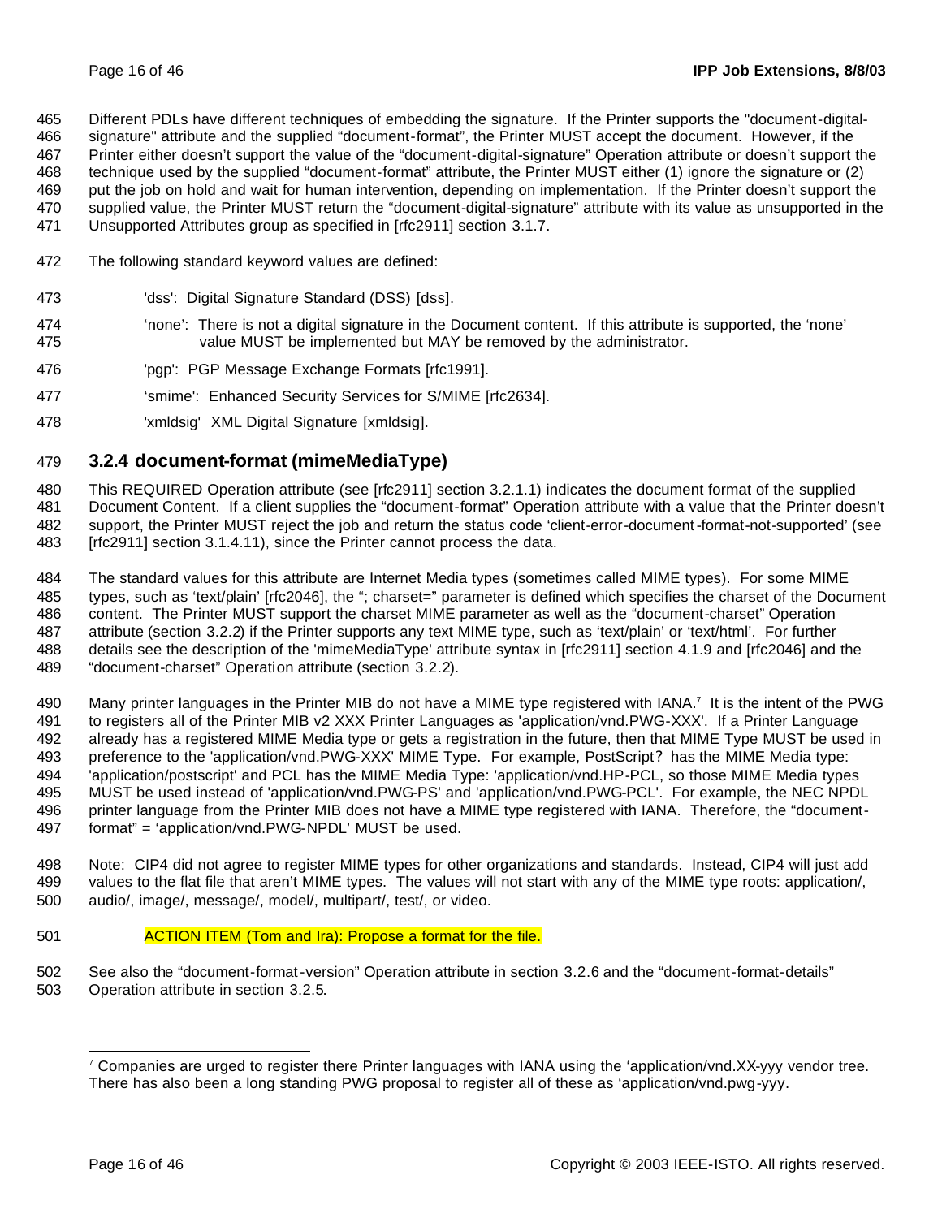Different PDLs have different techniques of embedding the signature. If the Printer supports the "document-digital-signature" attribute and the supplied "document-format", the Printer MUST accept the document. However, if the Printer either doesn't support the value of the "document-digital-signature" Operation attribute or doesn't support the technique used by the supplied "document-format" attribute, the Printer MUST either (1) ignore the signature or (2) put the job on hold and wait for human intervention, depending on implementation. If the Printer doesn't support the supplied value, the Printer MUST return the "document-digital-signature" attribute with its value as unsupported in the Unsupported Attributes group as specified in [rfc2911] section 3.1.7.

The following standard keyword values are defined:

'dss': Digital Signature Standard (DSS) [dss].

'none': There is not a digital signature in the Document content. If this attribute is supported, the 'none' value MUST be implemented but MAY be removed by the administrator.

'pgp': PGP Message Exchange Formats [rfc1991].

'smime': Enhanced Security Services for S/MIME [rfc2634].

'xmldsig' XML Digital Signature [xmldsig].

### 3.2.4 document-format (mimeMediaType)

This REQUIRED Operation attribute (see [rfc2911] section 3.2.1.1) indicates the document format of the supplied Document Content. If a client supplies the "document-format" Operation attribute with a value that the Printer doesn't support, the Printer MUST reject the job and return the status code 'client-error-document-format-not-supported' (see [rfc2911] section 3.1.4.11), since the Printer cannot process the data.

The standard values for this attribute are Internet Media types (sometimes called MIME types). For some MIME types, such as 'text/plain' [rfc2046], the "; charset=" parameter is defined which specifies the charset of the Document content. The Printer MUST support the charset MIME parameter as well as the "document-charset" Operation attribute (section 3.2.2) if the Printer supports any text MIME type, such as 'text/plain' or 'text/html'. For further details see the description of the 'mimeMediaType' attribute syntax in [rfc2911] section 4.1.9 and [rfc2046] and the "document-charset" Operation attribute (section 3.2.2).

Many printer languages in the Printer MIB do not have a MIME type registered with IANA.[7] It is the intent of the PWG to registers all of the Printer MIB v2 XXX Printer Languages as 'application/vnd.PWG-XXX'. If a Printer Language already has a registered MIME Media type or gets a registration in the future, then that MIME Type MUST be used in preference to the 'application/vnd.PWG-XXX' MIME Type. For example, PostScript? has the MIME Media type: 'application/postscript' and PCL has the MIME Media Type: 'application/vnd.HP-PCL, so those MIME Media types MUST be used instead of 'application/vnd.PWG-PS' and 'application/vnd.PWG-PCL'. For example, the NEC NPDL printer language from the Printer MIB does not have a MIME type registered with IANA. Therefore, the "document-format" = 'application/vnd.PWG-NPDL' MUST be used.

Note: CIP4 did not agree to register MIME types for other organizations and standards. Instead, CIP4 will just add values to the flat file that aren't MIME types. The values will not start with any of the MIME type roots: application/, audio/, image/, message/, model/, multipart/, test/, or video.

ACTION ITEM (Tom and Ira): Propose a format for the file.

See also the "document-format-version" Operation attribute in section 3.2.6 and the "document-format-details" Operation attribute in section 3.2.5.

[7] Companies are urged to register there Printer languages with IANA using the 'application/vnd.XX-yyy vendor tree. There has also been a long standing PWG proposal to register all of these as 'application/vnd.pwg-yyy.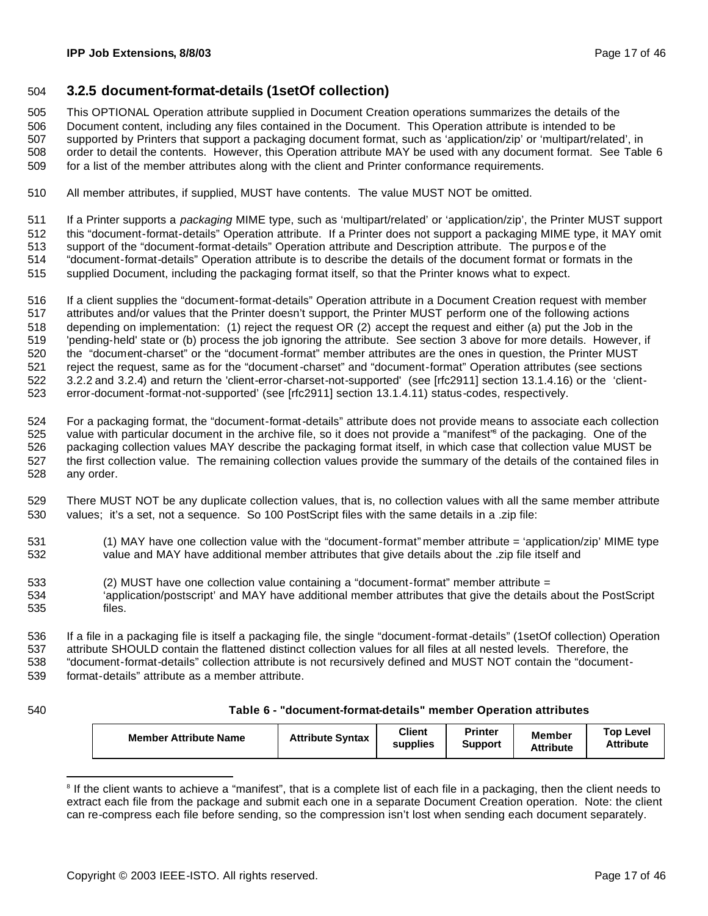### 3.2.5 document-format-details (1setOf collection)

This OPTIONAL Operation attribute supplied in Document Creation operations summarizes the details of the Document content, including any files contained in the Document. This Operation attribute is intended to be supported by Printers that support a packaging document format, such as 'application/zip' or 'multipart/related', in order to detail the contents. However, this Operation attribute MAY be used with any document format. See Table 6 for a list of the member attributes along with the client and Printer conformance requirements.

All member attributes, if supplied, MUST have contents. The value MUST NOT be omitted.

If a Printer supports a *packaging* MIME type, such as 'multipart/related' or 'application/zip', the Printer MUST support this "document-format-details" Operation attribute. If a Printer does not support a packaging MIME type, it MAY omit support of the "document-format-details" Operation attribute and Description attribute. The purpose of the "document-format-details" Operation attribute is to describe the details of the document format or formats in the supplied Document, including the packaging format itself, so that the Printer knows what to expect.

If a client supplies the "document-format-details" Operation attribute in a Document Creation request with member attributes and/or values that the Printer doesn't support, the Printer MUST perform one of the following actions depending on implementation: (1) reject the request OR (2) accept the request and either (a) put the Job in the 'pending-held' state or (b) process the job ignoring the attribute. See section 3 above for more details. However, if the "document-charset" or the "document-format" member attributes are the ones in question, the Printer MUST reject the request, same as for the "document-charset" and "document-format" Operation attributes (see sections 3.2.2 and 3.2.4) and return the 'client-error-charset-not-supported' (see [rfc2911] section 13.1.4.16) or the 'client-error-document-format-not-supported' (see [rfc2911] section 13.1.4.11) status-codes, respectively.

For a packaging format, the "document-format-details" attribute does not provide means to associate each collection value with particular document in the archive file, so it does not provide a "manifest"[8] of the packaging. One of the packaging collection values MAY describe the packaging format itself, in which case that collection value MUST be the first collection value. The remaining collection values provide the summary of the details of the contained files in any order.

There MUST NOT be any duplicate collection values, that is, no collection values with all the same member attribute values; it's a set, not a sequence. So 100 PostScript files with the same details in a .zip file:

(1) MAY have one collection value with the "document-format" member attribute = 'application/zip' MIME type value and MAY have additional member attributes that give details about the .zip file itself and

(2) MUST have one collection value containing a "document-format" member attribute = 'application/postscript' and MAY have additional member attributes that give the details about the PostScript files.

If a file in a packaging file is itself a packaging file, the single "document-format-details" (1setOf collection) Operation attribute SHOULD contain the flattened distinct collection values for all files at all nested levels. Therefore, the "document-format-details" collection attribute is not recursively defined and MUST NOT contain the "document-format-details" attribute as a member attribute.

**Table 6 - "document-format-details" member Operation attributes**

| Member Attribute Name | Attribute Syntax | Client supplies | Printer Support | Member Attribute | Top Level Attribute |
|---|---|---|---|---|---|

[8] If the client wants to achieve a "manifest", that is a complete list of each file in a packaging, then the client needs to extract each file from the package and submit each one in a separate Document Creation operation. Note: the client can re-compress each file before sending, so the compression isn't lost when sending each document separately.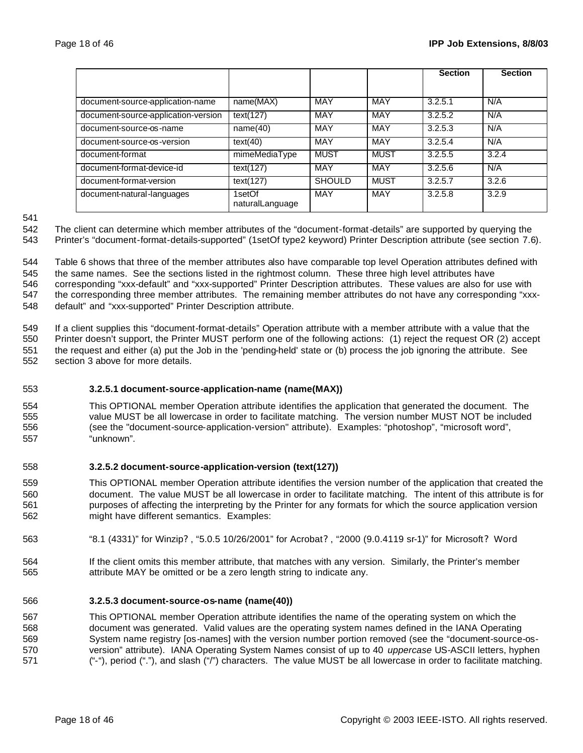|  |  |  |  | Section | Section |
|---|---|---|---|---|---|
| document-source-application-name | name(MAX) | MAY | MAY | 3.2.5.1 | N/A |
| document-source-application-version | text(127) | MAY | MAY | 3.2.5.2 | N/A |
| document-source-os-name | name(40) | MAY | MAY | 3.2.5.3 | N/A |
| document-source-os-version | text(40) | MAY | MAY | 3.2.5.4 | N/A |
| document-format | mimeMediaType | MUST | MUST | 3.2.5.5 | 3.2.4 |
| document-format-device-id | text(127) | MAY | MAY | 3.2.5.6 | N/A |
| document-format-version | text(127) | SHOULD | MUST | 3.2.5.7 | 3.2.6 |
| document-natural-languages | 1setOf naturalLanguage | MAY | MAY | 3.2.5.8 | 3.2.9 |

The client can determine which member attributes of the "document-format-details" are supported by querying the Printer's "document-format-details-supported" (1setOf type2 keyword) Printer Description attribute (see section 7.6).

Table 6 shows that three of the member attributes also have comparable top level Operation attributes defined with the same names. See the sections listed in the rightmost column. These three high level attributes have corresponding "xxx-default" and "xxx-supported" Printer Description attributes. These values are also for use with the corresponding three member attributes. The remaining member attributes do not have any corresponding "xxx-default" and "xxx-supported" Printer Description attribute.

If a client supplies this "document-format-details" Operation attribute with a member attribute with a value that the Printer doesn't support, the Printer MUST perform one of the following actions: (1) reject the request OR (2) accept the request and either (a) put the Job in the 'pending-held' state or (b) process the job ignoring the attribute. See section 3 above for more details.

#### 3.2.5.1 document-source-application-name (name(MAX))

This OPTIONAL member Operation attribute identifies the application that generated the document. The value MUST be all lowercase in order to facilitate matching. The version number MUST NOT be included (see the "document-source-application-version" attribute). Examples: "photoshop", "microsoft word", "unknown".

#### 3.2.5.2 document-source-application-version (text(127))

This OPTIONAL member Operation attribute identifies the version number of the application that created the document. The value MUST be all lowercase in order to facilitate matching. The intent of this attribute is for purposes of affecting the interpreting by the Printer for any formats for which the source application version might have different semantics. Examples:

"8.1 (4331)" for Winzip? , "5.0.5 10/26/2001" for Acrobat? , "2000 (9.0.4119 sr-1)" for Microsoft? Word

If the client omits this member attribute, that matches with any version. Similarly, the Printer's member attribute MAY be omitted or be a zero length string to indicate any.

#### 3.2.5.3 document-source-os-name (name(40))

This OPTIONAL member Operation attribute identifies the name of the operating system on which the document was generated. Valid values are the operating system names defined in the IANA Operating System name registry [os-names] with the version number portion removed (see the "document-source-os-version" attribute). IANA Operating System Names consist of up to 40 *uppercase* US-ASCII letters, hyphen ("-"), period ("."), and slash ("/") characters. The value MUST be all lowercase in order to facilitate matching.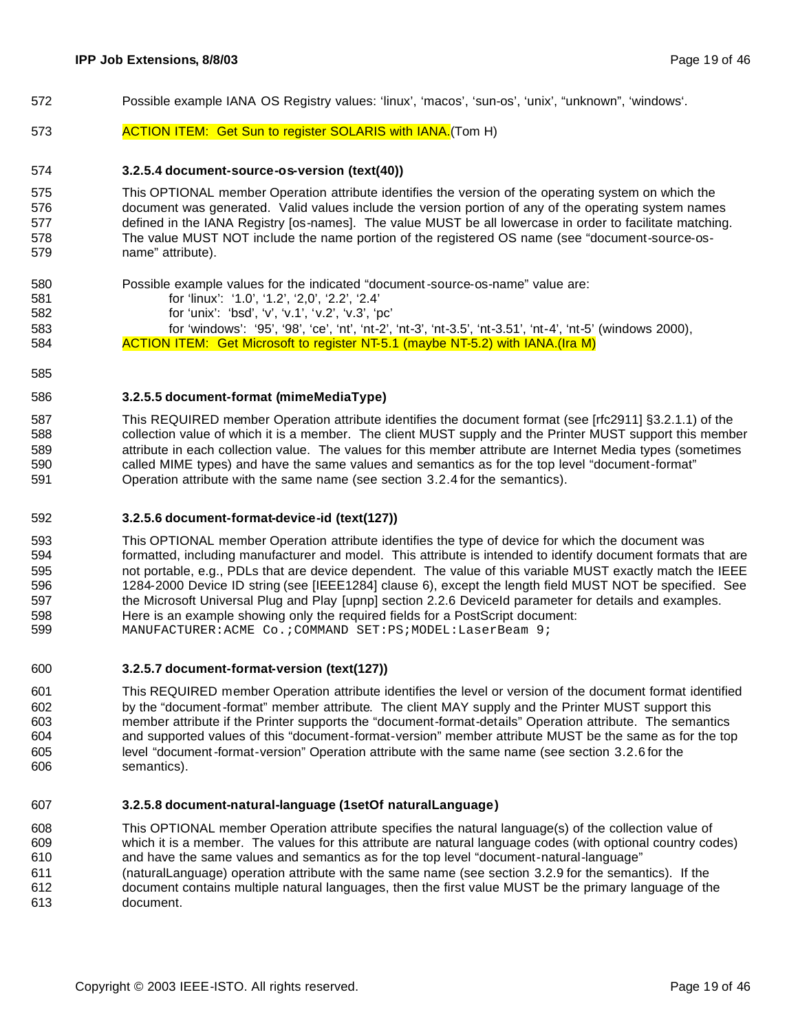Possible example IANA OS Registry values: 'linux', 'macos', 'sun-os', 'unix', "unknown", 'windows'.

ACTION ITEM: Get Sun to register SOLARIS with IANA.(Tom H)

#### 3.2.5.4 document-source-os-version (text(40))

This OPTIONAL member Operation attribute identifies the version of the operating system on which the document was generated. Valid values include the version portion of any of the operating system names defined in the IANA Registry [os-names]. The value MUST be all lowercase in order to facilitate matching. The value MUST NOT include the name portion of the registered OS name (see "document-source-os-name" attribute).

Possible example values for the indicated "document-source-os-name" value are:

- for 'linux': '1.0', '1.2', '2,0', '2.2', '2.4'
- for 'unix': 'bsd', 'v', 'v.1', 'v.2', 'v.3', 'pc'
- for 'windows': '95', '98', 'ce', 'nt', 'nt-2', 'nt-3', 'nt-3.5', 'nt-3.51', 'nt-4', 'nt-5' (windows 2000),

ACTION ITEM: Get Microsoft to register NT-5.1 (maybe NT-5.2) with IANA.(Ira M)

#### 3.2.5.5 document-format (mimeMediaType)

This REQUIRED member Operation attribute identifies the document format (see [rfc2911] §3.2.1.1) of the collection value of which it is a member. The client MUST supply and the Printer MUST support this member attribute in each collection value. The values for this member attribute are Internet Media types (sometimes called MIME types) and have the same values and semantics as for the top level "document-format" Operation attribute with the same name (see section 3.2.4 for the semantics).

#### 3.2.5.6 document-format-device-id (text(127))

This OPTIONAL member Operation attribute identifies the type of device for which the document was formatted, including manufacturer and model. This attribute is intended to identify document formats that are not portable, e.g., PDLs that are device dependent. The value of this variable MUST exactly match the IEEE 1284-2000 Device ID string (see [IEEE1284] clause 6), except the length field MUST NOT be specified. See the Microsoft Universal Plug and Play [upnp] section 2.2.6 DeviceId parameter for details and examples. Here is an example showing only the required fields for a PostScript document:

```
MANUFACTURER:ACME Co.;COMMAND SET:PS;MODEL:LaserBeam 9;
```

#### 3.2.5.7 document-format-version (text(127))

This REQUIRED member Operation attribute identifies the level or version of the document format identified by the "document-format" member attribute. The client MAY supply and the Printer MUST support this member attribute if the Printer supports the "document-format-details" Operation attribute. The semantics and supported values of this "document-format-version" member attribute MUST be the same as for the top level "document-format-version" Operation attribute with the same name (see section 3.2.6 for the semantics).

#### 3.2.5.8 document-natural-language (1setOf naturalLanguage)

This OPTIONAL member Operation attribute specifies the natural language(s) of the collection value of which it is a member. The values for this attribute are natural language codes (with optional country codes) and have the same values and semantics as for the top level "document-natural-language" (naturalLanguage) operation attribute with the same name (see section 3.2.9 for the semantics). If the document contains multiple natural languages, then the first value MUST be the primary language of the document.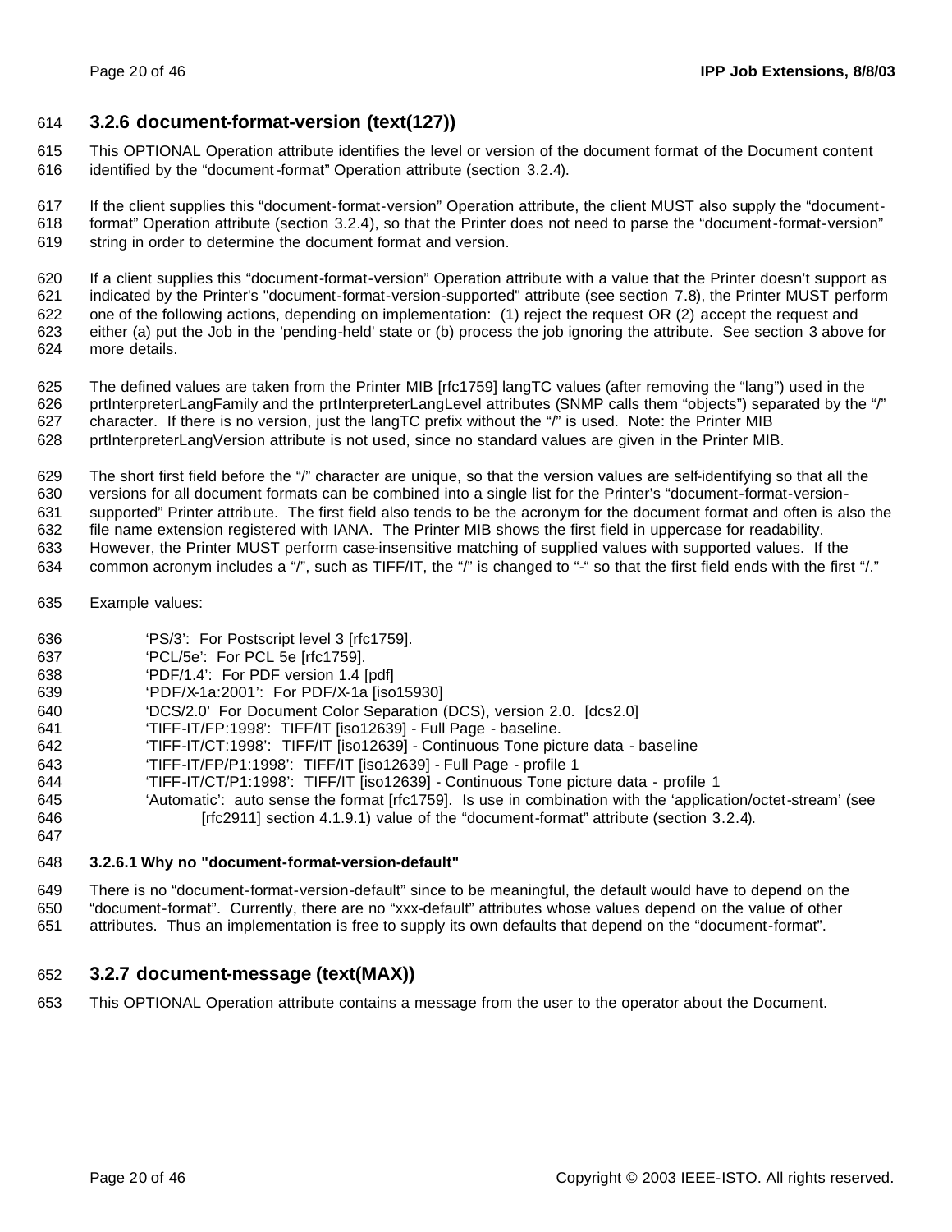### 3.2.6 document-format-version (text(127))

This OPTIONAL Operation attribute identifies the level or version of the document format of the Document content identified by the "document-format" Operation attribute (section 3.2.4).

If the client supplies this "document-format-version" Operation attribute, the client MUST also supply the "document-format" Operation attribute (section 3.2.4), so that the Printer does not need to parse the "document-format-version" string in order to determine the document format and version.

If a client supplies this "document-format-version" Operation attribute with a value that the Printer doesn't support as indicated by the Printer's "document-format-version-supported" attribute (see section 7.8), the Printer MUST perform one of the following actions, depending on implementation: (1) reject the request OR (2) accept the request and either (a) put the Job in the 'pending-held' state or (b) process the job ignoring the attribute. See section 3 above for more details.

The defined values are taken from the Printer MIB [rfc1759] langTC values (after removing the "lang") used in the prtInterpreterLangFamily and the prtInterpreterLangLevel attributes (SNMP calls them "objects") separated by the "/" character. If there is no version, just the langTC prefix without the "/" is used. Note: the Printer MIB prtInterpreterLangVersion attribute is not used, since no standard values are given in the Printer MIB.

The short first field before the "/" character are unique, so that the version values are self-identifying so that all the versions for all document formats can be combined into a single list for the Printer's "document-format-version-supported" Printer attribute. The first field also tends to be the acronym for the document format and often is also the file name extension registered with IANA. The Printer MIB shows the first field in uppercase for readability. However, the Printer MUST perform case-insensitive matching of supplied values with supported values. If the common acronym includes a "/", such as TIFF/IT, the "/" is changed to "-" so that the first field ends with the first "/."

Example values:

- 'PS/3': For Postscript level 3 [rfc1759].
- 'PCL/5e': For PCL 5e [rfc1759].
- 'PDF/1.4': For PDF version 1.4 [pdf]
- 'PDF/X-1a:2001': For PDF/X-1a [iso15930]
- 'DCS/2.0' For Document Color Separation (DCS), version 2.0. [dcs2.0]
- 'TIFF-IT/FP:1998': TIFF/IT [iso12639] - Full Page - baseline.
- 'TIFF-IT/CT:1998': TIFF/IT [iso12639] - Continuous Tone picture data - baseline
- 'TIFF-IT/FP/P1:1998': TIFF/IT [iso12639] - Full Page - profile 1
- 'TIFF-IT/CT/P1:1998': TIFF/IT [iso12639] - Continuous Tone picture data - profile 1
- 'Automatic': auto sense the format [rfc1759]. Is use in combination with the 'application/octet-stream' (see [rfc2911] section 4.1.9.1) value of the "document-format" attribute (section 3.2.4).

#### 3.2.6.1 Why no "document-format-version-default"

There is no "document-format-version-default" since to be meaningful, the default would have to depend on the "document-format". Currently, there are no "xxx-default" attributes whose values depend on the value of other attributes. Thus an implementation is free to supply its own defaults that depend on the "document-format".

### 3.2.7 document-message (text(MAX))

This OPTIONAL Operation attribute contains a message from the user to the operator about the Document.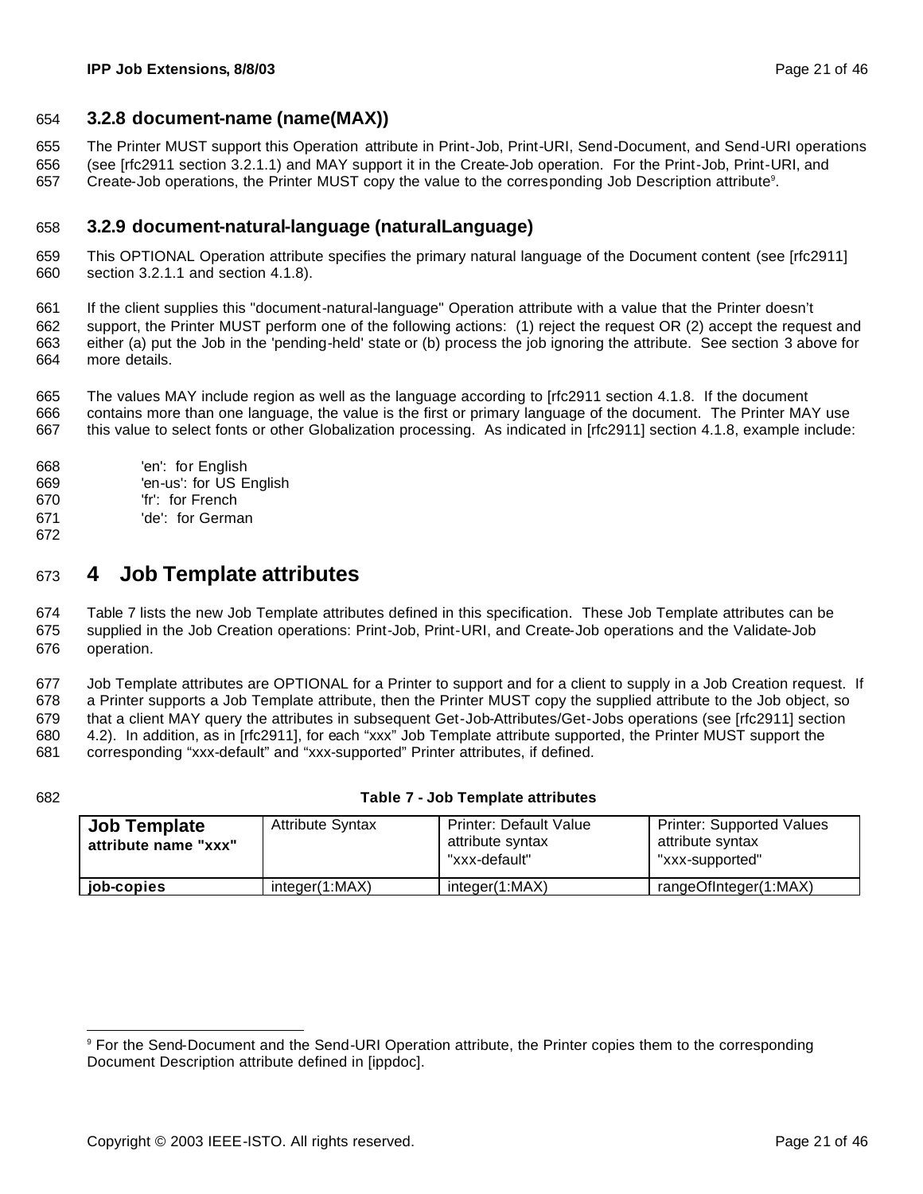### 3.2.8 document-name (name(MAX))

The Printer MUST support this Operation attribute in Print-Job, Print-URI, Send-Document, and Send-URI operations (see [rfc2911 section 3.2.1.1) and MAY support it in the Create-Job operation. For the Print-Job, Print-URI, and Create-Job operations, the Printer MUST copy the value to the corresponding Job Description attribute[9].

### 3.2.9 document-natural-language (naturalLanguage)

This OPTIONAL Operation attribute specifies the primary natural language of the Document content (see [rfc2911] section 3.2.1.1 and section 4.1.8).

If the client supplies this "document-natural-language" Operation attribute with a value that the Printer doesn't support, the Printer MUST perform one of the following actions: (1) reject the request OR (2) accept the request and either (a) put the Job in the 'pending-held' state or (b) process the job ignoring the attribute. See section 3 above for more details.

The values MAY include region as well as the language according to [rfc2911 section 4.1.8. If the document contains more than one language, the value is the first or primary language of the document. The Printer MAY use this value to select fonts or other Globalization processing. As indicated in [rfc2911] section 4.1.8, example include:

'en': for English
'en-us': for US English
'fr': for French
'de': for German

# 4 Job Template attributes

Table 7 lists the new Job Template attributes defined in this specification. These Job Template attributes can be supplied in the Job Creation operations: Print-Job, Print-URI, and Create-Job operations and the Validate-Job operation.

Job Template attributes are OPTIONAL for a Printer to support and for a client to supply in a Job Creation request. If a Printer supports a Job Template attribute, then the Printer MUST copy the supplied attribute to the Job object, so that a client MAY query the attributes in subsequent Get-Job-Attributes/Get-Jobs operations (see [rfc2911] section 4.2). In addition, as in [rfc2911], for each "xxx" Job Template attribute supported, the Printer MUST support the corresponding "xxx-default" and "xxx-supported" Printer attributes, if defined.

**Table 7 - Job Template attributes**

| **Job Template attribute name "xxx"** | Attribute Syntax | Printer: Default Value attribute syntax "xxx-default" | Printer: Supported Values attribute syntax "xxx-supported" |
|---|---|---|---|
| **job-copies** | integer(1:MAX) | integer(1:MAX) | rangeOfInteger(1:MAX) |

[9] For the Send-Document and the Send-URI Operation attribute, the Printer copies them to the corresponding Document Description attribute defined in [ippdoc].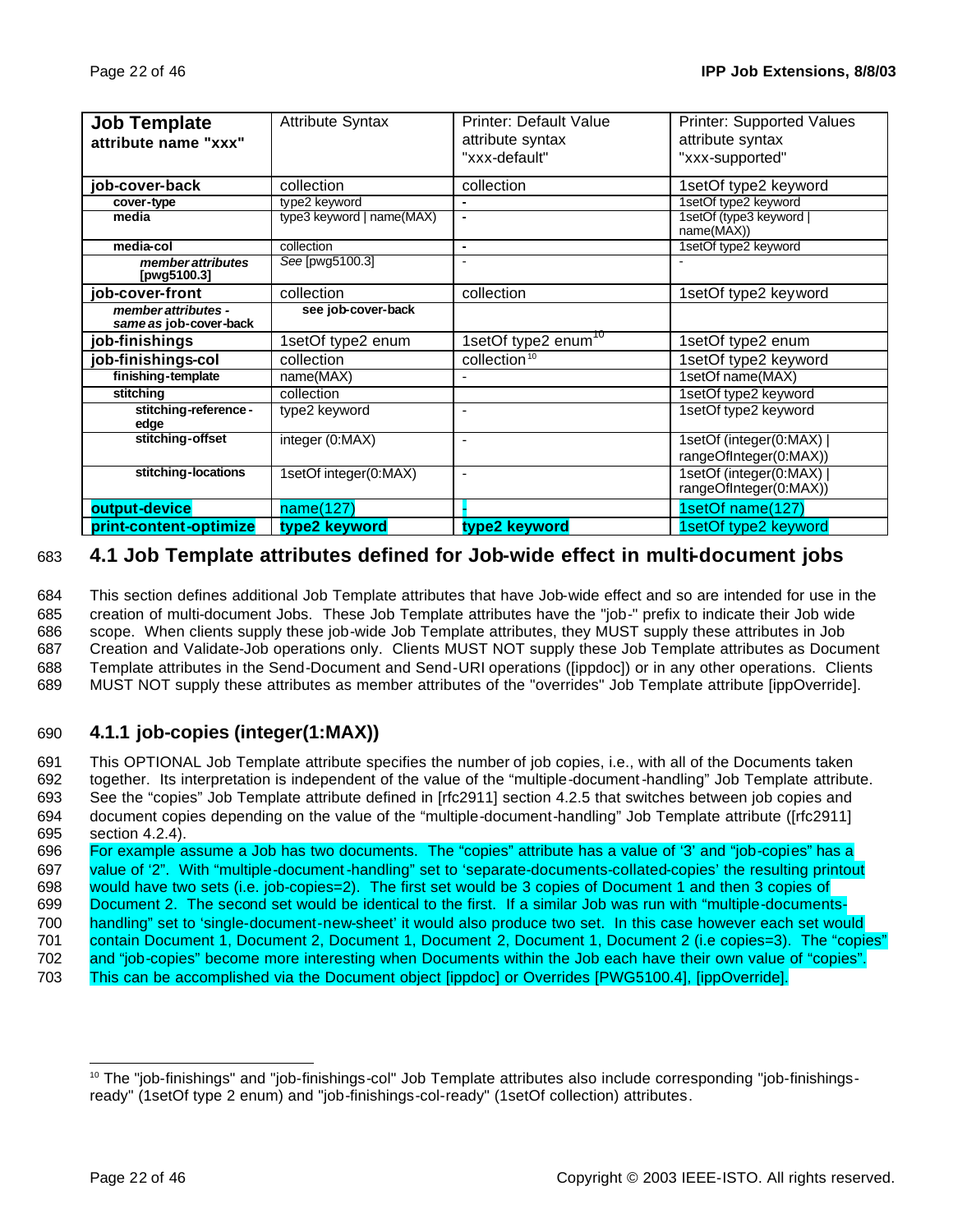| **Job Template attribute name "xxx"** | Attribute Syntax | Printer: Default Value attribute syntax "xxx-default" | Printer: Supported Values attribute syntax "xxx-supported" |
|---|---|---|---|
| **job-cover-back** | collection | collection | 1setOf type2 keyword |
| **cover-type** | type2 keyword | - | 1setOf type2 keyword |
| **media** | type3 keyword \| name(MAX) | - | 1setOf (type3 keyword \| name(MAX)) |
| **media-col** | collection | - | 1setOf type2 keyword |
| ***member attributes* [pwg5100.3]** | *See* [pwg5100.3] | - | - |
| **job-cover-front** | collection | collection | 1setOf type2 keyword |
| ***member attributes - same as* job-cover-back** | **see job-cover-back** | | |
| **job-finishings** | 1setOf type2 enum | 1setOf type2 enum[10] | 1setOf type2 enum |
| **job-finishings-col** | collection | collection[10] | 1setOf type2 keyword |
| **finishing-template** | name(MAX) | - | 1setOf name(MAX) |
| **stitching** | collection | | 1setOf type2 keyword |
| **stitching-reference-edge** | type2 keyword | - | 1setOf type2 keyword |
| **stitching-offset** | integer (0:MAX) | - | 1setOf (integer(0:MAX) \| rangeOfInteger(0:MAX)) |
| **stitching-locations** | 1setOf integer(0:MAX) | - | 1setOf (integer(0:MAX) \| rangeOfInteger(0:MAX)) |
| **output-device** | name(127) | - | 1setOf name(127) |
| **print-content-optimize** | **type2 keyword** | **type2 keyword** | 1setOf type2 keyword |

## 4.1 Job Template attributes defined for Job-wide effect in multi-document jobs

This section defines additional Job Template attributes that have Job-wide effect and so are intended for use in the creation of multi-document Jobs. These Job Template attributes have the "job-" prefix to indicate their Job wide scope. When clients supply these job-wide Job Template attributes, they MUST supply these attributes in Job Creation and Validate-Job operations only. Clients MUST NOT supply these Job Template attributes as Document Template attributes in the Send-Document and Send-URI operations ([ippdoc]) or in any other operations. Clients MUST NOT supply these attributes as member attributes of the "overrides" Job Template attribute [ippOverride].

### 4.1.1 job-copies (integer(1:MAX))

This OPTIONAL Job Template attribute specifies the number of job copies, i.e., with all of the Documents taken together. Its interpretation is independent of the value of the "multiple-document-handling" Job Template attribute. See the "copies" Job Template attribute defined in [rfc2911] section 4.2.5 that switches between job copies and document copies depending on the value of the "multiple-document-handling" Job Template attribute ([rfc2911] section 4.2.4).

For example assume a Job has two documents. The "copies" attribute has a value of '3' and "job-copies" has a value of '2". With "multiple-document-handling" set to 'separate-documents-collated-copies' the resulting printout would have two sets (i.e. job-copies=2). The first set would be 3 copies of Document 1 and then 3 copies of Document 2. The second set would be identical to the first. If a similar Job was run with "multiple-documents-handling" set to 'single-document-new-sheet' it would also produce two set. In this case however each set would contain Document 1, Document 2, Document 1, Document 2, Document 1, Document 2 (i.e copies=3). The "copies" and "job-copies" become more interesting when Documents within the Job each have their own value of "copies". This can be accomplished via the Document object [ippdoc] or Overrides [PWG5100.4], [ippOverride].

---

[10] The "job-finishings" and "job-finishings-col" Job Template attributes also include corresponding "job-finishings-ready" (1setOf type 2 enum) and "job-finishings-col-ready" (1setOf collection) attributes.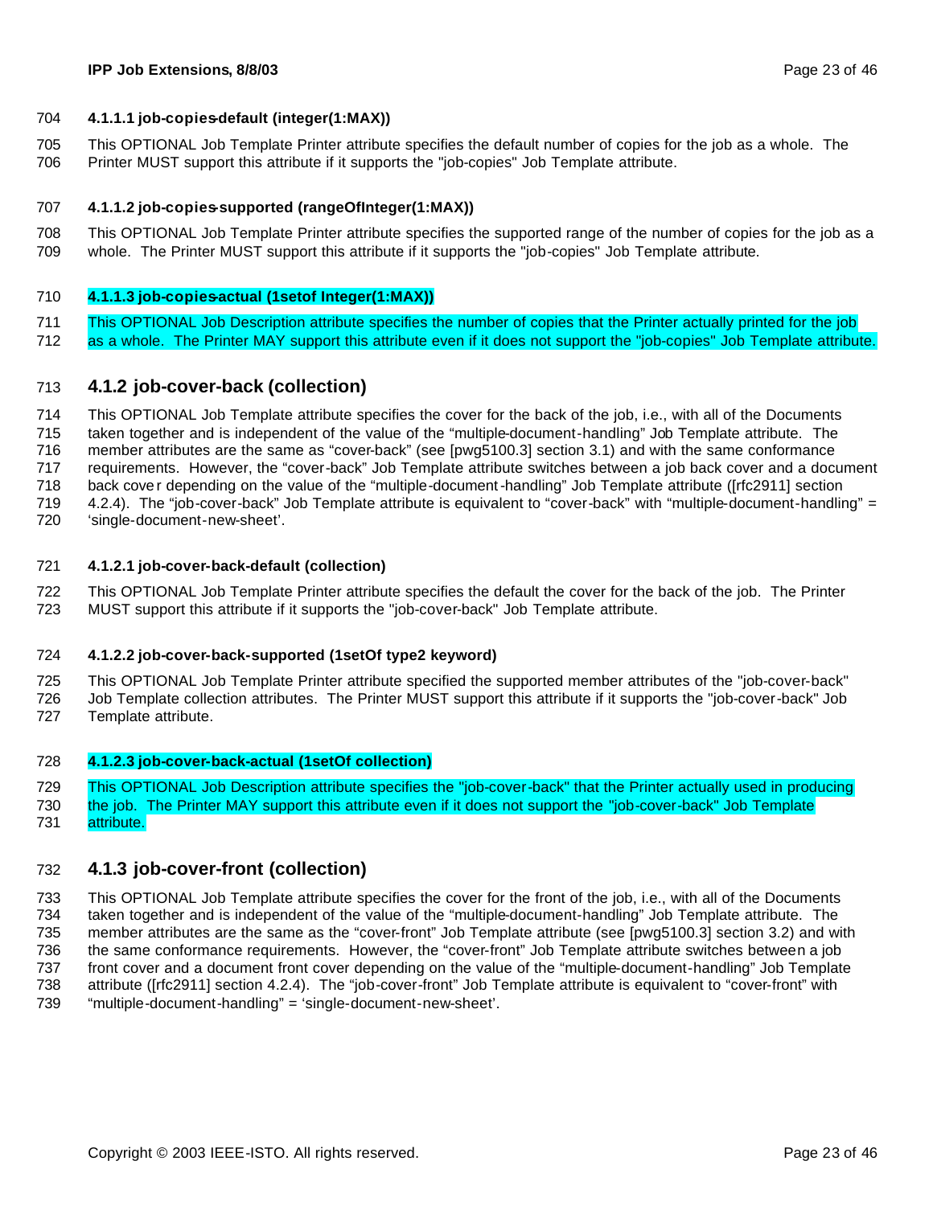#### 4.1.1.1 job-copies-default (integer(1:MAX))

This OPTIONAL Job Template Printer attribute specifies the default number of copies for the job as a whole. The Printer MUST support this attribute if it supports the "job-copies" Job Template attribute.

#### 4.1.1.2 job-copies-supported (rangeOfInteger(1:MAX))

This OPTIONAL Job Template Printer attribute specifies the supported range of the number of copies for the job as a whole. The Printer MUST support this attribute if it supports the "job-copies" Job Template attribute.

#### 4.1.1.3 job-copies-actual (1setof Integer(1:MAX))

This OPTIONAL Job Description attribute specifies the number of copies that the Printer actually printed for the job as a whole. The Printer MAY support this attribute even if it does not support the "job-copies" Job Template attribute.

### 4.1.2 job-cover-back (collection)

This OPTIONAL Job Template attribute specifies the cover for the back of the job, i.e., with all of the Documents taken together and is independent of the value of the "multiple-document-handling" Job Template attribute. The member attributes are the same as "cover-back" (see [pwg5100.3] section 3.1) and with the same conformance requirements. However, the "cover-back" Job Template attribute switches between a job back cover and a document back cover depending on the value of the "multiple-document-handling" Job Template attribute ([rfc2911] section 4.2.4). The "job-cover-back" Job Template attribute is equivalent to "cover-back" with "multiple-document-handling" = 'single-document-new-sheet'.

#### 4.1.2.1 job-cover-back-default (collection)

This OPTIONAL Job Template Printer attribute specifies the default the cover for the back of the job. The Printer MUST support this attribute if it supports the "job-cover-back" Job Template attribute.

#### 4.1.2.2 job-cover-back-supported (1setOf type2 keyword)

This OPTIONAL Job Template Printer attribute specified the supported member attributes of the "job-cover-back" Job Template collection attributes. The Printer MUST support this attribute if it supports the "job-cover-back" Job Template attribute.

#### 4.1.2.3 job-cover-back-actual (1setOf collection)

This OPTIONAL Job Description attribute specifies the "job-cover-back" that the Printer actually used in producing the job. The Printer MAY support this attribute even if it does not support the "job-cover-back" Job Template attribute.

### 4.1.3 job-cover-front (collection)

This OPTIONAL Job Template attribute specifies the cover for the front of the job, i.e., with all of the Documents taken together and is independent of the value of the "multiple-document-handling" Job Template attribute. The member attributes are the same as the "cover-front" Job Template attribute (see [pwg5100.3] section 3.2) and with the same conformance requirements. However, the "cover-front" Job Template attribute switches between a job front cover and a document front cover depending on the value of the "multiple-document-handling" Job Template attribute ([rfc2911] section 4.2.4). The "job-cover-front" Job Template attribute is equivalent to "cover-front" with "multiple-document-handling" = 'single-document-new-sheet'.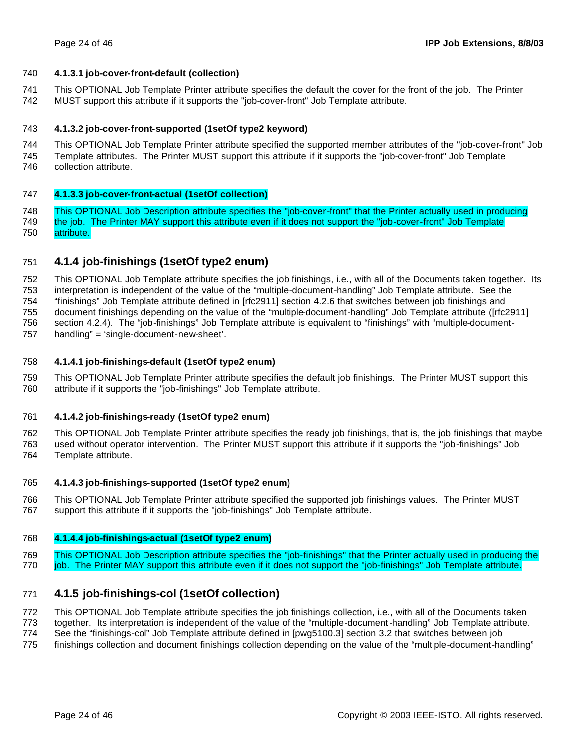#### 4.1.3.1 job-cover-front-default (collection)

This OPTIONAL Job Template Printer attribute specifies the default the cover for the front of the job. The Printer MUST support this attribute if it supports the "job-cover-front" Job Template attribute.

#### 4.1.3.2 job-cover-front-supported (1setOf type2 keyword)

This OPTIONAL Job Template Printer attribute specified the supported member attributes of the "job-cover-front" Job Template attributes. The Printer MUST support this attribute if it supports the "job-cover-front" Job Template collection attribute.

#### 4.1.3.3 job-cover-front-actual (1setOf collection)

This OPTIONAL Job Description attribute specifies the "job-cover-front" that the Printer actually used in producing the job. The Printer MAY support this attribute even if it does not support the "job-cover-front" Job Template attribute.

### 4.1.4 job-finishings (1setOf type2 enum)

This OPTIONAL Job Template attribute specifies the job finishings, i.e., with all of the Documents taken together. Its interpretation is independent of the value of the “multiple-document-handling” Job Template attribute. See the “finishings” Job Template attribute defined in [rfc2911] section 4.2.6 that switches between job finishings and document finishings depending on the value of the “multiple-document-handling” Job Template attribute ([rfc2911] section 4.2.4). The “job-finishings” Job Template attribute is equivalent to “finishings” with “multiple-document-handling” = ‘single-document-new-sheet’.

#### 4.1.4.1 job-finishings-default (1setOf type2 enum)

This OPTIONAL Job Template Printer attribute specifies the default job finishings. The Printer MUST support this attribute if it supports the "job-finishings" Job Template attribute.

#### 4.1.4.2 job-finishings-ready (1setOf type2 enum)

This OPTIONAL Job Template Printer attribute specifies the ready job finishings, that is, the job finishings that maybe used without operator intervention. The Printer MUST support this attribute if it supports the "job-finishings" Job Template attribute.

#### 4.1.4.3 job-finishings-supported (1setOf type2 enum)

This OPTIONAL Job Template Printer attribute specified the supported job finishings values. The Printer MUST support this attribute if it supports the "job-finishings" Job Template attribute.

#### 4.1.4.4 job-finishings-actual (1setOf type2 enum)

This OPTIONAL Job Description attribute specifies the "job-finishings" that the Printer actually used in producing the job. The Printer MAY support this attribute even if it does not support the "job-finishings" Job Template attribute.

### 4.1.5 job-finishings-col (1setOf collection)

This OPTIONAL Job Template attribute specifies the job finishings collection, i.e., with all of the Documents taken together. Its interpretation is independent of the value of the “multiple-document-handling” Job Template attribute. See the “finishings-col” Job Template attribute defined in [pwg5100.3] section 3.2 that switches between job finishings collection and document finishings collection depending on the value of the “multiple-document-handling”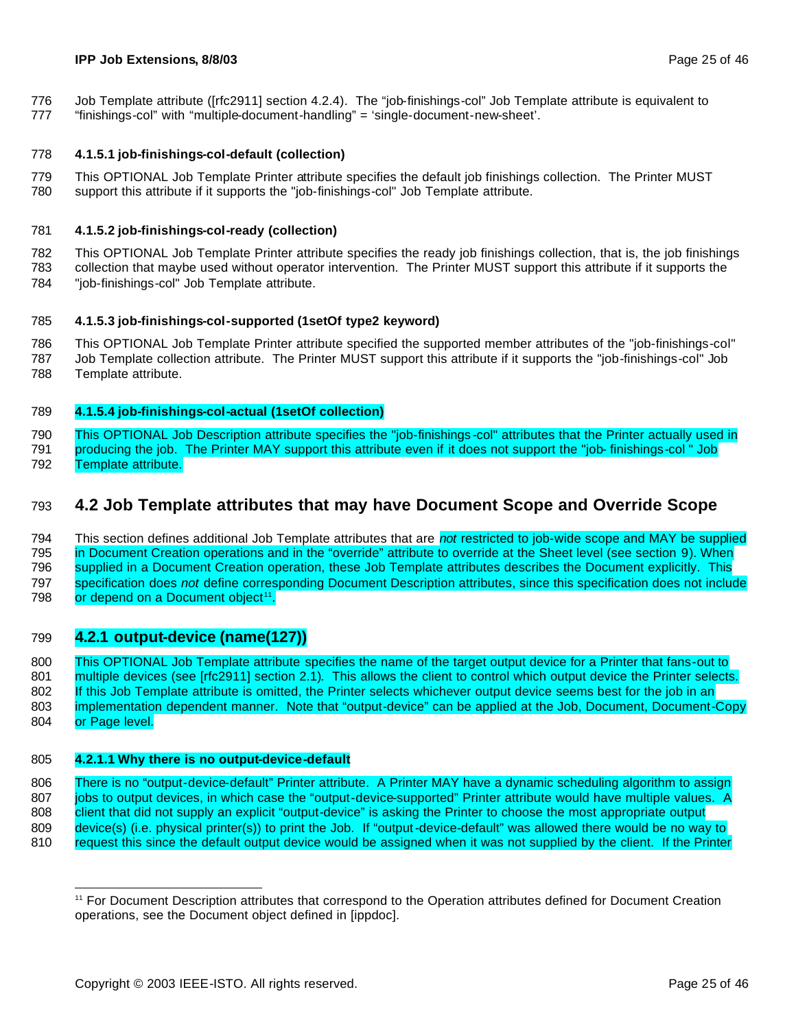Job Template attribute ([rfc2911] section 4.2.4). The "job-finishings-col" Job Template attribute is equivalent to "finishings-col" with "multiple-document-handling" = 'single-document-new-sheet'.

#### 4.1.5.1 job-finishings-col-default (collection)

This OPTIONAL Job Template Printer attribute specifies the default job finishings collection. The Printer MUST support this attribute if it supports the "job-finishings-col" Job Template attribute.

#### 4.1.5.2 job-finishings-col-ready (collection)

This OPTIONAL Job Template Printer attribute specifies the ready job finishings collection, that is, the job finishings collection that maybe used without operator intervention. The Printer MUST support this attribute if it supports the "job-finishings-col" Job Template attribute.

#### 4.1.5.3 job-finishings-col-supported (1setOf type2 keyword)

This OPTIONAL Job Template Printer attribute specified the supported member attributes of the "job-finishings-col" Job Template collection attribute. The Printer MUST support this attribute if it supports the "job-finishings-col" Job Template attribute.

#### 4.1.5.4 job-finishings-col-actual (1setOf collection)

This OPTIONAL Job Description attribute specifies the "job-finishings-col" attributes that the Printer actually used in producing the job. The Printer MAY support this attribute even if it does not support the "job- finishings-col " Job Template attribute.

## 4.2 Job Template attributes that may have Document Scope and Override Scope

This section defines additional Job Template attributes that are *not* restricted to job-wide scope and MAY be supplied in Document Creation operations and in the "override" attribute to override at the Sheet level (see section 9). When supplied in a Document Creation operation, these Job Template attributes describes the Document explicitly. This specification does *not* define corresponding Document Description attributes, since this specification does not include or depend on a Document object[11].

### 4.2.1 output-device (name(127))

This OPTIONAL Job Template attribute specifies the name of the target output device for a Printer that fans-out to multiple devices (see [rfc2911] section 2.1). This allows the client to control which output device the Printer selects. If this Job Template attribute is omitted, the Printer selects whichever output device seems best for the job in an implementation dependent manner. Note that "output-device" can be applied at the Job, Document, Document-Copy or Page level.

#### 4.2.1.1 Why there is no output-device-default

There is no "output-device-default" Printer attribute. A Printer MAY have a dynamic scheduling algorithm to assign jobs to output devices, in which case the "output-device-supported" Printer attribute would have multiple values. A client that did not supply an explicit "output-device" is asking the Printer to choose the most appropriate output device(s) (i.e. physical printer(s)) to print the Job. If "output-device-default" was allowed there would be no way to request this since the default output device would be assigned when it was not supplied by the client. If the Printer

---

[11] For Document Description attributes that correspond to the Operation attributes defined for Document Creation operations, see the Document object defined in [ippdoc].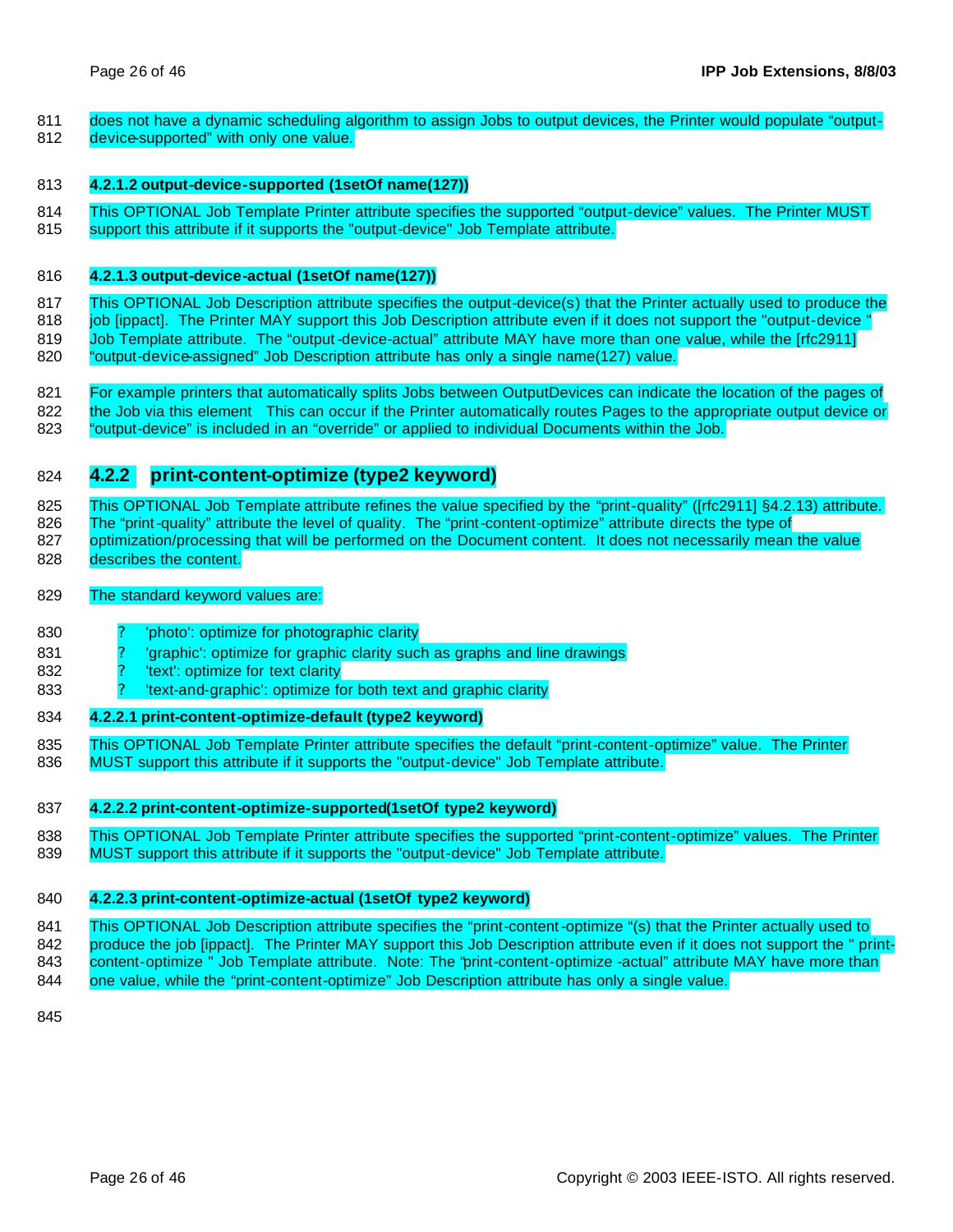does not have a dynamic scheduling algorithm to assign Jobs to output devices, the Printer would populate "output-device-supported" with only one value.

#### 4.2.1.2 output-device-supported (1setOf name(127))

This OPTIONAL Job Template Printer attribute specifies the supported "output-device" values. The Printer MUST support this attribute if it supports the "output-device" Job Template attribute.

#### 4.2.1.3 output-device-actual (1setOf name(127))

This OPTIONAL Job Description attribute specifies the output-device(s) that the Printer actually used to produce the job [ippact]. The Printer MAY support this Job Description attribute even if it does not support the "output-device " Job Template attribute. The "output-device-actual" attribute MAY have more than one value, while the [rfc2911] "output-device-assigned" Job Description attribute has only a single name(127) value.

For example printers that automatically splits Jobs between OutputDevices can indicate the location of the pages of the Job via this element This can occur if the Printer automatically routes Pages to the appropriate output device or "output-device" is included in an "override" or applied to individual Documents within the Job.

### 4.2.2 print-content-optimize (type2 keyword)

This OPTIONAL Job Template attribute refines the value specified by the "print-quality" ([rfc2911] §4.2.13) attribute. The "print-quality" attribute the level of quality. The "print-content-optimize" attribute directs the type of optimization/processing that will be performed on the Document content. It does not necessarily mean the value describes the content.

The standard keyword values are:

- 'photo': optimize for photographic clarity
- 'graphic': optimize for graphic clarity such as graphs and line drawings
- 'text': optimize for text clarity
- 'text-and-graphic': optimize for both text and graphic clarity

#### 4.2.2.1 print-content-optimize-default (type2 keyword)

This OPTIONAL Job Template Printer attribute specifies the default "print-content-optimize" value. The Printer MUST support this attribute if it supports the "output-device" Job Template attribute.

#### 4.2.2.2 print-content-optimize-supported(1setOf type2 keyword)

This OPTIONAL Job Template Printer attribute specifies the supported "print-content-optimize" values. The Printer MUST support this attribute if it supports the "output-device" Job Template attribute.

#### 4.2.2.3 print-content-optimize-actual (1setOf type2 keyword)

This OPTIONAL Job Description attribute specifies the "print-content-optimize "(s) that the Printer actually used to produce the job [ippact]. The Printer MAY support this Job Description attribute even if it does not support the " print-content-optimize " Job Template attribute. Note: The "print-content-optimize -actual" attribute MAY have more than one value, while the "print-content-optimize" Job Description attribute has only a single value.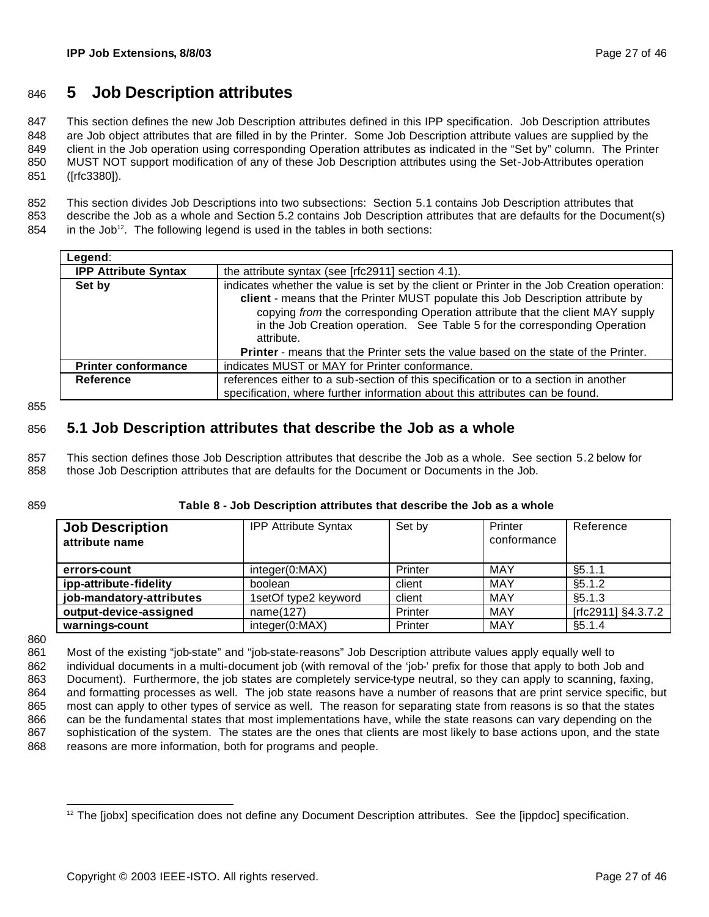# 5 Job Description attributes

This section defines the new Job Description attributes defined in this IPP specification. Job Description attributes are Job object attributes that are filled in by the Printer. Some Job Description attribute values are supplied by the client in the Job operation using corresponding Operation attributes as indicated in the "Set by" column. The Printer MUST NOT support modification of any of these Job Description attributes using the Set-Job-Attributes operation ([rfc3380]).

This section divides Job Descriptions into two subsections: Section 5.1 contains Job Description attributes that describe the Job as a whole and Section 5.2 contains Job Description attributes that are defaults for the Document(s) in the Job[12]. The following legend is used in the tables in both sections:

| **Legend**: | |
|---|---|
| **IPP Attribute Syntax** | the attribute syntax (see [rfc2911] section 4.1). |
| **Set by** | indicates whether the value is set by the client or Printer in the Job Creation operation: **client** - means that the Printer MUST populate this Job Description attribute by copying *from* the corresponding Operation attribute that the client MAY supply in the Job Creation operation. See Table 5 for the corresponding Operation attribute. **Printer** - means that the Printer sets the value based on the state of the Printer. |
| **Printer conformance** | indicates MUST or MAY for Printer conformance. |
| **Reference** | references either to a sub-section of this specification or to a section in another specification, where further information about this attributes can be found. |

## 5.1 Job Description attributes that describe the Job as a whole

This section defines those Job Description attributes that describe the Job as a whole. See section 5.2 below for those Job Description attributes that are defaults for the Document or Documents in the Job.

**Table 8 - Job Description attributes that describe the Job as a whole**

| **Job Description attribute name** | IPP Attribute Syntax | Set by | Printer conformance | Reference |
|---|---|---|---|---|
| **errors-count** | integer(0:MAX) | Printer | MAY | §5.1.1 |
| **ipp-attribute-fidelity** | boolean | client | MAY | §5.1.2 |
| **job-mandatory-attributes** | 1setOf type2 keyword | client | MAY | §5.1.3 |
| **output-device-assigned** | name(127) | Printer | MAY | [rfc2911] §4.3.7.2 |
| **warnings-count** | integer(0:MAX) | Printer | MAY | §5.1.4 |

Most of the existing "job-state" and "job-state-reasons" Job Description attribute values apply equally well to individual documents in a multi-document job (with removal of the 'job-' prefix for those that apply to both Job and Document). Furthermore, the job states are completely service-type neutral, so they can apply to scanning, faxing, and formatting processes as well. The job state reasons have a number of reasons that are print service specific, but most can apply to other types of service as well. The reason for separating state from reasons is so that the states can be the fundamental states that most implementations have, while the state reasons can vary depending on the sophistication of the system. The states are the ones that clients are most likely to base actions upon, and the state reasons are more information, both for programs and people.

---

[12] The [jobx] specification does not define any Document Description attributes. See the [ippdoc] specification.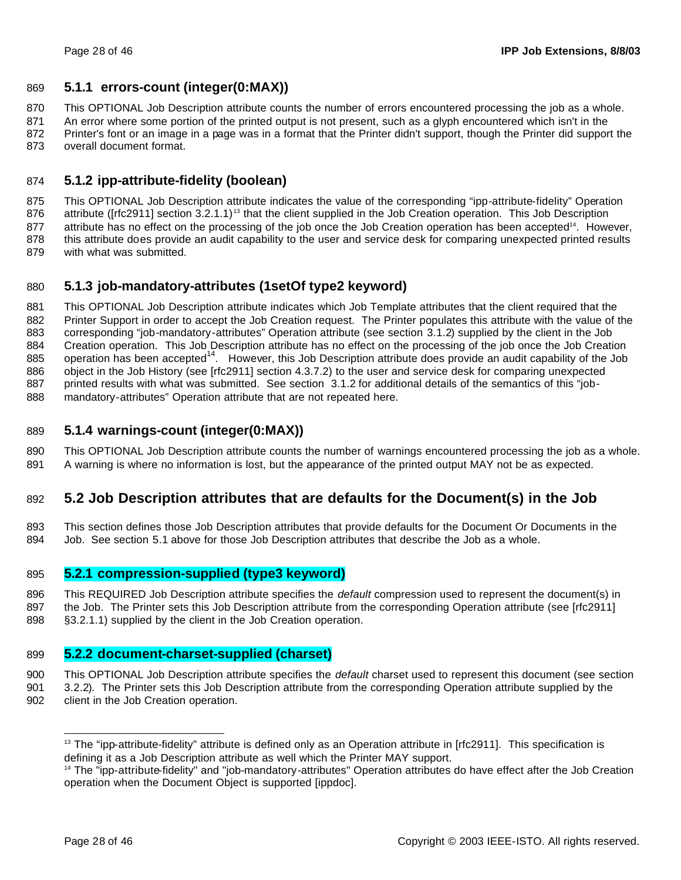### 5.1.1 errors-count (integer(0:MAX))

This OPTIONAL Job Description attribute counts the number of errors encountered processing the job as a whole. An error where some portion of the printed output is not present, such as a glyph encountered which isn't in the Printer's font or an image in a page was in a format that the Printer didn't support, though the Printer did support the overall document format.

### 5.1.2 ipp-attribute-fidelity (boolean)

This OPTIONAL Job Description attribute indicates the value of the corresponding "ipp-attribute-fidelity" Operation attribute ([rfc2911] section 3.2.1.1)[13] that the client supplied in the Job Creation operation. This Job Description attribute has no effect on the processing of the job once the Job Creation operation has been accepted[14]. However, this attribute does provide an audit capability to the user and service desk for comparing unexpected printed results with what was submitted.

### 5.1.3 job-mandatory-attributes (1setOf type2 keyword)

This OPTIONAL Job Description attribute indicates which Job Template attributes that the client required that the Printer Support in order to accept the Job Creation request. The Printer populates this attribute with the value of the corresponding "job-mandatory-attributes" Operation attribute (see section 3.1.2) supplied by the client in the Job Creation operation. This Job Description attribute has no effect on the processing of the job once the Job Creation operation has been accepted[14]. However, this Job Description attribute does provide an audit capability of the Job object in the Job History (see [rfc2911] section 4.3.7.2) to the user and service desk for comparing unexpected printed results with what was submitted. See section 3.1.2 for additional details of the semantics of this "job-mandatory-attributes" Operation attribute that are not repeated here.

### 5.1.4 warnings-count (integer(0:MAX))

This OPTIONAL Job Description attribute counts the number of warnings encountered processing the job as a whole. A warning is where no information is lost, but the appearance of the printed output MAY not be as expected.

## 5.2 Job Description attributes that are defaults for the Document(s) in the Job

This section defines those Job Description attributes that provide defaults for the Document Or Documents in the Job. See section 5.1 above for those Job Description attributes that describe the Job as a whole.

### 5.2.1 compression-supplied (type3 keyword)

This REQUIRED Job Description attribute specifies the *default* compression used to represent the document(s) in the Job. The Printer sets this Job Description attribute from the corresponding Operation attribute (see [rfc2911] §3.2.1.1) supplied by the client in the Job Creation operation.

### 5.2.2 document-charset-supplied (charset)

This OPTIONAL Job Description attribute specifies the *default* charset used to represent this document (see section 3.2.2). The Printer sets this Job Description attribute from the corresponding Operation attribute supplied by the client in the Job Creation operation.

---

[13] The "ipp-attribute-fidelity" attribute is defined only as an Operation attribute in [rfc2911]. This specification is defining it as a Job Description attribute as well which the Printer MAY support.

[14] The "ipp-attribute-fidelity" and "job-mandatory-attributes" Operation attributes do have effect after the Job Creation operation when the Document Object is supported [ippdoc].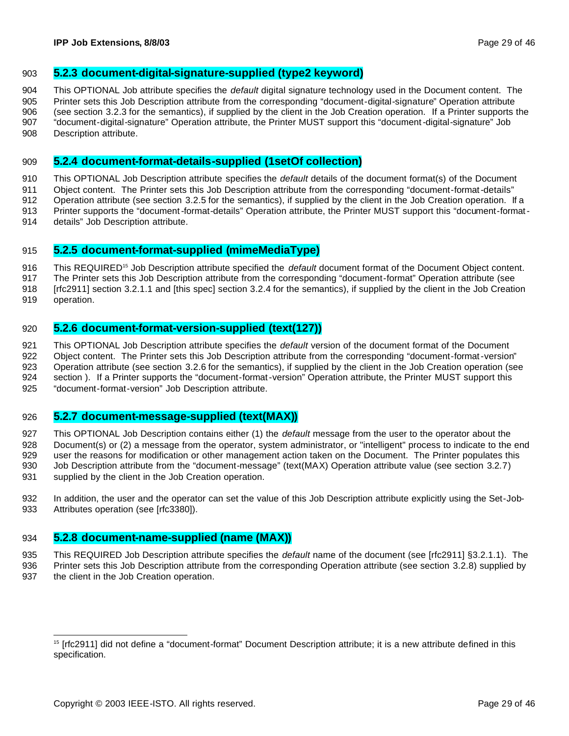### 5.2.3 document-digital-signature-supplied (type2 keyword)

This OPTIONAL Job attribute specifies the *default* digital signature technology used in the Document content. The Printer sets this Job Description attribute from the corresponding "document-digital-signature" Operation attribute (see section 3.2.3 for the semantics), if supplied by the client in the Job Creation operation. If a Printer supports the "document-digital-signature" Operation attribute, the Printer MUST support this "document-digital-signature" Job Description attribute.

### 5.2.4 document-format-details-supplied (1setOf collection)

This OPTIONAL Job Description attribute specifies the *default* details of the document format(s) of the Document Object content. The Printer sets this Job Description attribute from the corresponding "document-format-details" Operation attribute (see section 3.2.5 for the semantics), if supplied by the client in the Job Creation operation. If a Printer supports the "document-format-details" Operation attribute, the Printer MUST support this "document-format-details" Job Description attribute.

### 5.2.5 document-format-supplied (mimeMediaType)

This REQUIRED[15] Job Description attribute specified the *default* document format of the Document Object content. The Printer sets this Job Description attribute from the corresponding "document-format" Operation attribute (see [rfc2911] section 3.2.1.1 and [this spec] section 3.2.4 for the semantics), if supplied by the client in the Job Creation operation.

### 5.2.6 document-format-version-supplied (text(127))

This OPTIONAL Job Description attribute specifies the *default* version of the document format of the Document Object content. The Printer sets this Job Description attribute from the corresponding "document-format-version" Operation attribute (see section 3.2.6 for the semantics), if supplied by the client in the Job Creation operation (see section ). If a Printer supports the "document-format-version" Operation attribute, the Printer MUST support this "document-format-version" Job Description attribute.

### 5.2.7 document-message-supplied (text(MAX))

This OPTIONAL Job Description contains either (1) the *default* message from the user to the operator about the Document(s) or (2) a message from the operator, system administrator, or "intelligent" process to indicate to the end user the reasons for modification or other management action taken on the Document. The Printer populates this Job Description attribute from the "document-message" (text(MAX) Operation attribute value (see section 3.2.7) supplied by the client in the Job Creation operation.

In addition, the user and the operator can set the value of this Job Description attribute explicitly using the Set-Job-Attributes operation (see [rfc3380]).

### 5.2.8 document-name-supplied (name (MAX))

This REQUIRED Job Description attribute specifies the *default* name of the document (see [rfc2911] §3.2.1.1). The Printer sets this Job Description attribute from the corresponding Operation attribute (see section 3.2.8) supplied by the client in the Job Creation operation.

---

[15] [rfc2911] did not define a "document-format" Document Description attribute; it is a new attribute defined in this specification.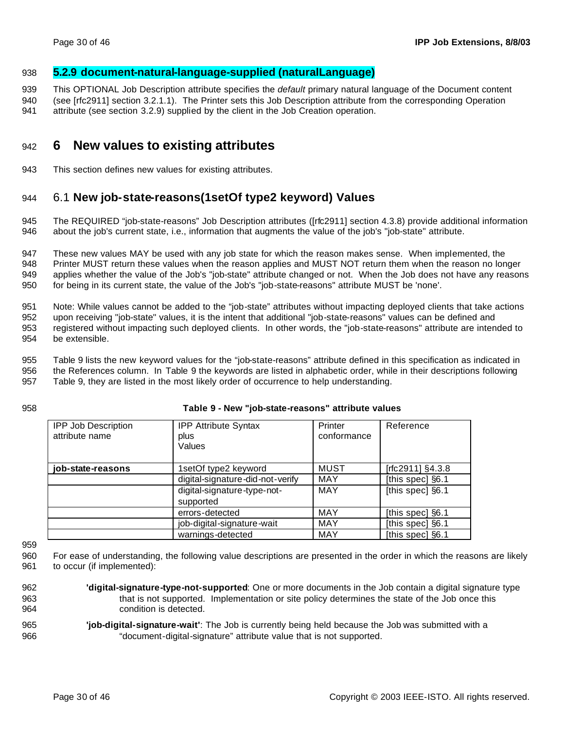### 5.2.9 document-natural-language-supplied (naturalLanguage)

This OPTIONAL Job Description attribute specifies the *default* primary natural language of the Document content (see [rfc2911] section 3.2.1.1). The Printer sets this Job Description attribute from the corresponding Operation attribute (see section 3.2.9) supplied by the client in the Job Creation operation.

# 6 New values to existing attributes

This section defines new values for existing attributes.

## 6.1 New job-state-reasons(1setOf type2 keyword) Values

The REQUIRED "job-state-reasons" Job Description attributes ([rfc2911] section 4.3.8) provide additional information about the job's current state, i.e., information that augments the value of the job's "job-state" attribute.

These new values MAY be used with any job state for which the reason makes sense. When implemented, the Printer MUST return these values when the reason applies and MUST NOT return them when the reason no longer applies whether the value of the Job's "job-state" attribute changed or not. When the Job does not have any reasons for being in its current state, the value of the Job's "job-state-reasons" attribute MUST be 'none'.

Note: While values cannot be added to the "job-state" attributes without impacting deployed clients that take actions upon receiving "job-state" values, it is the intent that additional "job-state-reasons" values can be defined and registered without impacting such deployed clients. In other words, the "job-state-reasons" attribute are intended to be extensible.

Table 9 lists the new keyword values for the "job-state-reasons" attribute defined in this specification as indicated in the References column. In Table 9 the keywords are listed in alphabetic order, while in their descriptions following Table 9, they are listed in the most likely order of occurrence to help understanding.

**Table 9 - New "job-state-reasons" attribute values**

| IPP Job Description attribute name | IPP Attribute Syntax plus Values | Printer conformance | Reference |
|---|---|---|---|
| **job-state-reasons** | 1setOf type2 keyword | MUST | [rfc2911] §4.3.8 |
| | digital-signature-did-not-verify | MAY | [this spec] §6.1 |
| | digital-signature-type-not-supported | MAY | [this spec] §6.1 |
| | errors-detected | MAY | [this spec] §6.1 |
| | job-digital-signature-wait | MAY | [this spec] §6.1 |
| | warnings-detected | MAY | [this spec] §6.1 |

For ease of understanding, the following value descriptions are presented in the order in which the reasons are likely to occur (if implemented):

**'digital-signature-type-not-supported**: One or more documents in the Job contain a digital signature type that is not supported. Implementation or site policy determines the state of the Job once this condition is detected.

**'job-digital-signature-wait'**: The Job is currently being held because the Job was submitted with a "document-digital-signature" attribute value that is not supported.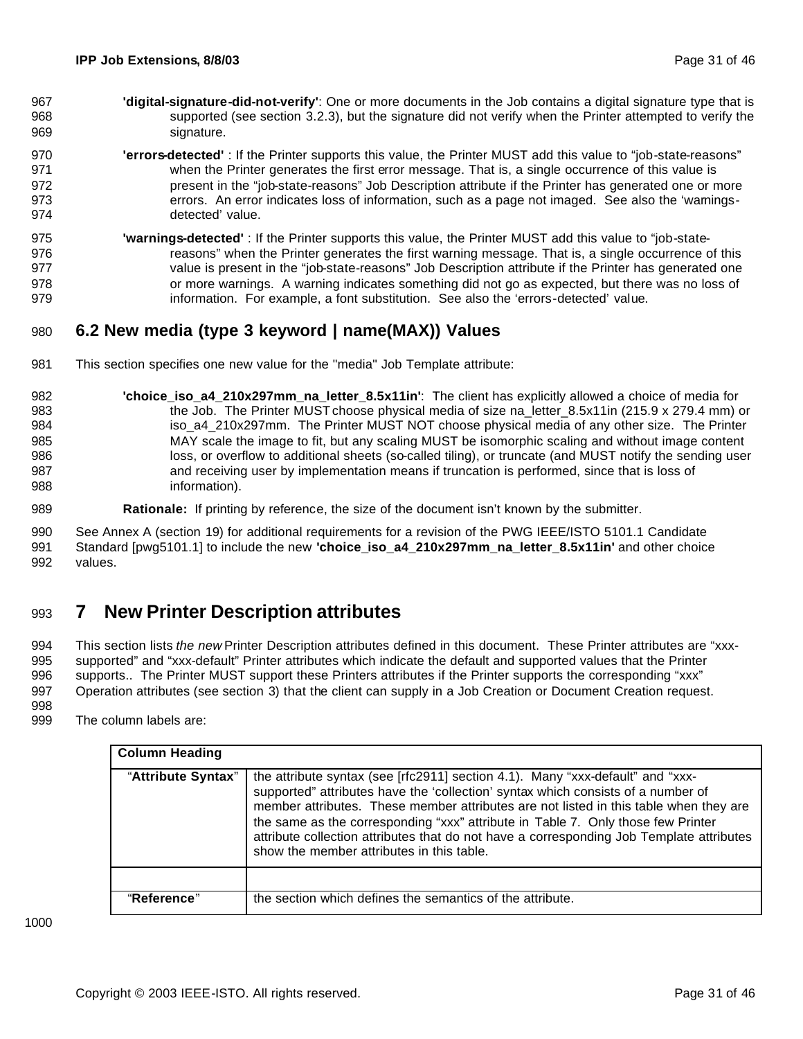**'digital-signature-did-not-verify'**: One or more documents in the Job contains a digital signature type that is supported (see section 3.2.3), but the signature did not verify when the Printer attempted to verify the signature.

**'errors-detected'** : If the Printer supports this value, the Printer MUST add this value to "job-state-reasons" when the Printer generates the first error message. That is, a single occurrence of this value is present in the "job-state-reasons" Job Description attribute if the Printer has generated one or more errors. An error indicates loss of information, such as a page not imaged. See also the 'warnings-detected' value.

**'warnings-detected'** : If the Printer supports this value, the Printer MUST add this value to "job-state-reasons" when the Printer generates the first warning message. That is, a single occurrence of this value is present in the "job-state-reasons" Job Description attribute if the Printer has generated one or more warnings. A warning indicates something did not go as expected, but there was no loss of information. For example, a font substitution. See also the 'errors-detected' value.

## 6.2 New media (type 3 keyword | name(MAX)) Values

This section specifies one new value for the "media" Job Template attribute:

**'choice_iso_a4_210x297mm_na_letter_8.5x11in'**: The client has explicitly allowed a choice of media for the Job. The Printer MUST choose physical media of size na_letter_8.5x11in (215.9 x 279.4 mm) or iso_a4_210x297mm. The Printer MUST NOT choose physical media of any other size. The Printer MAY scale the image to fit, but any scaling MUST be isomorphic scaling and without image content loss, or overflow to additional sheets (so-called tiling), or truncate (and MUST notify the sending user and receiving user by implementation means if truncation is performed, since that is loss of information).

**Rationale:** If printing by reference, the size of the document isn't known by the submitter.

See Annex A (section 19) for additional requirements for a revision of the PWG IEEE/ISTO 5101.1 Candidate Standard [pwg5101.1] to include the new **'choice_iso_a4_210x297mm_na_letter_8.5x11in'** and other choice values.

# 7 New Printer Description attributes

This section lists *the new* Printer Description attributes defined in this document. These Printer attributes are "xxx-supported" and "xxx-default" Printer attributes which indicate the default and supported values that the Printer supports.. The Printer MUST support these Printers attributes if the Printer supports the corresponding "xxx" Operation attributes (see section 3) that the client can supply in a Job Creation or Document Creation request.

The column labels are:

| Column Heading | |
|---|---|
| "**Attribute Syntax**" | the attribute syntax (see [rfc2911] section 4.1). Many "xxx-default" and "xxx-supported" attributes have the 'collection' syntax which consists of a number of member attributes. These member attributes are not listed in this table when they are the same as the corresponding "xxx" attribute in Table 7. Only those few Printer attribute collection attributes that do not have a corresponding Job Template attributes show the member attributes in this table. |
| | |
| "**Reference**" | the section which defines the semantics of the attribute. |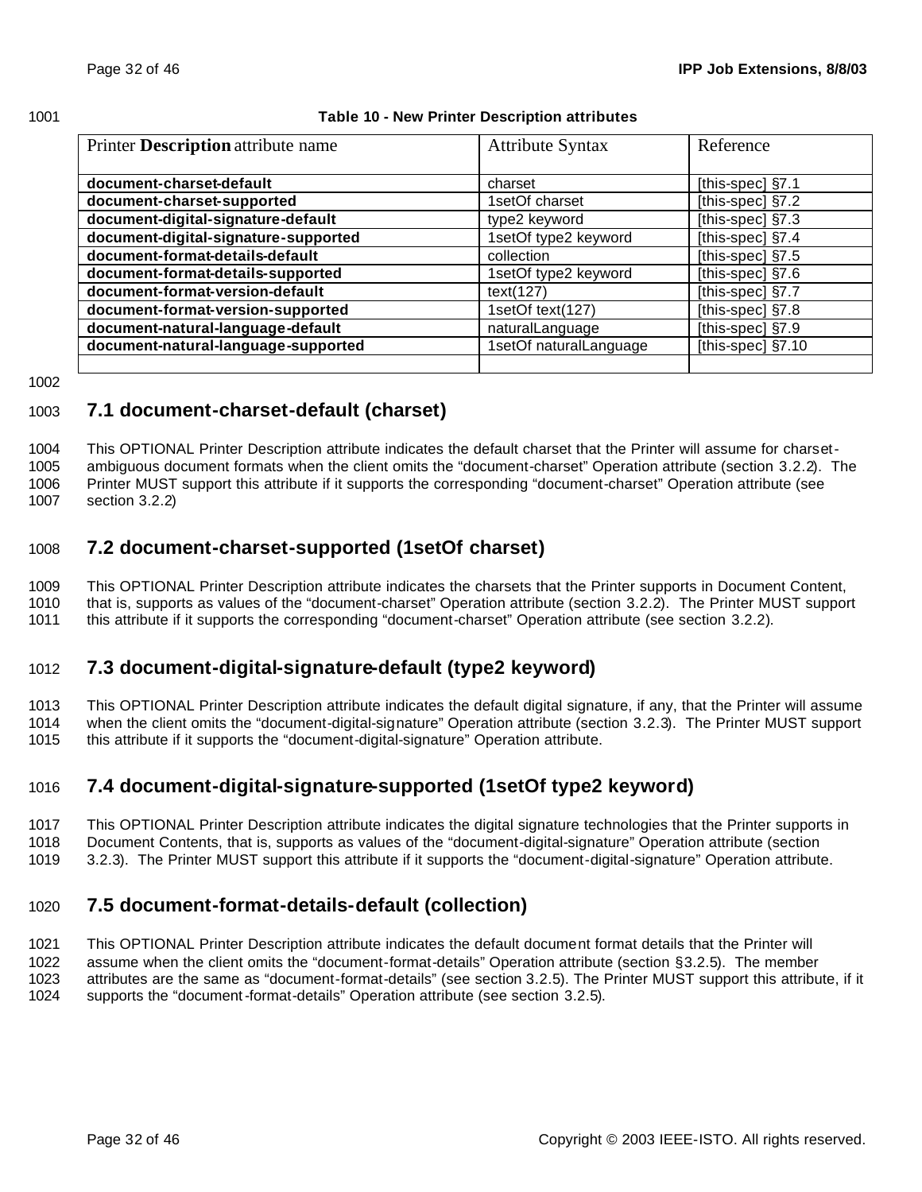**Table 10 - New Printer Description attributes**

| Printer **Description** attribute name | Attribute Syntax | Reference |
|---|---|---|
| **document-charset-default** | charset | [this-spec] §7.1 |
| **document-charset-supported** | 1setOf charset | [this-spec] §7.2 |
| **document-digital-signature-default** | type2 keyword | [this-spec] §7.3 |
| **document-digital-signature-supported** | 1setOf type2 keyword | [this-spec] §7.4 |
| **document-format-details-default** | collection | [this-spec] §7.5 |
| **document-format-details-supported** | 1setOf type2 keyword | [this-spec] §7.6 |
| **document-format-version-default** | text(127) | [this-spec] §7.7 |
| **document-format-version-supported** | 1setOf text(127) | [this-spec] §7.8 |
| **document-natural-language-default** | naturalLanguage | [this-spec] §7.9 |
| **document-natural-language-supported** | 1setOf naturalLanguage | [this-spec] §7.10 |
| | | |

## 7.1 document-charset-default (charset)

This OPTIONAL Printer Description attribute indicates the default charset that the Printer will assume for charset-ambiguous document formats when the client omits the "document-charset" Operation attribute (section 3.2.2). The Printer MUST support this attribute if it supports the corresponding "document-charset" Operation attribute (see section 3.2.2)

## 7.2 document-charset-supported (1setOf charset)

This OPTIONAL Printer Description attribute indicates the charsets that the Printer supports in Document Content, that is, supports as values of the "document-charset" Operation attribute (section 3.2.2). The Printer MUST support this attribute if it supports the corresponding "document-charset" Operation attribute (see section 3.2.2).

## 7.3 document-digital-signature-default (type2 keyword)

This OPTIONAL Printer Description attribute indicates the default digital signature, if any, that the Printer will assume when the client omits the "document-digital-signature" Operation attribute (section 3.2.3). The Printer MUST support this attribute if it supports the "document-digital-signature" Operation attribute.

## 7.4 document-digital-signature-supported (1setOf type2 keyword)

This OPTIONAL Printer Description attribute indicates the digital signature technologies that the Printer supports in Document Contents, that is, supports as values of the "document-digital-signature" Operation attribute (section 3.2.3). The Printer MUST support this attribute if it supports the "document-digital-signature" Operation attribute.

## 7.5 document-format-details-default (collection)

This OPTIONAL Printer Description attribute indicates the default document format details that the Printer will assume when the client omits the "document-format-details" Operation attribute (section §3.2.5). The member attributes are the same as "document-format-details" (see section 3.2.5). The Printer MUST support this attribute, if it supports the "document-format-details" Operation attribute (see section 3.2.5).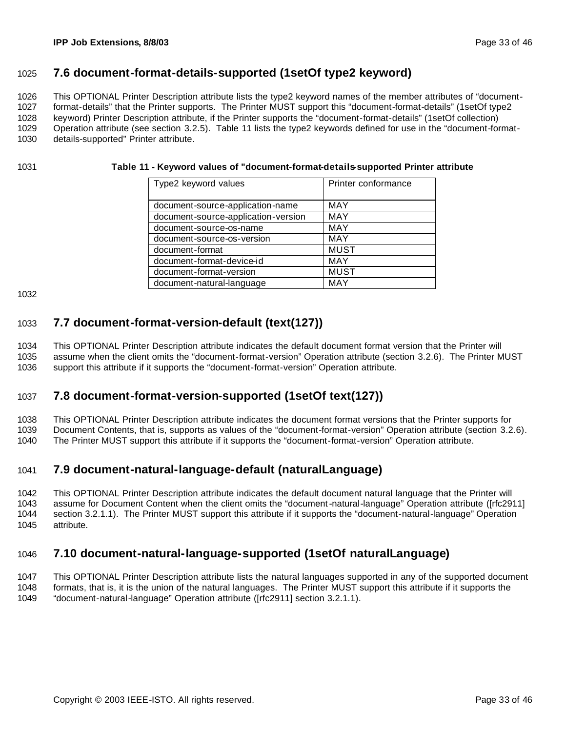## 7.6 document-format-details-supported (1setOf type2 keyword)

This OPTIONAL Printer Description attribute lists the type2 keyword names of the member attributes of "document-format-details" that the Printer supports. The Printer MUST support this "document-format-details" (1setOf type2 keyword) Printer Description attribute, if the Printer supports the "document-format-details" (1setOf collection) Operation attribute (see section 3.2.5). Table 11 lists the type2 keywords defined for use in the "document-format-details-supported" Printer attribute.

**Table 11 - Keyword values of "document-format-details-supported Printer attribute**

| Type2 keyword values | Printer conformance |
|---|---|
| document-source-application-name | MAY |
| document-source-application-version | MAY |
| document-source-os-name | MAY |
| document-source-os-version | MAY |
| document-format | MUST |
| document-format-device-id | MAY |
| document-format-version | MUST |
| document-natural-language | MAY |

## 7.7 document-format-version-default (text(127))

This OPTIONAL Printer Description attribute indicates the default document format version that the Printer will assume when the client omits the "document-format-version" Operation attribute (section 3.2.6). The Printer MUST support this attribute if it supports the "document-format-version" Operation attribute.

## 7.8 document-format-version-supported (1setOf text(127))

This OPTIONAL Printer Description attribute indicates the document format versions that the Printer supports for Document Contents, that is, supports as values of the "document-format-version" Operation attribute (section 3.2.6). The Printer MUST support this attribute if it supports the "document-format-version" Operation attribute.

## 7.9 document-natural-language-default (naturalLanguage)

This OPTIONAL Printer Description attribute indicates the default document natural language that the Printer will assume for Document Content when the client omits the "document-natural-language" Operation attribute ([rfc2911] section 3.2.1.1). The Printer MUST support this attribute if it supports the "document-natural-language" Operation attribute.

## 7.10 document-natural-language-supported (1setOf naturalLanguage)

This OPTIONAL Printer Description attribute lists the natural languages supported in any of the supported document formats, that is, it is the union of the natural languages. The Printer MUST support this attribute if it supports the "document-natural-language" Operation attribute ([rfc2911] section 3.2.1.1).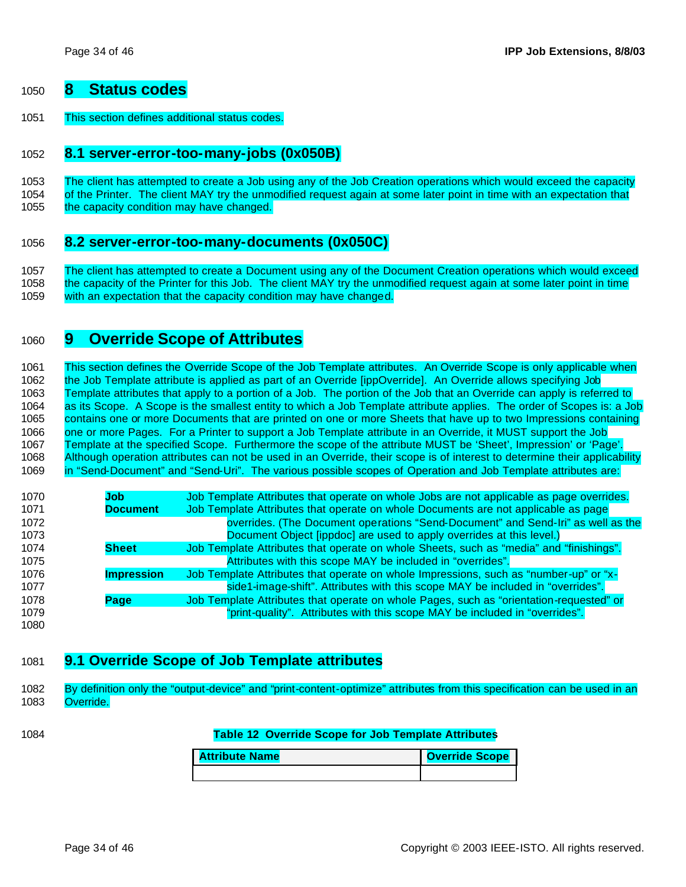# 8 Status codes

This section defines additional status codes.

## 8.1 server-error-too-many-jobs (0x050B)

The client has attempted to create a Job using any of the Job Creation operations which would exceed the capacity of the Printer. The client MAY try the unmodified request again at some later point in time with an expectation that the capacity condition may have changed.

## 8.2 server-error-too-many-documents (0x050C)

The client has attempted to create a Document using any of the Document Creation operations which would exceed the capacity of the Printer for this Job. The client MAY try the unmodified request again at some later point in time with an expectation that the capacity condition may have changed.

# 9 Override Scope of Attributes

This section defines the Override Scope of the Job Template attributes. An Override Scope is only applicable when the Job Template attribute is applied as part of an Override [ippOverride]. An Override allows specifying Job Template attributes that apply to a portion of a Job. The portion of the Job that an Override can apply is referred to as its Scope. A Scope is the smallest entity to which a Job Template attribute applies. The order of Scopes is: a Job contains one or more Documents that are printed on one or more Sheets that have up to two Impressions containing one or more Pages. For a Printer to support a Job Template attribute in an Override, it MUST support the Job Template at the specified Scope. Furthermore the scope of the attribute MUST be 'Sheet', Impression' or 'Page'. Although operation attributes can not be used in an Override, their scope is of interest to determine their applicability in "Send-Document" and "Send-Uri". The various possible scopes of Operation and Job Template attributes are:

**Job** Job Template Attributes that operate on whole Jobs are not applicable as page overrides.

**Document** Job Template Attributes that operate on whole Documents are not applicable as page overrides. (The Document operations "Send-Document" and Send-Iri" as well as the Document Object [ippdoc] are used to apply overrides at this level.)

**Sheet** Job Template Attributes that operate on whole Sheets, such as "media" and "finishings". Attributes with this scope MAY be included in "overrides".

**Impression** Job Template Attributes that operate on whole Impressions, such as "number-up" or "x-side1-image-shift". Attributes with this scope MAY be included in "overrides".

**Page** Job Template Attributes that operate on whole Pages, such as "orientation-requested" or "print-quality". Attributes with this scope MAY be included in "overrides".

## 9.1 Override Scope of Job Template attributes

By definition only the "output-device" and "print-content-optimize" attributes from this specification can be used in an Override.

**Table 12 Override Scope for Job Template Attributes**

| Attribute Name | Override Scope |
|---|---|
| | |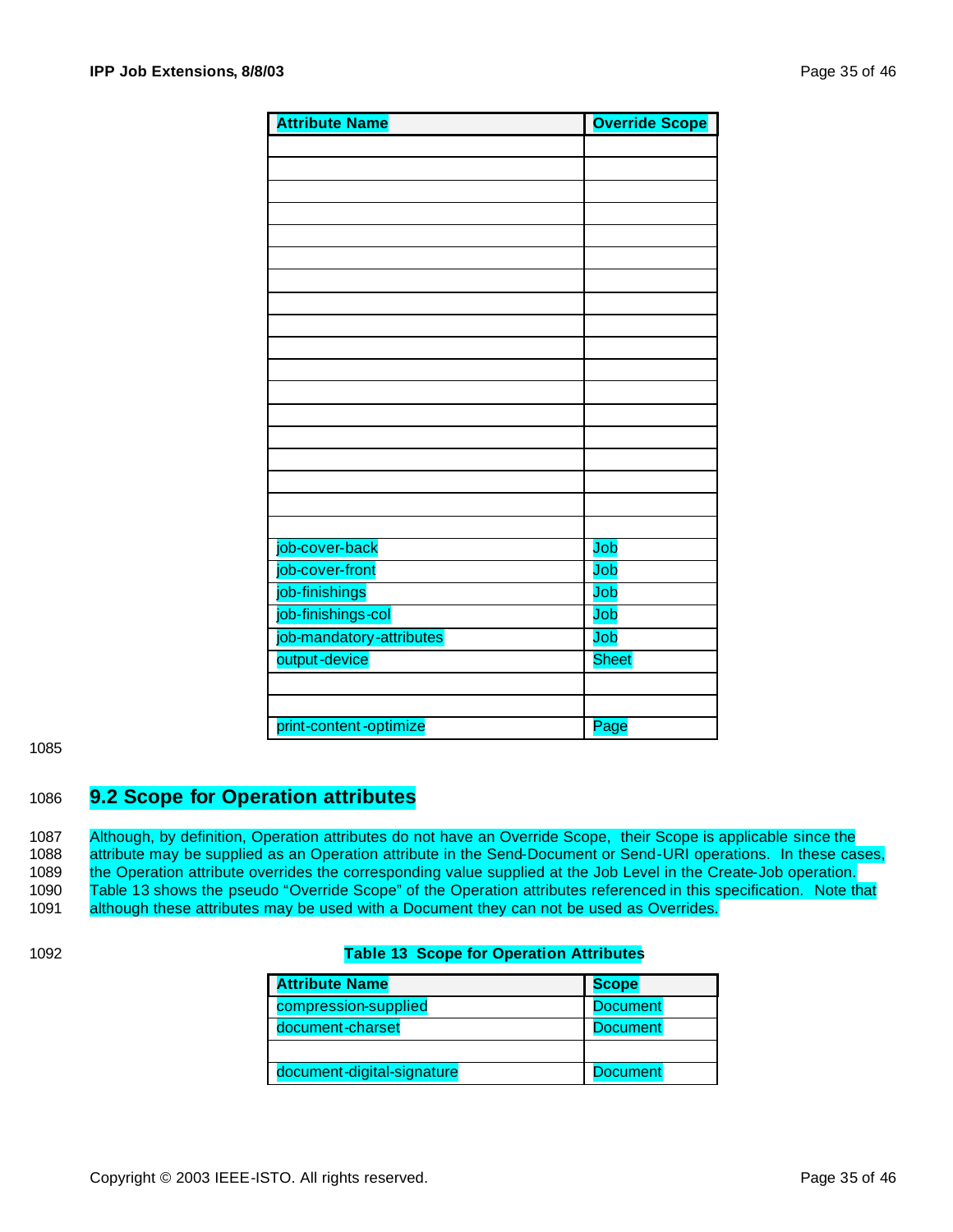| Attribute Name | Override Scope |
|---|---|
| | |
| | |
| | |
| | |
| | |
| | |
| | |
| | |
| | |
| | |
| | |
| | |
| | |
| | |
| | |
| | |
| | |
| | |
| job-cover-back | Job |
| job-cover-front | Job |
| job-finishings | Job |
| job-finishings-col | Job |
| job-mandatory-attributes | Job |
| output-device | Sheet |
| | |
| | |
| print-content-optimize | Page |

## 9.2 Scope for Operation attributes

Although, by definition, Operation attributes do not have an Override Scope, their Scope is applicable since the attribute may be supplied as an Operation attribute in the Send-Document or Send-URI operations. In these cases, the Operation attribute overrides the corresponding value supplied at the Job Level in the Create-Job operation. Table 13 shows the pseudo "Override Scope" of the Operation attributes referenced in this specification. Note that although these attributes may be used with a Document they can not be used as Overrides.

**Table 13 Scope for Operation Attributes**

| Attribute Name | Scope |
|---|---|
| compression-supplied | Document |
| document-charset | Document |
| | |
| document-digital-signature | Document |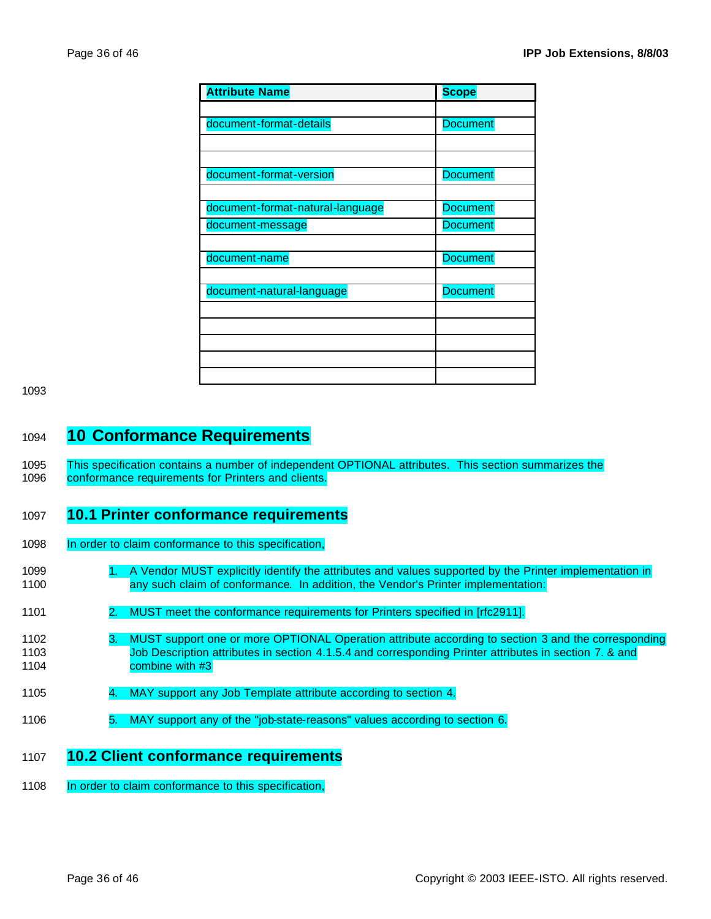| Attribute Name | Scope |
| --- | --- |
| | |
| document-format-details | Document |
| | |
| | |
| document-format-version | Document |
| | |
| document-format-natural-language | Document |
| document-message | Document |
| | |
| document-name | Document |
| | |
| document-natural-language | Document |
| | |
| | |
| | |
| | |
| | |

# 10 Conformance Requirements

This specification contains a number of independent OPTIONAL attributes. This section summarizes the conformance requirements for Printers and clients.

## 10.1 Printer conformance requirements

In order to claim conformance to this specification,

1. A Vendor MUST explicitly identify the attributes and values supported by the Printer implementation in any such claim of conformance. In addition, the Vendor's Printer implementation:
2. MUST meet the conformance requirements for Printers specified in [rfc2911].
3. MUST support one or more OPTIONAL Operation attribute according to section 3 and the corresponding Job Description attributes in section 4.1.5.4 and corresponding Printer attributes in section 7. & and combine with #3
4. MAY support any Job Template attribute according to section 4.
5. MAY support any of the "job-state-reasons" values according to section 6.

## 10.2 Client conformance requirements

In order to claim conformance to this specification,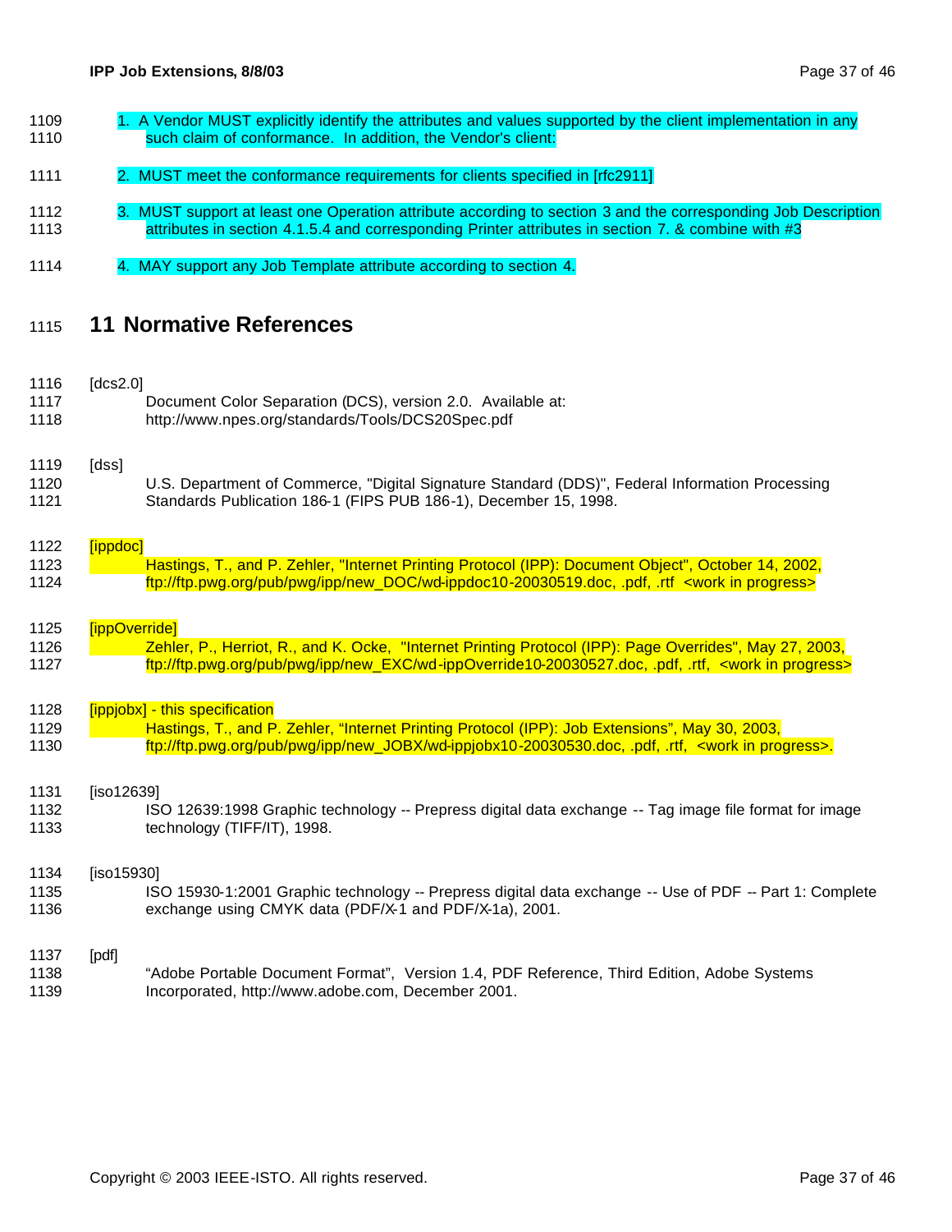1. A Vendor MUST explicitly identify the attributes and values supported by the client implementation in any such claim of conformance. In addition, the Vendor's client:
2. MUST meet the conformance requirements for clients specified in [rfc2911]
3. MUST support at least one Operation attribute according to section 3 and the corresponding Job Description attributes in section 4.1.5.4 and corresponding Printer attributes in section 7. & combine with #3
4. MAY support any Job Template attribute according to section 4.

# 11 Normative References

[dcs2.0]
Document Color Separation (DCS), version 2.0. Available at: http://www.npes.org/standards/Tools/DCS20Spec.pdf

[dss]
U.S. Department of Commerce, "Digital Signature Standard (DDS)", Federal Information Processing Standards Publication 186-1 (FIPS PUB 186-1), December 15, 1998.

[ippdoc]
Hastings, T., and P. Zehler, "Internet Printing Protocol (IPP): Document Object", October 14, 2002, ftp://ftp.pwg.org/pub/pwg/ipp/new_DOC/wd-ippdoc10-20030519.doc, .pdf, .rtf <work in progress>

[ippOverride]
Zehler, P., Herriot, R., and K. Ocke, "Internet Printing Protocol (IPP): Page Overrides", May 27, 2003, ftp://ftp.pwg.org/pub/pwg/ipp/new_EXC/wd-ippOverride10-20030527.doc, .pdf, .rtf, <work in progress>

[ippjobx] - this specification
Hastings, T., and P. Zehler, "Internet Printing Protocol (IPP): Job Extensions", May 30, 2003, ftp://ftp.pwg.org/pub/pwg/ipp/new_JOBX/wd-ippjobx10-20030530.doc, .pdf, .rtf, <work in progress>.

[iso12639]
ISO 12639:1998 Graphic technology -- Prepress digital data exchange -- Tag image file format for image technology (TIFF/IT), 1998.

[iso15930]
ISO 15930-1:2001 Graphic technology -- Prepress digital data exchange -- Use of PDF -- Part 1: Complete exchange using CMYK data (PDF/X-1 and PDF/X-1a), 2001.

[pdf]
"Adobe Portable Document Format", Version 1.4, PDF Reference, Third Edition, Adobe Systems Incorporated, http://www.adobe.com, December 2001.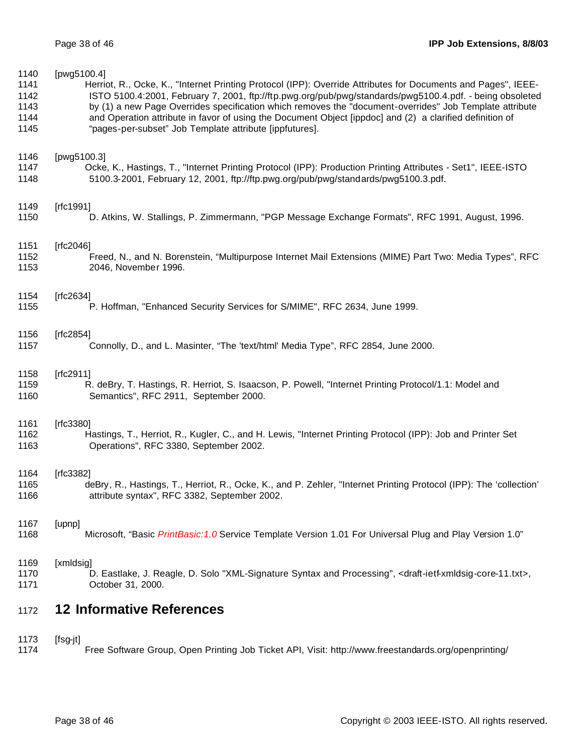[pwg5100.4]

Herriot, R., Ocke, K., "Internet Printing Protocol (IPP): Override Attributes for Documents and Pages", IEEE-ISTO 5100.4:2001, February 7, 2001, ftp://ftp.pwg.org/pub/pwg/standards/pwg5100.4.pdf. - being obsoleted by (1) a new Page Overrides specification which removes the "document-overrides" Job Template attribute and Operation attribute in favor of using the Document Object [ippdoc] and (2) a clarified definition of "pages-per-subset" Job Template attribute [ippfutures].

[pwg5100.3]

Ocke, K., Hastings, T., "Internet Printing Protocol (IPP): Production Printing Attributes - Set1", IEEE-ISTO 5100.3-2001, February 12, 2001, ftp://ftp.pwg.org/pub/pwg/standards/pwg5100.3.pdf.

[rfc1991]

D. Atkins, W. Stallings, P. Zimmermann, "PGP Message Exchange Formats", RFC 1991, August, 1996.

[rfc2046]

Freed, N., and N. Borenstein, "Multipurpose Internet Mail Extensions (MIME) Part Two: Media Types", RFC 2046, November 1996.

[rfc2634]

P. Hoffman, "Enhanced Security Services for S/MIME", RFC 2634, June 1999.

[rfc2854]

Connolly, D., and L. Masinter, "The 'text/html' Media Type", RFC 2854, June 2000.

[rfc2911]

R. deBry, T. Hastings, R. Herriot, S. Isaacson, P. Powell, "Internet Printing Protocol/1.1: Model and Semantics", RFC 2911, September 2000.

[rfc3380]

Hastings, T., Herriot, R., Kugler, C., and H. Lewis, "Internet Printing Protocol (IPP): Job and Printer Set Operations", RFC 3380, September 2002.

[rfc3382]

deBry, R., Hastings, T., Herriot, R., Ocke, K., and P. Zehler, "Internet Printing Protocol (IPP): The 'collection' attribute syntax", RFC 3382, September 2002.

[upnp]

Microsoft, "Basic *PrintBasic:1.0* Service Template Version 1.01 For Universal Plug and Play Version 1.0"

[xmldsig]

D. Eastlake, J. Reagle, D. Solo "XML-Signature Syntax and Processing", <draft-ietf-xmldsig-core-11.txt>, October 31, 2000.

# 12 Informative References

[fsg-jt]

Free Software Group, Open Printing Job Ticket API, Visit: http://www.freestandards.org/openprinting/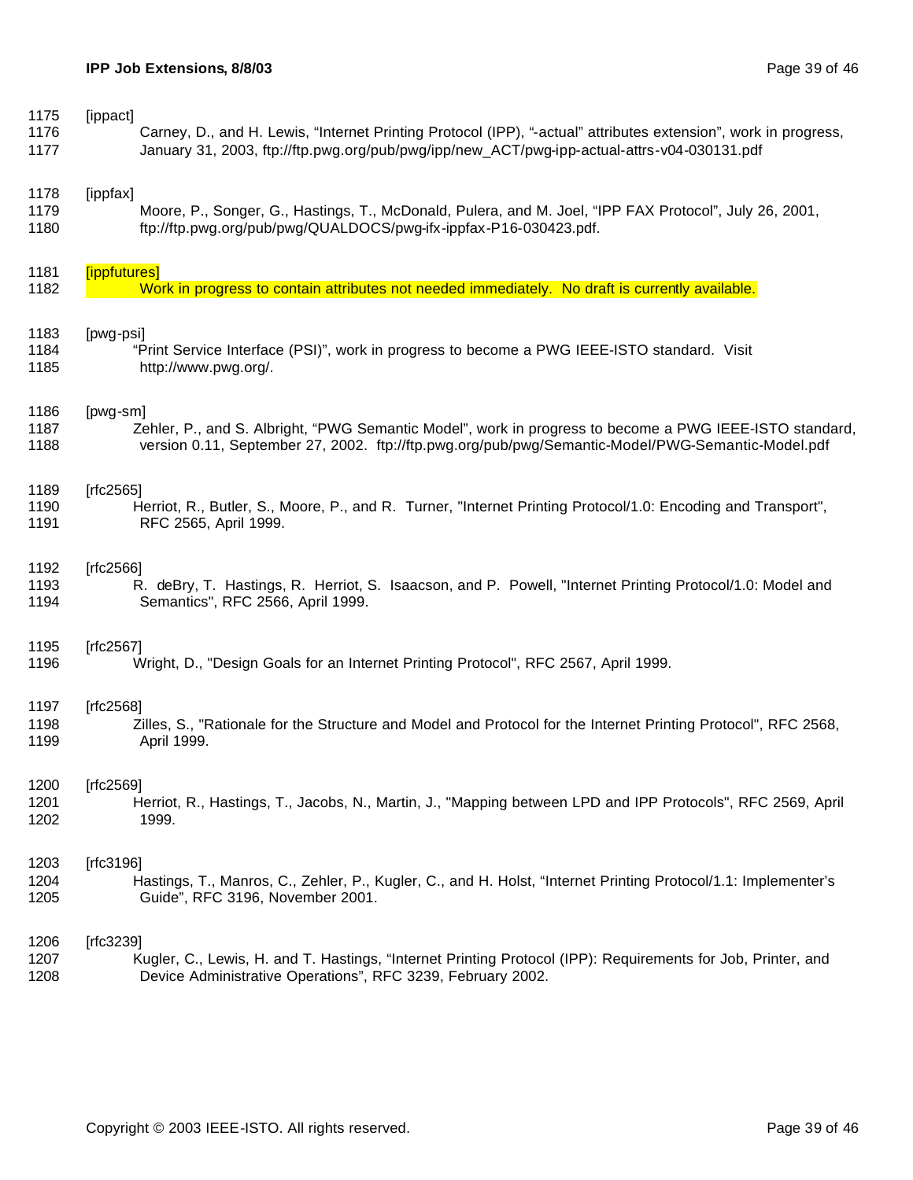[ippact]
Carney, D., and H. Lewis, “Internet Printing Protocol (IPP), “-actual” attributes extension”, work in progress, January 31, 2003, ftp://ftp.pwg.org/pub/pwg/ipp/new_ACT/pwg-ipp-actual-attrs-v04-030131.pdf

[ippfax]
Moore, P., Songer, G., Hastings, T., McDonald, Pulera, and M. Joel, “IPP FAX Protocol”, July 26, 2001, ftp://ftp.pwg.org/pub/pwg/QUALDOCS/pwg-ifx-ippfax-P16-030423.pdf.

[ippfutures]
Work in progress to contain attributes not needed immediately. No draft is currently available.

[pwg-psi]
“Print Service Interface (PSI)”, work in progress to become a PWG IEEE-ISTO standard. Visit http://www.pwg.org/.

[pwg-sm]
Zehler, P., and S. Albright, “PWG Semantic Model”, work in progress to become a PWG IEEE-ISTO standard, version 0.11, September 27, 2002. ftp://ftp.pwg.org/pub/pwg/Semantic-Model/PWG-Semantic-Model.pdf

[rfc2565]
Herriot, R., Butler, S., Moore, P., and R. Turner, "Internet Printing Protocol/1.0: Encoding and Transport", RFC 2565, April 1999.

[rfc2566]
R. deBry, T. Hastings, R. Herriot, S. Isaacson, and P. Powell, "Internet Printing Protocol/1.0: Model and Semantics", RFC 2566, April 1999.

[rfc2567]
Wright, D., "Design Goals for an Internet Printing Protocol", RFC 2567, April 1999.

[rfc2568]
Zilles, S., "Rationale for the Structure and Model and Protocol for the Internet Printing Protocol", RFC 2568, April 1999.

[rfc2569]
Herriot, R., Hastings, T., Jacobs, N., Martin, J., "Mapping between LPD and IPP Protocols", RFC 2569, April 1999.

[rfc3196]
Hastings, T., Manros, C., Zehler, P., Kugler, C., and H. Holst, “Internet Printing Protocol/1.1: Implementer's Guide”, RFC 3196, November 2001.

[rfc3239]
Kugler, C., Lewis, H. and T. Hastings, “Internet Printing Protocol (IPP): Requirements for Job, Printer, and Device Administrative Operations”, RFC 3239, February 2002.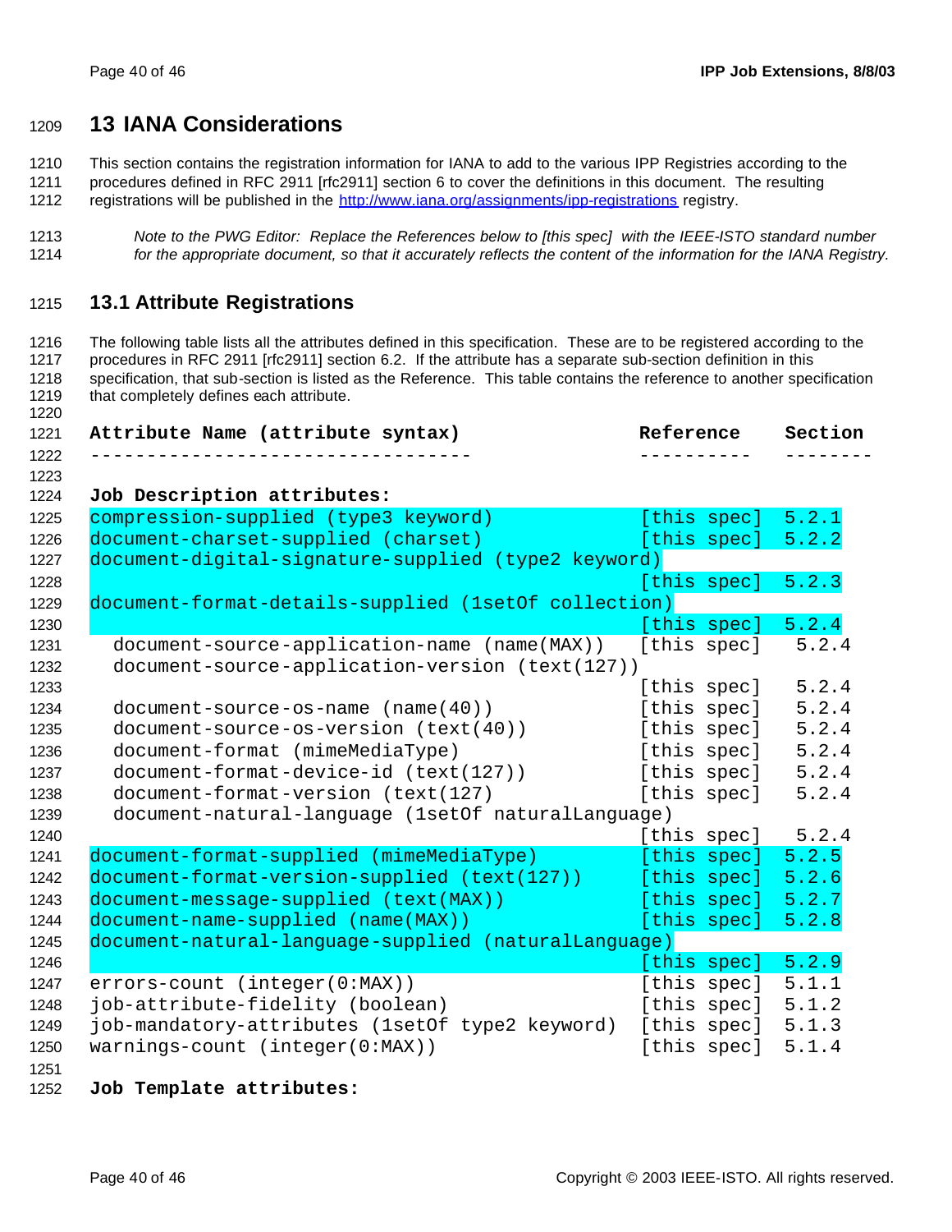# 13 IANA Considerations

This section contains the registration information for IANA to add to the various IPP Registries according to the procedures defined in RFC 2911 [rfc2911] section 6 to cover the definitions in this document. The resulting registrations will be published in the http://www.iana.org/assignments/ipp-registrations registry.

*Note to the PWG Editor: Replace the References below to [this spec] with the IEEE-ISTO standard number for the appropriate document, so that it accurately reflects the content of the information for the IANA Registry.*

## 13.1 Attribute Registrations

The following table lists all the attributes defined in this specification. These are to be registered according to the procedures in RFC 2911 [rfc2911] section 6.2. If the attribute has a separate sub-section definition in this specification, that sub-section is listed as the Reference. This table contains the reference to another specification that completely defines each attribute.

```
Attribute Name (attribute syntax)                   Reference    Section
----------------------------------                  ----------   --------

Job Description attributes:
compression-supplied (type3 keyword)                [this spec]  5.2.1
document-charset-supplied (charset)                 [this spec]  5.2.2
document-digital-signature-supplied (type2 keyword)
                                                    [this spec]  5.2.3
document-format-details-supplied (1setOf collection)
                                                    [this spec]  5.2.4
  document-source-application-name (name(MAX))      [this spec]   5.2.4
  document-source-application-version (text(127))
                                                    [this spec]   5.2.4
  document-source-os-name (name(40))                [this spec]   5.2.4
  document-source-os-version (text(40))             [this spec]   5.2.4
  document-format (mimeMediaType)                   [this spec]   5.2.4
  document-format-device-id (text(127))             [this spec]   5.2.4
  document-format-version (text(127)                [this spec]   5.2.4
  document-natural-language (1setOf naturalLanguage)
                                                    [this spec]   5.2.4
document-format-supplied (mimeMediaType)            [this spec]  5.2.5
document-format-version-supplied (text(127))        [this spec]  5.2.6
document-message-supplied (text(MAX))               [this spec]  5.2.7
document-name-supplied (name(MAX))                  [this spec]  5.2.8
document-natural-language-supplied (naturalLanguage)
                                                    [this spec]  5.2.9
errors-count (integer(0:MAX))                       [this spec]  5.1.1
job-attribute-fidelity (boolean)                    [this spec]  5.1.2
job-mandatory-attributes (1setOf type2 keyword)     [this spec]  5.1.3
warnings-count (integer(0:MAX))                     [this spec]  5.1.4

Job Template attributes:
```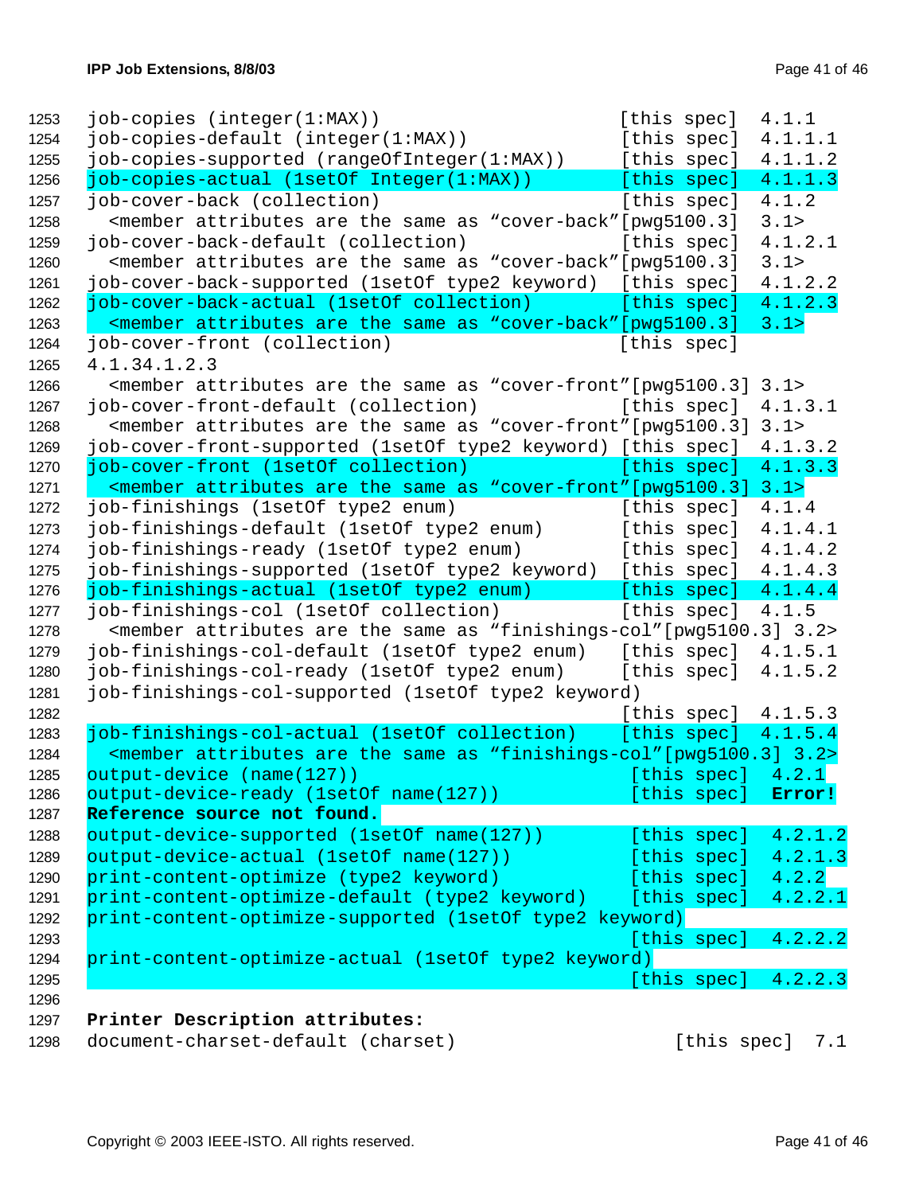```
job-copies (integer(1:MAX))                          [this spec]  4.1.1
job-copies-default (integer(1:MAX))                  [this spec]  4.1.1.1
job-copies-supported (rangeOfInteger(1:MAX))         [this spec]  4.1.1.2
job-copies-actual (1setOf Integer(1:MAX))            [this spec]  4.1.1.3
job-cover-back (collection)                          [this spec]  4.1.2
  <member attributes are the same as "cover-back"[pwg5100.3]  3.1>
job-cover-back-default (collection)                  [this spec]  4.1.2.1
  <member attributes are the same as "cover-back"[pwg5100.3]  3.1>
job-cover-back-supported (1setOf type2 keyword)      [this spec]  4.1.2.2
job-cover-back-actual (1setOf collection)            [this spec]  4.1.2.3
  <member attributes are the same as "cover-back"[pwg5100.3]  3.1>
job-cover-front (collection)                         [this spec]
4.1.34.1.2.3
  <member attributes are the same as "cover-front"[pwg5100.3] 3.1>
job-cover-front-default (collection)                 [this spec]  4.1.3.1
  <member attributes are the same as "cover-front"[pwg5100.3] 3.1>
job-cover-front-supported (1setOf type2 keyword)     [this spec]  4.1.3.2
job-cover-front (1setOf collection)                  [this spec]  4.1.3.3
  <member attributes are the same as "cover-front"[pwg5100.3] 3.1>
job-finishings (1setOf type2 enum)                   [this spec]  4.1.4
job-finishings-default (1setOf type2 enum)           [this spec]  4.1.4.1
job-finishings-ready (1setOf type2 enum)             [this spec]  4.1.4.2
job-finishings-supported (1setOf type2 keyword)      [this spec]  4.1.4.3
job-finishings-actual (1setOf type2 enum)            [this spec]  4.1.4.4
job-finishings-col (1setOf collection)               [this spec]  4.1.5
  <member attributes are the same as "finishings-col"[pwg5100.3] 3.2>
job-finishings-col-default (1setOf type2 enum)       [this spec]  4.1.5.1
job-finishings-col-ready (1setOf type2 enum)         [this spec]  4.1.5.2
job-finishings-col-supported (1setOf type2 keyword)
                                                     [this spec]  4.1.5.3
job-finishings-col-actual (1setOf collection)        [this spec]  4.1.5.4
  <member attributes are the same as "finishings-col"[pwg5100.3] 3.2>
output-device (name(127))                             [this spec]  4.2.1
output-device-ready (1setOf name(127))                [this spec]  Error!
Reference source not found.
output-device-supported (1setOf name(127))            [this spec]  4.2.1.2
output-device-actual (1setOf name(127))               [this spec]  4.2.1.3
print-content-optimize (type2 keyword)                [this spec]  4.2.2
print-content-optimize-default (type2 keyword)        [this spec]  4.2.2.1
print-content-optimize-supported (1setOf type2 keyword)
                                                      [this spec]  4.2.2.2
print-content-optimize-actual (1setOf type2 keyword)
                                                      [this spec]  4.2.2.3

Printer Description attributes:
document-charset-default (charset)                         [this spec]  7.1
```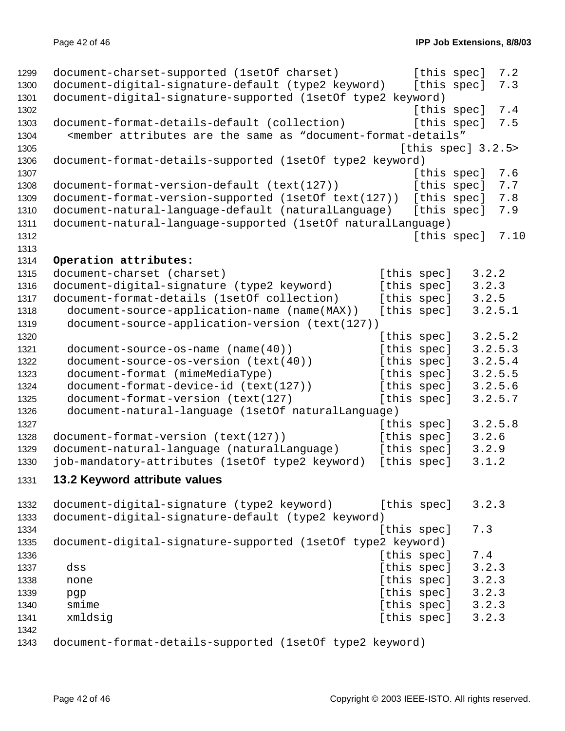```
document-charset-supported (1setOf charset)          [this spec]  7.2
document-digital-signature-default (type2 keyword)    [this spec]  7.3
document-digital-signature-supported (1setOf type2 keyword)
                                                      [this spec]  7.4
document-format-details-default (collection)          [this spec]  7.5
  <member attributes are the same as “document-format-details”
                                                    [this spec] 3.2.5>
document-format-details-supported (1setOf type2 keyword)
                                                      [this spec]  7.6
document-format-version-default (text(127))           [this spec]  7.7
document-format-version-supported (1setOf text(127))  [this spec]  7.8
document-natural-language-default (naturalLanguage)   [this spec]  7.9
document-natural-language-supported (1setOf naturalLanguage)
                                                      [this spec]  7.10
```

**Operation attributes:**

```
document-charset (charset)                       [this spec]   3.2.2
document-digital-signature (type2 keyword)       [this spec]   3.2.3
document-format-details (1setOf collection)      [this spec]   3.2.5
  document-source-application-name (name(MAX))   [this spec]   3.2.5.1
  document-source-application-version (text(127))
                                                 [this spec]   3.2.5.2
  document-source-os-name (name(40))             [this spec]   3.2.5.3
  document-source-os-version (text(40))          [this spec]   3.2.5.4
  document-format (mimeMediaType)                [this spec]   3.2.5.5
  document-format-device-id (text(127))          [this spec]   3.2.5.6
  document-format-version (text(127)             [this spec]   3.2.5.7
  document-natural-language (1setOf naturalLanguage)
                                                 [this spec]   3.2.5.8
document-format-version (text(127))              [this spec]   3.2.6
document-natural-language (naturalLanguage)      [this spec]   3.2.9
job-mandatory-attributes (1setOf type2 keyword)  [this spec]   3.1.2
```

## 13.2 Keyword attribute values

```
document-digital-signature (type2 keyword)       [this spec]   3.2.3
document-digital-signature-default (type2 keyword)
                                                 [this spec]   7.3
document-digital-signature-supported (1setOf type2 keyword)
                                                 [this spec]   7.4
  dss                                            [this spec]   3.2.3
  none                                           [this spec]   3.2.3
  pgp                                            [this spec]   3.2.3
  smime                                          [this spec]   3.2.3
  xmldsig                                        [this spec]   3.2.3

document-format-details-supported (1setOf type2 keyword)
```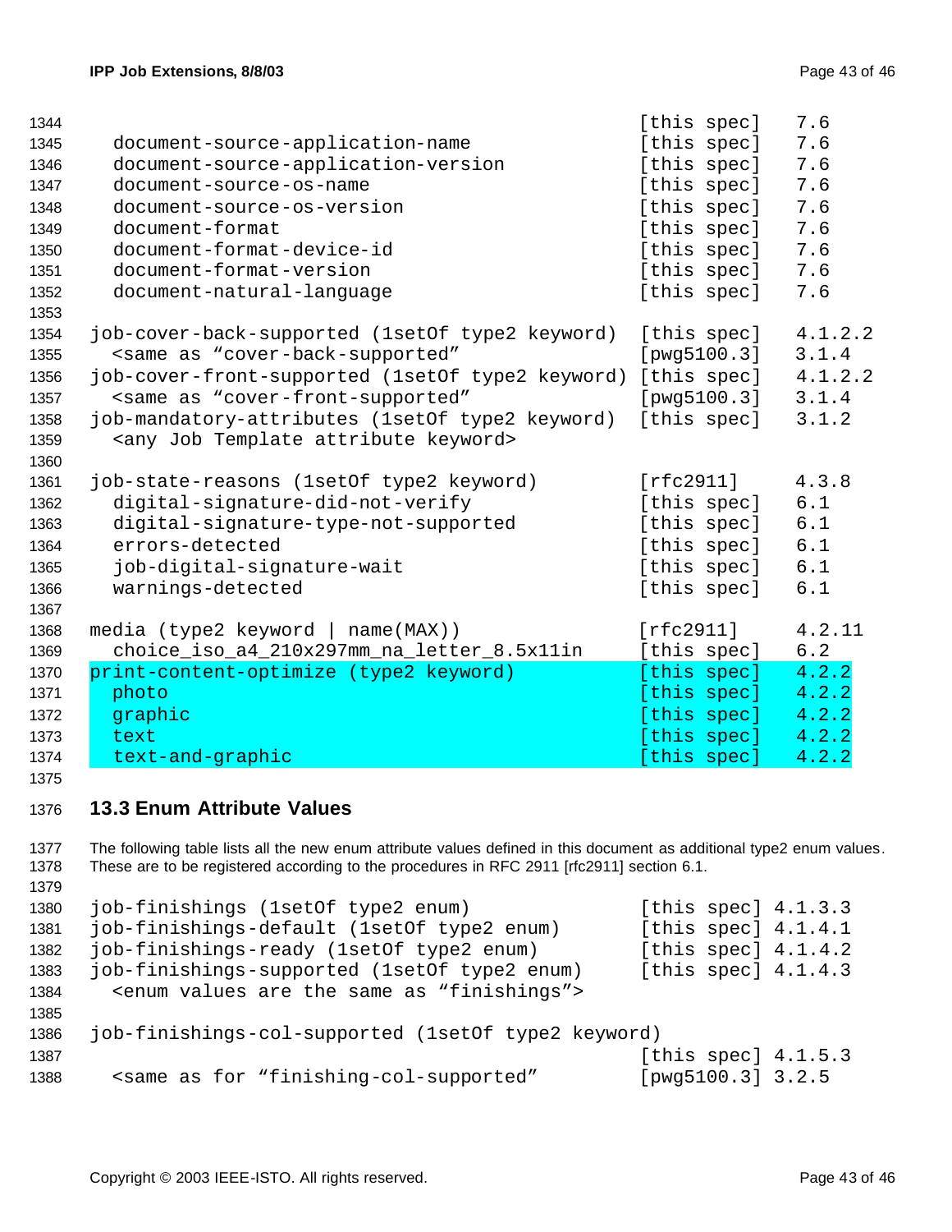```
                                                  [this spec]   7.6
  document-source-application-name               [this spec]   7.6
  document-source-application-version            [this spec]   7.6
  document-source-os-name                        [this spec]   7.6
  document-source-os-version                     [this spec]   7.6
  document-format                                [this spec]   7.6
  document-format-device-id                      [this spec]   7.6
  document-format-version                        [this spec]   7.6
  document-natural-language                      [this spec]   7.6

job-cover-back-supported (1setOf type2 keyword)  [this spec]   4.1.2.2
  <same as "cover-back-supported"                [pwg5100.3]   3.1.4
job-cover-front-supported (1setOf type2 keyword) [this spec]   4.1.2.2
  <same as "cover-front-supported"               [pwg5100.3]   3.1.4
job-mandatory-attributes (1setOf type2 keyword)  [this spec]   3.1.2
  <any Job Template attribute keyword>

job-state-reasons (1setOf type2 keyword)         [rfc2911]     4.3.8
  digital-signature-did-not-verify               [this spec]   6.1
  digital-signature-type-not-supported           [this spec]   6.1
  errors-detected                                [this spec]   6.1
  job-digital-signature-wait                     [this spec]   6.1
  warnings-detected                              [this spec]   6.1

media (type2 keyword | name(MAX))                [rfc2911]     4.2.11
  choice_iso_a4_210x297mm_na_letter_8.5x11in     [this spec]   6.2
print-content-optimize (type2 keyword)           [this spec]   4.2.2
  photo                                          [this spec]   4.2.2
  graphic                                        [this spec]   4.2.2
  text                                           [this spec]   4.2.2
  text-and-graphic                               [this spec]   4.2.2
```

## 13.3 Enum Attribute Values

The following table lists all the new enum attribute values defined in this document as additional type2 enum values. These are to be registered according to the procedures in RFC 2911 [rfc2911] section 6.1.

```
job-finishings (1setOf type2 enum)               [this spec] 4.1.3.3
job-finishings-default (1setOf type2 enum)       [this spec] 4.1.4.1
job-finishings-ready (1setOf type2 enum)         [this spec] 4.1.4.2
job-finishings-supported (1setOf type2 enum)     [this spec] 4.1.4.3
  <enum values are the same as "finishings">

job-finishings-col-supported (1setOf type2 keyword)
                                                 [this spec] 4.1.5.3
  <same as for "finishing-col-supported"         [pwg5100.3] 3.2.5
```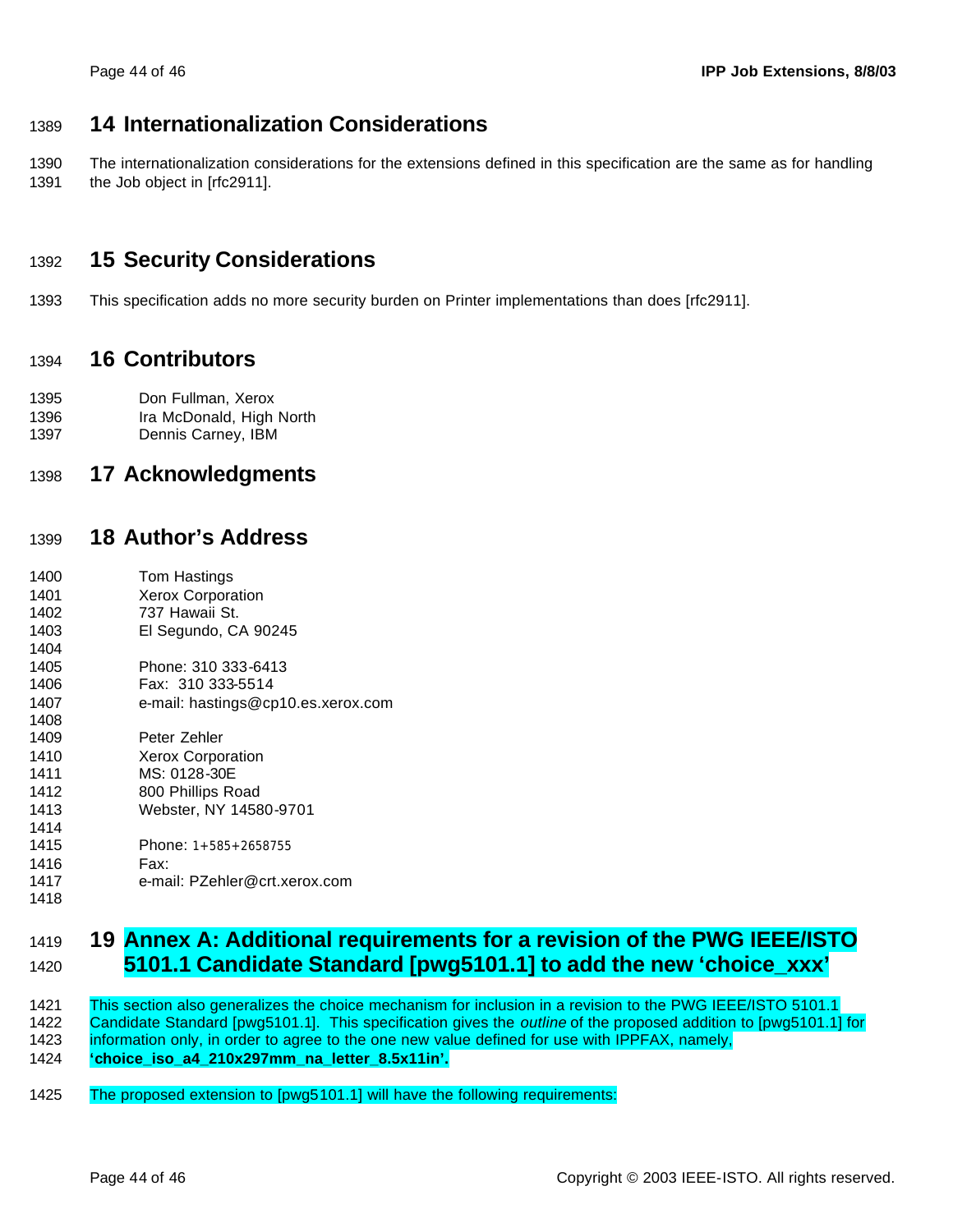# 14 Internationalization Considerations

The internationalization considerations for the extensions defined in this specification are the same as for handling the Job object in [rfc2911].

# 15 Security Considerations

This specification adds no more security burden on Printer implementations than does [rfc2911].

# 16 Contributors

Don Fullman, Xerox
Ira McDonald, High North
Dennis Carney, IBM

# 17 Acknowledgments

# 18 Author's Address

Tom Hastings
Xerox Corporation
737 Hawaii St.
El Segundo, CA 90245

Phone: 310 333-6413
Fax: 310 333-5514
e-mail: hastings@cp10.es.xerox.com

Peter Zehler
Xerox Corporation
MS: 0128-30E
800 Phillips Road
Webster, NY 14580-9701

Phone: 1+585+2658755
Fax:
e-mail: PZehler@crt.xerox.com

# 19 Annex A: Additional requirements for a revision of the PWG IEEE/ISTO 5101.1 Candidate Standard [pwg5101.1] to add the new 'choice_xxx'

This section also generalizes the choice mechanism for inclusion in a revision to the PWG IEEE/ISTO 5101.1 Candidate Standard [pwg5101.1]. This specification gives the *outline* of the proposed addition to [pwg5101.1] for information only, in order to agree to the one new value defined for use with IPPFAX, namely, **'choice_iso_a4_210x297mm_na_letter_8.5x11in'.**

The proposed extension to [pwg5101.1] will have the following requirements: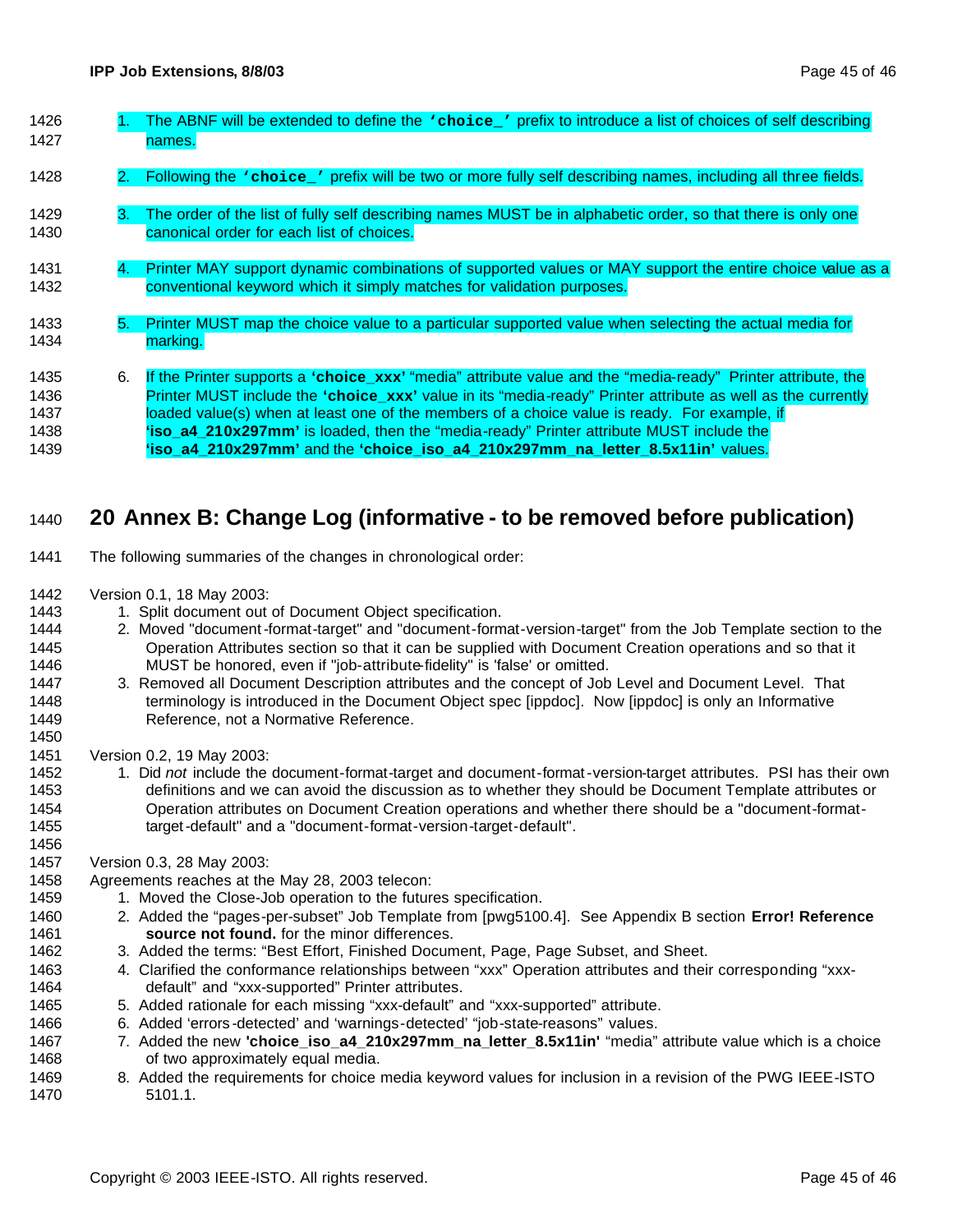1. The ABNF will be extended to define the **'choice_'** prefix to introduce a list of choices of self describing names.
2. Following the **'choice_'** prefix will be two or more fully self describing names, including all three fields.
3. The order of the list of fully self describing names MUST be in alphabetic order, so that there is only one canonical order for each list of choices.
4. Printer MAY support dynamic combinations of supported values or MAY support the entire choice value as a conventional keyword which it simply matches for validation purposes.
5. Printer MUST map the choice value to a particular supported value when selecting the actual media for marking.
6. If the Printer supports a **'choice_xxx'** "media" attribute value and the "media-ready" Printer attribute, the Printer MUST include the **'choice_xxx'** value in its "media-ready" Printer attribute as well as the currently loaded value(s) when at least one of the members of a choice value is ready. For example, if **'iso_a4_210x297mm'** is loaded, then the "media-ready" Printer attribute MUST include the **'iso_a4_210x297mm'** and the **'choice_iso_a4_210x297mm_na_letter_8.5x11in'** values.

# 20 Annex B: Change Log (informative - to be removed before publication)

The following summaries of the changes in chronological order:

Version 0.1, 18 May 2003:

1. Split document out of Document Object specification.
2. Moved "document-format-target" and "document-format-version-target" from the Job Template section to the Operation Attributes section so that it can be supplied with Document Creation operations and so that it MUST be honored, even if "job-attribute-fidelity" is 'false' or omitted.
3. Removed all Document Description attributes and the concept of Job Level and Document Level. That terminology is introduced in the Document Object spec [ippdoc]. Now [ippdoc] is only an Informative Reference, not a Normative Reference.

Version 0.2, 19 May 2003:

1. Did *not* include the document-format-target and document-format-version-target attributes. PSI has their own definitions and we can avoid the discussion as to whether they should be Document Template attributes or Operation attributes on Document Creation operations and whether there should be a "document-format-target-default" and a "document-format-version-target-default".

Version 0.3, 28 May 2003:

Agreements reaches at the May 28, 2003 telecon:

1. Moved the Close-Job operation to the futures specification.
2. Added the "pages-per-subset" Job Template from [pwg5100.4]. See Appendix B section **Error! Reference source not found.** for the minor differences.
3. Added the terms: "Best Effort, Finished Document, Page, Page Subset, and Sheet.
4. Clarified the conformance relationships between "xxx" Operation attributes and their corresponding "xxx-default" and "xxx-supported" Printer attributes.
5. Added rationale for each missing "xxx-default" and "xxx-supported" attribute.
6. Added 'errors-detected' and 'warnings-detected' "job-state-reasons" values.
7. Added the new **'choice_iso_a4_210x297mm_na_letter_8.5x11in'** "media" attribute value which is a choice of two approximately equal media.
8. Added the requirements for choice media keyword values for inclusion in a revision of the PWG IEEE-ISTO 5101.1.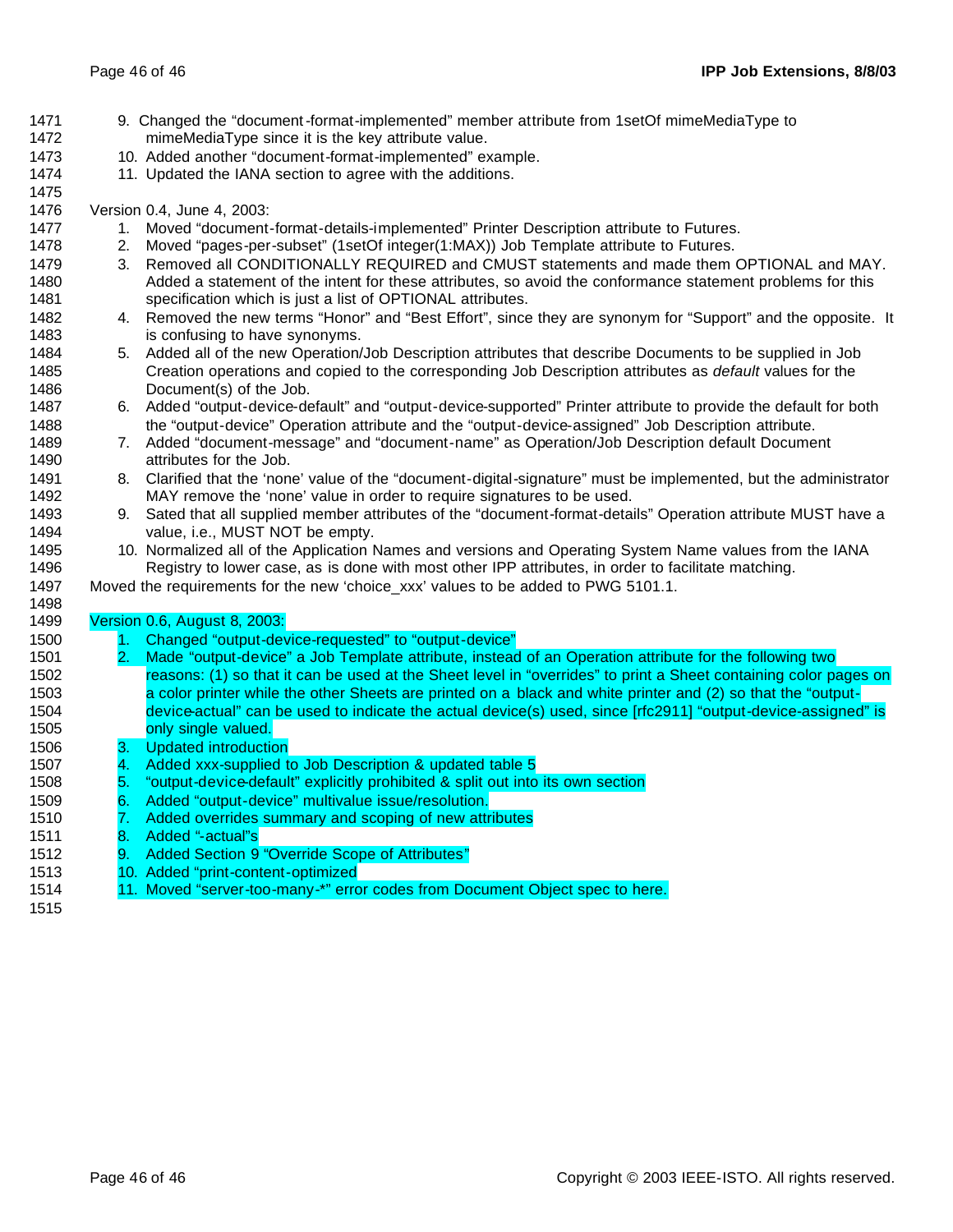9. Changed the "document-format-implemented" member attribute from 1setOf mimeMediaType to mimeMediaType since it is the key attribute value.
10. Added another "document-format-implemented" example.
11. Updated the IANA section to agree with the additions.

Version 0.4, June 4, 2003:

1. Moved "document-format-details-implemented" Printer Description attribute to Futures.
2. Moved "pages-per-subset" (1setOf integer(1:MAX)) Job Template attribute to Futures.
3. Removed all CONDITIONALLY REQUIRED and CMUST statements and made them OPTIONAL and MAY. Added a statement of the intent for these attributes, so avoid the conformance statement problems for this specification which is just a list of OPTIONAL attributes.
4. Removed the new terms "Honor" and "Best Effort", since they are synonym for "Support" and the opposite. It is confusing to have synonyms.
5. Added all of the new Operation/Job Description attributes that describe Documents to be supplied in Job Creation operations and copied to the corresponding Job Description attributes as *default* values for the Document(s) of the Job.
6. Added "output-device-default" and "output-device-supported" Printer attribute to provide the default for both the "output-device" Operation attribute and the "output-device-assigned" Job Description attribute.
7. Added "document-message" and "document-name" as Operation/Job Description default Document attributes for the Job.
8. Clarified that the 'none' value of the "document-digital-signature" must be implemented, but the administrator MAY remove the 'none' value in order to require signatures to be used.
9. Sated that all supplied member attributes of the "document-format-details" Operation attribute MUST have a value, i.e., MUST NOT be empty.
10. Normalized all of the Application Names and versions and Operating System Name values from the IANA Registry to lower case, as is done with most other IPP attributes, in order to facilitate matching.

Moved the requirements for the new 'choice_xxx' values to be added to PWG 5101.1.

Version 0.6, August 8, 2003:

1. Changed "output-device-requested" to "output-device"
2. Made "output-device" a Job Template attribute, instead of an Operation attribute for the following two reasons: (1) so that it can be used at the Sheet level in "overrides" to print a Sheet containing color pages on a color printer while the other Sheets are printed on a black and white printer and (2) so that the "output-device-actual" can be used to indicate the actual device(s) used, since [rfc2911] "output-device-assigned" is only single valued.
3. Updated introduction
4. Added xxx-supplied to Job Description & updated table 5
5. "output-device-default" explicitly prohibited & split out into its own section
6. Added "output-device" multivalue issue/resolution.
7. Added overrides summary and scoping of new attributes
8. Added "-actual"s
9. Added Section 9 "Override Scope of Attributes"
10. Added "print-content-optimized
11. Moved "server-too-many-*" error codes from Document Object spec to here.